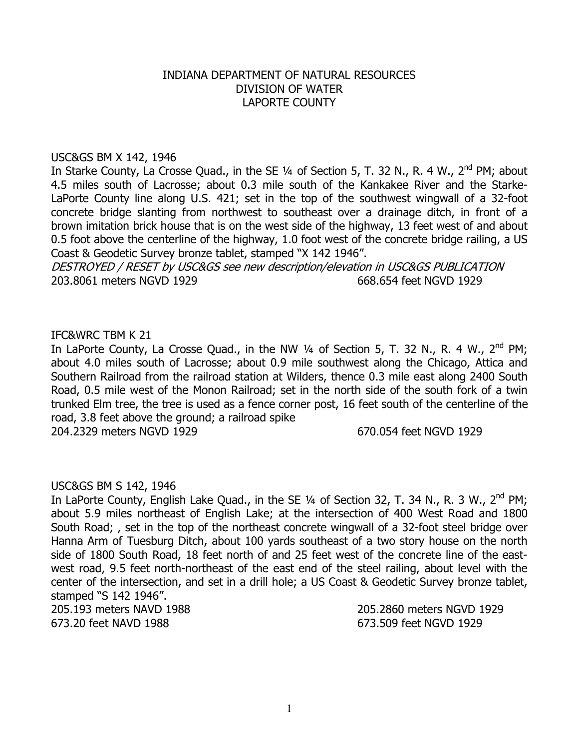INDIANA DEPARTMENT OF NATURAL RESOURCES
DIVISION OF WATER
LAPORTE COUNTY

USC&GS BM X 142, 1946
In Starke County, La Crosse Quad., in the SE ¼ of Section 5, T. 32 N., R. 4 W., 2nd PM; about 4.5 miles south of Lacrosse; about 0.3 mile south of the Kankakee River and the Starke-LaPorte County line along U.S. 421; set in the top of the southwest wingwall of a 32-foot concrete bridge slanting from northwest to southeast over a drainage ditch, in front of a brown imitation brick house that is on the west side of the highway, 13 feet west of and about 0.5 foot above the centerline of the highway, 1.0 foot west of the concrete bridge railing, a US Coast & Geodetic Survey bronze tablet, stamped "X 142 1946".
*DESTROYED / RESET by USC&GS see new description/elevation in USC&GS PUBLICATION*
203.8061 meters NGVD 1929 668.654 feet NGVD 1929

IFC&WRC TBM K 21
In LaPorte County, La Crosse Quad., in the NW ¼ of Section 5, T. 32 N., R. 4 W., 2nd PM; about 4.0 miles south of Lacrosse; about 0.9 mile southwest along the Chicago, Attica and Southern Railroad from the railroad station at Wilders, thence 0.3 mile east along 2400 South Road, 0.5 mile west of the Monon Railroad; set in the north side of the south fork of a twin trunked Elm tree, the tree is used as a fence corner post, 16 feet south of the centerline of the road, 3.8 feet above the ground; a railroad spike
204.2329 meters NGVD 1929 670.054 feet NGVD 1929

USC&GS BM S 142, 1946
In LaPorte County, English Lake Quad., in the SE ¼ of Section 32, T. 34 N., R. 3 W., 2nd PM; about 5.9 miles northeast of English Lake; at the intersection of 400 West Road and 1800 South Road; , set in the top of the northeast concrete wingwall of a 32-foot steel bridge over Hanna Arm of Tuesburg Ditch, about 100 yards southeast of a two story house on the north side of 1800 South Road, 18 feet north of and 25 feet west of the concrete line of the east-west road, 9.5 feet north-northeast of the east end of the steel railing, about level with the center of the intersection, and set in a drill hole; a US Coast & Geodetic Survey bronze tablet, stamped "S 142 1946".
205.193 meters NAVD 1988 205.2860 meters NGVD 1929
673.20 feet NAVD 1988 673.509 feet NGVD 1929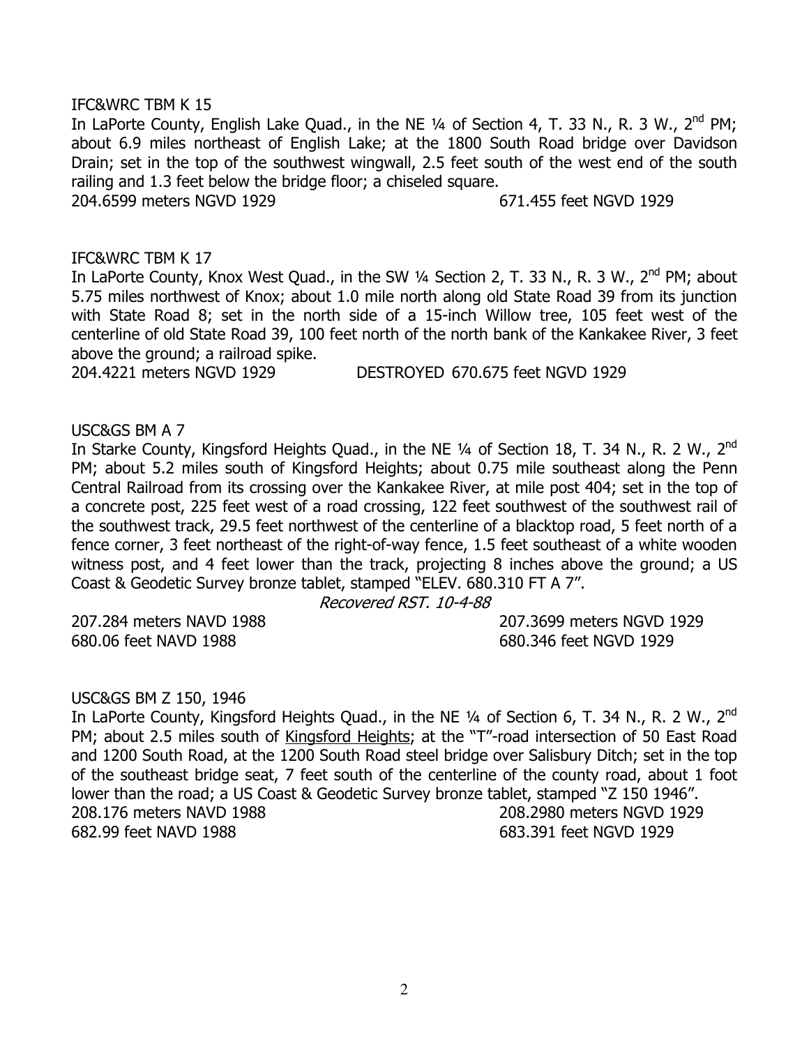IFC&WRC TBM K 15

In LaPorte County, English Lake Quad., in the NE ¼ of Section 4, T. 33 N., R. 3 W., 2nd PM; about 6.9 miles northeast of English Lake; at the 1800 South Road bridge over Davidson Drain; set in the top of the southwest wingwall, 2.5 feet south of the west end of the south railing and 1.3 feet below the bridge floor; a chiseled square.

204.6599 meters NGVD 1929 671.455 feet NGVD 1929

IFC&WRC TBM K 17

In LaPorte County, Knox West Quad., in the SW ¼ Section 2, T. 33 N., R. 3 W., 2nd PM; about 5.75 miles northwest of Knox; about 1.0 mile north along old State Road 39 from its junction with State Road 8; set in the north side of a 15-inch Willow tree, 105 feet west of the centerline of old State Road 39, 100 feet north of the north bank of the Kankakee River, 3 feet above the ground; a railroad spike.

204.4221 meters NGVD 1929 DESTROYED 670.675 feet NGVD 1929

USC&GS BM A 7

In Starke County, Kingsford Heights Quad., in the NE ¼ of Section 18, T. 34 N., R. 2 W., 2nd PM; about 5.2 miles south of Kingsford Heights; about 0.75 mile southeast along the Penn Central Railroad from its crossing over the Kankakee River, at mile post 404; set in the top of a concrete post, 225 feet west of a road crossing, 122 feet southwest of the southwest rail of the southwest track, 29.5 feet northwest of the centerline of a blacktop road, 5 feet north of a fence corner, 3 feet northeast of the right-of-way fence, 1.5 feet southeast of a white wooden witness post, and 4 feet lower than the track, projecting 8 inches above the ground; a US Coast & Geodetic Survey bronze tablet, stamped "ELEV. 680.310 FT A 7".

*Recovered RST. 10-4-88*

207.284 meters NAVD 1988 207.3699 meters NGVD 1929
680.06 feet NAVD 1988 680.346 feet NGVD 1929

USC&GS BM Z 150, 1946

In LaPorte County, Kingsford Heights Quad., in the NE ¼ of Section 6, T. 34 N., R. 2 W., 2nd PM; about 2.5 miles south of Kingsford Heights; at the "T"-road intersection of 50 East Road and 1200 South Road, at the 1200 South Road steel bridge over Salisbury Ditch; set in the top of the southeast bridge seat, 7 feet south of the centerline of the county road, about 1 foot lower than the road; a US Coast & Geodetic Survey bronze tablet, stamped "Z 150 1946".

208.176 meters NAVD 1988 208.2980 meters NGVD 1929
682.99 feet NAVD 1988 683.391 feet NGVD 1929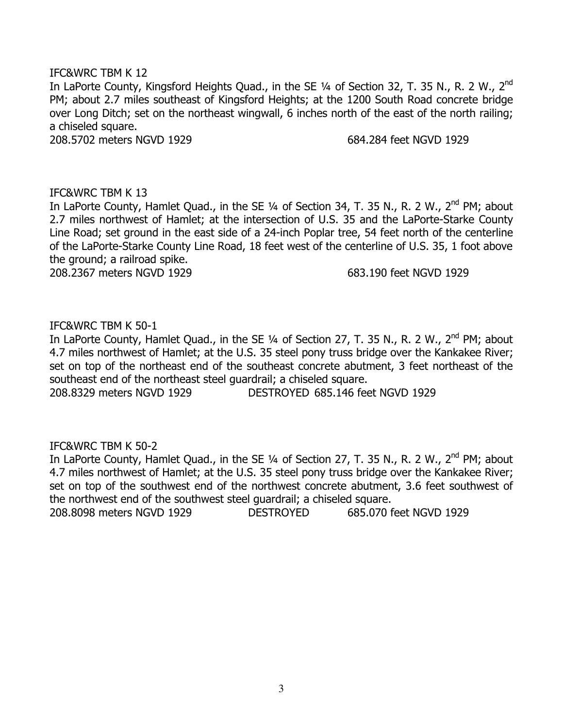IFC&WRC TBM K 12

In LaPorte County, Kingsford Heights Quad., in the SE ¼ of Section 32, T. 35 N., R. 2 W., 2nd PM; about 2.7 miles southeast of Kingsford Heights; at the 1200 South Road concrete bridge over Long Ditch; set on the northeast wingwall, 6 inches north of the east of the north railing; a chiseled square.

208.5702 meters NGVD 1929 684.284 feet NGVD 1929

IFC&WRC TBM K 13

In LaPorte County, Hamlet Quad., in the SE ¼ of Section 34, T. 35 N., R. 2 W., 2nd PM; about 2.7 miles northwest of Hamlet; at the intersection of U.S. 35 and the LaPorte-Starke County Line Road; set ground in the east side of a 24-inch Poplar tree, 54 feet north of the centerline of the LaPorte-Starke County Line Road, 18 feet west of the centerline of U.S. 35, 1 foot above the ground; a railroad spike.

208.2367 meters NGVD 1929 683.190 feet NGVD 1929

IFC&WRC TBM K 50-1

In LaPorte County, Hamlet Quad., in the SE ¼ of Section 27, T. 35 N., R. 2 W., 2nd PM; about 4.7 miles northwest of Hamlet; at the U.S. 35 steel pony truss bridge over the Kankakee River; set on top of the northeast end of the southeast concrete abutment, 3 feet northeast of the southeast end of the northeast steel guardrail; a chiseled square.

208.8329 meters NGVD 1929 DESTROYED 685.146 feet NGVD 1929

IFC&WRC TBM K 50-2

In LaPorte County, Hamlet Quad., in the SE ¼ of Section 27, T. 35 N., R. 2 W., 2nd PM; about 4.7 miles northwest of Hamlet; at the U.S. 35 steel pony truss bridge over the Kankakee River; set on top of the southwest end of the northwest concrete abutment, 3.6 feet southwest of the northwest end of the southwest steel guardrail; a chiseled square.

208.8098 meters NGVD 1929 DESTROYED 685.070 feet NGVD 1929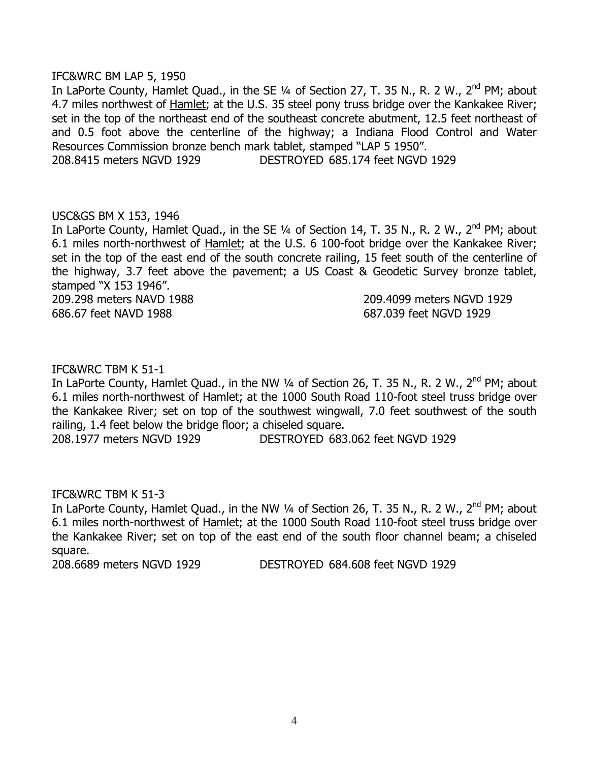IFC&WRC BM LAP 5, 1950

In LaPorte County, Hamlet Quad., in the SE ¼ of Section 27, T. 35 N., R. 2 W., 2nd PM; about 4.7 miles northwest of Hamlet; at the U.S. 35 steel pony truss bridge over the Kankakee River; set in the top of the northeast end of the southeast concrete abutment, 12.5 feet northeast of and 0.5 foot above the centerline of the highway; a Indiana Flood Control and Water Resources Commission bronze bench mark tablet, stamped "LAP 5 1950".

208.8415 meters NGVD 1929 DESTROYED 685.174 feet NGVD 1929

USC&GS BM X 153, 1946

In LaPorte County, Hamlet Quad., in the SE ¼ of Section 14, T. 35 N., R. 2 W., 2nd PM; about 6.1 miles north-northwest of Hamlet; at the U.S. 6 100-foot bridge over the Kankakee River; set in the top of the east end of the south concrete railing, 15 feet south of the centerline of the highway, 3.7 feet above the pavement; a US Coast & Geodetic Survey bronze tablet, stamped "X 153 1946".

209.298 meters NAVD 1988 209.4099 meters NGVD 1929
686.67 feet NAVD 1988 687.039 feet NGVD 1929

IFC&WRC TBM K 51-1

In LaPorte County, Hamlet Quad., in the NW ¼ of Section 26, T. 35 N., R. 2 W., 2nd PM; about 6.1 miles north-northwest of Hamlet; at the 1000 South Road 110-foot steel truss bridge over the Kankakee River; set on top of the southwest wingwall, 7.0 feet southwest of the south railing, 1.4 feet below the bridge floor; a chiseled square.

208.1977 meters NGVD 1929 DESTROYED 683.062 feet NGVD 1929

IFC&WRC TBM K 51-3

In LaPorte County, Hamlet Quad., in the NW ¼ of Section 26, T. 35 N., R. 2 W., 2nd PM; about 6.1 miles north-northwest of Hamlet; at the 1000 South Road 110-foot steel truss bridge over the Kankakee River; set on top of the east end of the south floor channel beam; a chiseled square.

208.6689 meters NGVD 1929 DESTROYED 684.608 feet NGVD 1929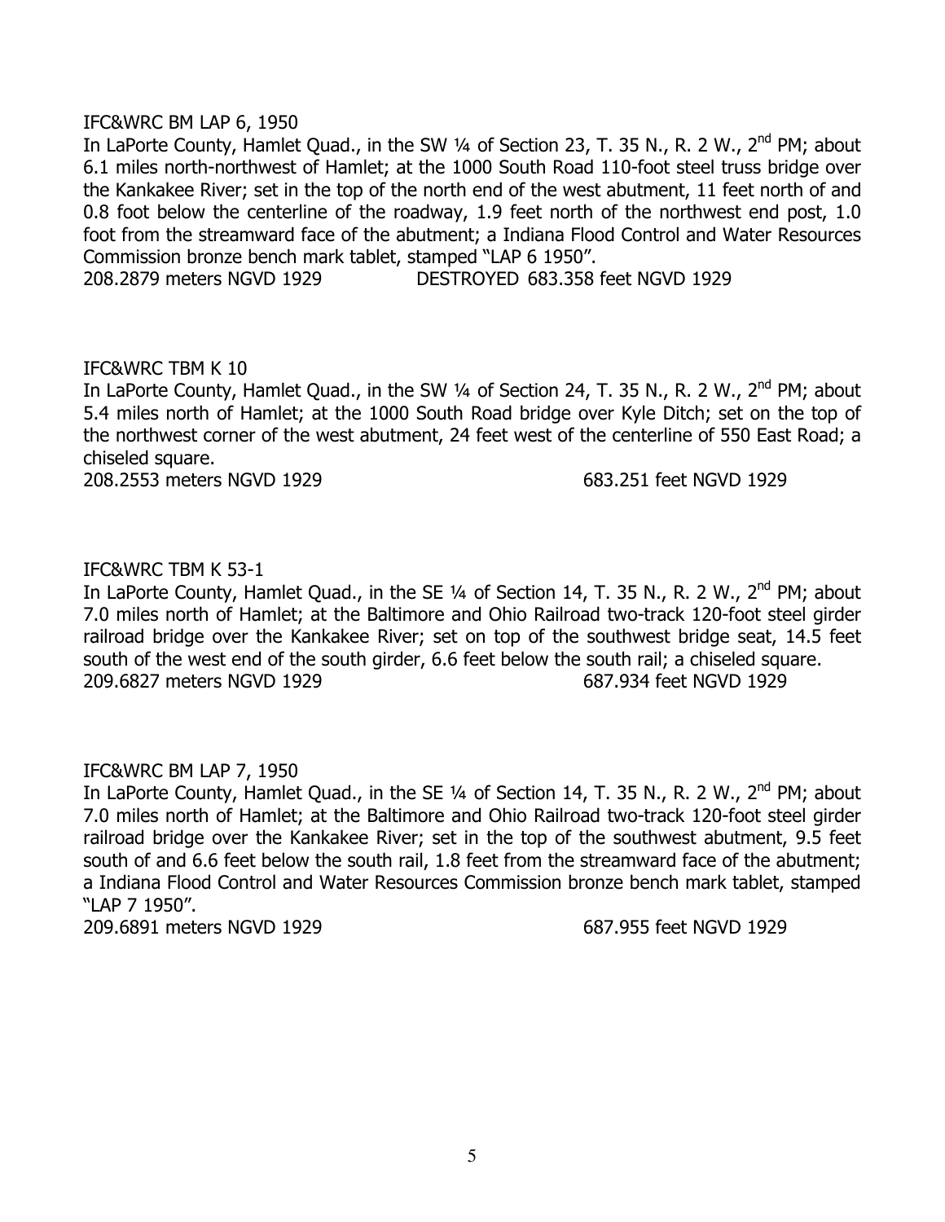IFC&WRC BM LAP 6, 1950

In LaPorte County, Hamlet Quad., in the SW ¼ of Section 23, T. 35 N., R. 2 W., 2nd PM; about 6.1 miles north-northwest of Hamlet; at the 1000 South Road 110-foot steel truss bridge over the Kankakee River; set in the top of the north end of the west abutment, 11 feet north of and 0.8 foot below the centerline of the roadway, 1.9 feet north of the northwest end post, 1.0 foot from the streamward face of the abutment; a Indiana Flood Control and Water Resources Commission bronze bench mark tablet, stamped "LAP 6 1950".

208.2879 meters NGVD 1929 DESTROYED 683.358 feet NGVD 1929

IFC&WRC TBM K 10

In LaPorte County, Hamlet Quad., in the SW ¼ of Section 24, T. 35 N., R. 2 W., 2nd PM; about 5.4 miles north of Hamlet; at the 1000 South Road bridge over Kyle Ditch; set on the top of the northwest corner of the west abutment, 24 feet west of the centerline of 550 East Road; a chiseled square.

208.2553 meters NGVD 1929 683.251 feet NGVD 1929

IFC&WRC TBM K 53-1

In LaPorte County, Hamlet Quad., in the SE ¼ of Section 14, T. 35 N., R. 2 W., 2nd PM; about 7.0 miles north of Hamlet; at the Baltimore and Ohio Railroad two-track 120-foot steel girder railroad bridge over the Kankakee River; set on top of the southwest bridge seat, 14.5 feet south of the west end of the south girder, 6.6 feet below the south rail; a chiseled square.

209.6827 meters NGVD 1929 687.934 feet NGVD 1929

IFC&WRC BM LAP 7, 1950

In LaPorte County, Hamlet Quad., in the SE ¼ of Section 14, T. 35 N., R. 2 W., 2nd PM; about 7.0 miles north of Hamlet; at the Baltimore and Ohio Railroad two-track 120-foot steel girder railroad bridge over the Kankakee River; set in the top of the southwest abutment, 9.5 feet south of and 6.6 feet below the south rail, 1.8 feet from the streamward face of the abutment; a Indiana Flood Control and Water Resources Commission bronze bench mark tablet, stamped "LAP 7 1950".

209.6891 meters NGVD 1929 687.955 feet NGVD 1929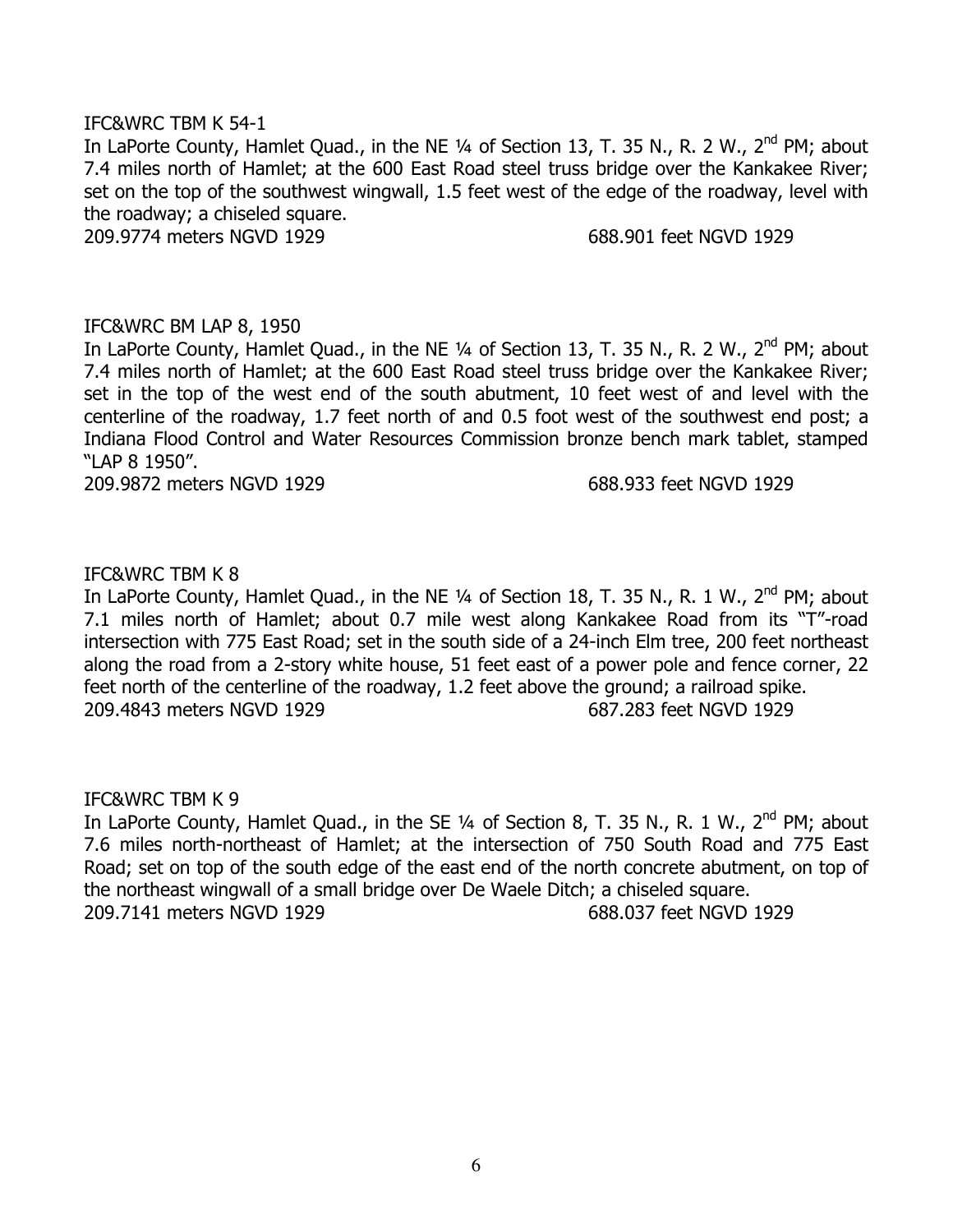IFC&WRC TBM K 54-1

In LaPorte County, Hamlet Quad., in the NE ¼ of Section 13, T. 35 N., R. 2 W., 2nd PM; about 7.4 miles north of Hamlet; at the 600 East Road steel truss bridge over the Kankakee River; set on the top of the southwest wingwall, 1.5 feet west of the edge of the roadway, level with the roadway; a chiseled square.

209.9774 meters NGVD 1929 688.901 feet NGVD 1929

IFC&WRC BM LAP 8, 1950

In LaPorte County, Hamlet Quad., in the NE ¼ of Section 13, T. 35 N., R. 2 W., 2nd PM; about 7.4 miles north of Hamlet; at the 600 East Road steel truss bridge over the Kankakee River; set in the top of the west end of the south abutment, 10 feet west of and level with the centerline of the roadway, 1.7 feet north of and 0.5 foot west of the southwest end post; a Indiana Flood Control and Water Resources Commission bronze bench mark tablet, stamped "LAP 8 1950".

209.9872 meters NGVD 1929 688.933 feet NGVD 1929

IFC&WRC TBM K 8

In LaPorte County, Hamlet Quad., in the NE ¼ of Section 18, T. 35 N., R. 1 W., 2nd PM; about 7.1 miles north of Hamlet; about 0.7 mile west along Kankakee Road from its "T"-road intersection with 775 East Road; set in the south side of a 24-inch Elm tree, 200 feet northeast along the road from a 2-story white house, 51 feet east of a power pole and fence corner, 22 feet north of the centerline of the roadway, 1.2 feet above the ground; a railroad spike.

209.4843 meters NGVD 1929 687.283 feet NGVD 1929

IFC&WRC TBM K 9

In LaPorte County, Hamlet Quad., in the SE ¼ of Section 8, T. 35 N., R. 1 W., 2nd PM; about 7.6 miles north-northeast of Hamlet; at the intersection of 750 South Road and 775 East Road; set on top of the south edge of the east end of the north concrete abutment, on top of the northeast wingwall of a small bridge over De Waele Ditch; a chiseled square.

209.7141 meters NGVD 1929 688.037 feet NGVD 1929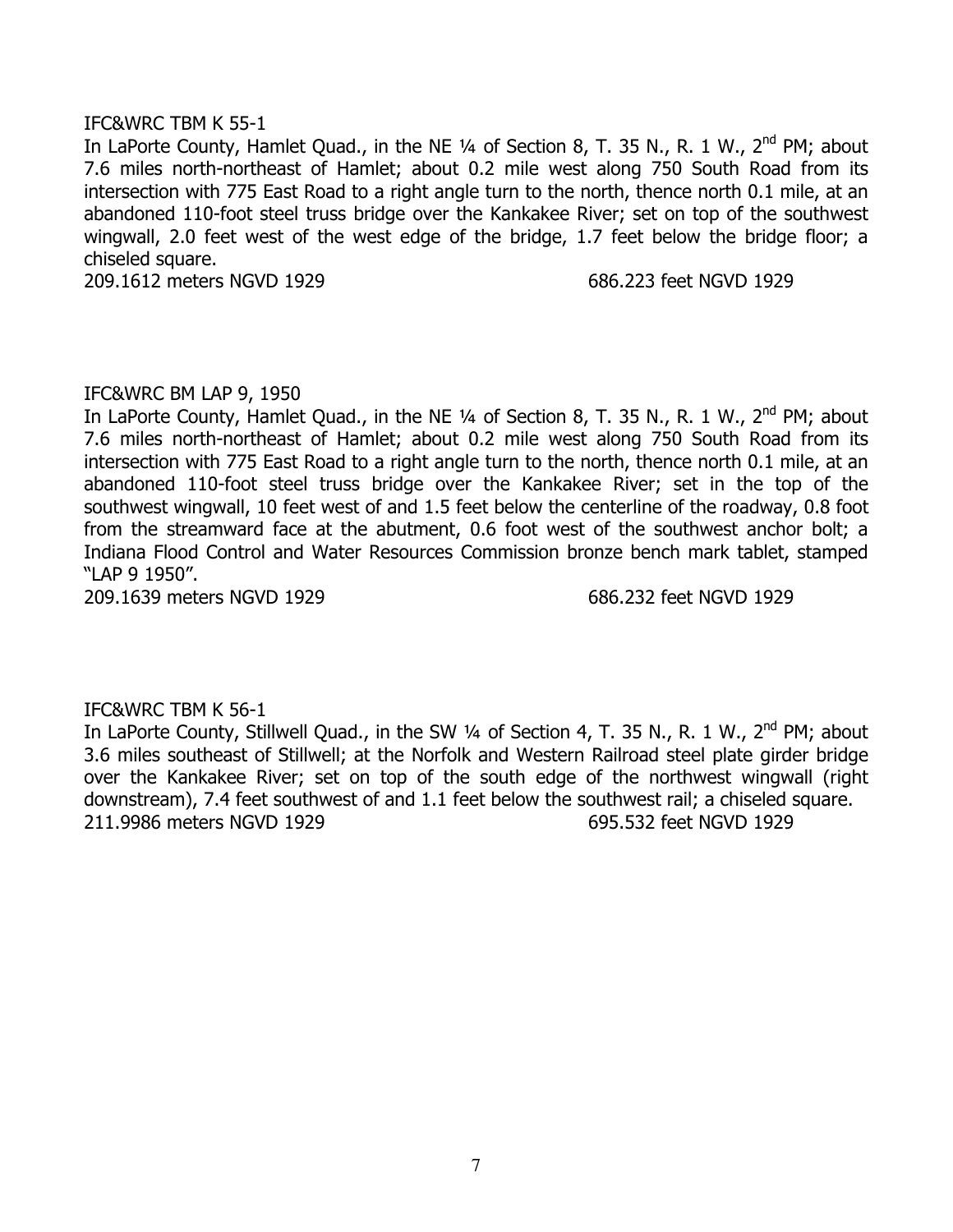IFC&WRC TBM K 55-1

In LaPorte County, Hamlet Quad., in the NE ¼ of Section 8, T. 35 N., R. 1 W., 2nd PM; about 7.6 miles north-northeast of Hamlet; about 0.2 mile west along 750 South Road from its intersection with 775 East Road to a right angle turn to the north, thence north 0.1 mile, at an abandoned 110-foot steel truss bridge over the Kankakee River; set on top of the southwest wingwall, 2.0 feet west of the west edge of the bridge, 1.7 feet below the bridge floor; a chiseled square.

209.1612 meters NGVD 1929 686.223 feet NGVD 1929

IFC&WRC BM LAP 9, 1950

In LaPorte County, Hamlet Quad., in the NE ¼ of Section 8, T. 35 N., R. 1 W., 2nd PM; about 7.6 miles north-northeast of Hamlet; about 0.2 mile west along 750 South Road from its intersection with 775 East Road to a right angle turn to the north, thence north 0.1 mile, at an abandoned 110-foot steel truss bridge over the Kankakee River; set in the top of the southwest wingwall, 10 feet west of and 1.5 feet below the centerline of the roadway, 0.8 foot from the streamward face at the abutment, 0.6 foot west of the southwest anchor bolt; a Indiana Flood Control and Water Resources Commission bronze bench mark tablet, stamped "LAP 9 1950".

209.1639 meters NGVD 1929 686.232 feet NGVD 1929

IFC&WRC TBM K 56-1

In LaPorte County, Stillwell Quad., in the SW ¼ of Section 4, T. 35 N., R. 1 W., 2nd PM; about 3.6 miles southeast of Stillwell; at the Norfolk and Western Railroad steel plate girder bridge over the Kankakee River; set on top of the south edge of the northwest wingwall (right downstream), 7.4 feet southwest of and 1.1 feet below the southwest rail; a chiseled square.

211.9986 meters NGVD 1929 695.532 feet NGVD 1929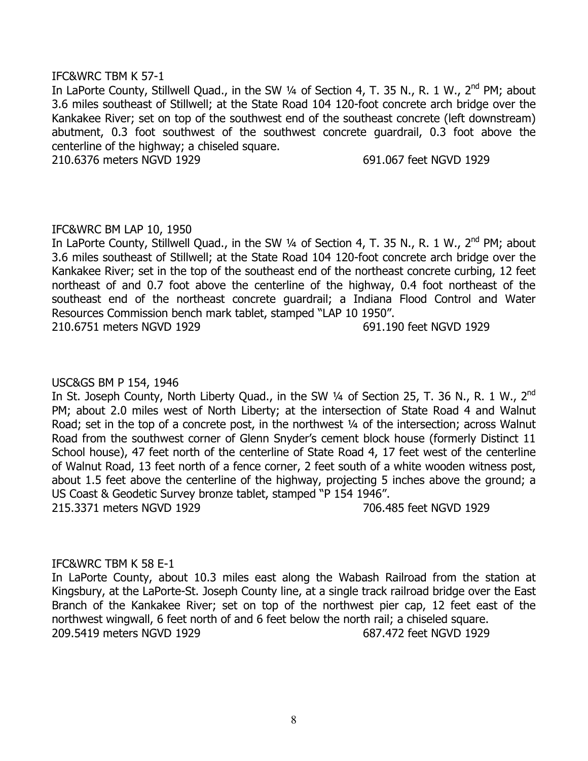IFC&WRC TBM K 57-1

In LaPorte County, Stillwell Quad., in the SW ¼ of Section 4, T. 35 N., R. 1 W., 2nd PM; about 3.6 miles southeast of Stillwell; at the State Road 104 120-foot concrete arch bridge over the Kankakee River; set on top of the southwest end of the southeast concrete (left downstream) abutment, 0.3 foot southwest of the southwest concrete guardrail, 0.3 foot above the centerline of the highway; a chiseled square.

210.6376 meters NGVD 1929 691.067 feet NGVD 1929

IFC&WRC BM LAP 10, 1950

In LaPorte County, Stillwell Quad., in the SW ¼ of Section 4, T. 35 N., R. 1 W., 2nd PM; about 3.6 miles southeast of Stillwell; at the State Road 104 120-foot concrete arch bridge over the Kankakee River; set in the top of the southeast end of the northeast concrete curbing, 12 feet northeast of and 0.7 foot above the centerline of the highway, 0.4 foot northeast of the southeast end of the northeast concrete guardrail; a Indiana Flood Control and Water Resources Commission bench mark tablet, stamped "LAP 10 1950".

210.6751 meters NGVD 1929 691.190 feet NGVD 1929

USC&GS BM P 154, 1946

In St. Joseph County, North Liberty Quad., in the SW ¼ of Section 25, T. 36 N., R. 1 W., 2nd PM; about 2.0 miles west of North Liberty; at the intersection of State Road 4 and Walnut Road; set in the top of a concrete post, in the northwest ¼ of the intersection; across Walnut Road from the southwest corner of Glenn Snyder's cement block house (formerly Distinct 11 School house), 47 feet north of the centerline of State Road 4, 17 feet west of the centerline of Walnut Road, 13 feet north of a fence corner, 2 feet south of a white wooden witness post, about 1.5 feet above the centerline of the highway, projecting 5 inches above the ground; a US Coast & Geodetic Survey bronze tablet, stamped "P 154 1946".

215.3371 meters NGVD 1929 706.485 feet NGVD 1929

IFC&WRC TBM K 58 E-1

In LaPorte County, about 10.3 miles east along the Wabash Railroad from the station at Kingsbury, at the LaPorte-St. Joseph County line, at a single track railroad bridge over the East Branch of the Kankakee River; set on top of the northwest pier cap, 12 feet east of the northwest wingwall, 6 feet north of and 6 feet below the north rail; a chiseled square.

209.5419 meters NGVD 1929 687.472 feet NGVD 1929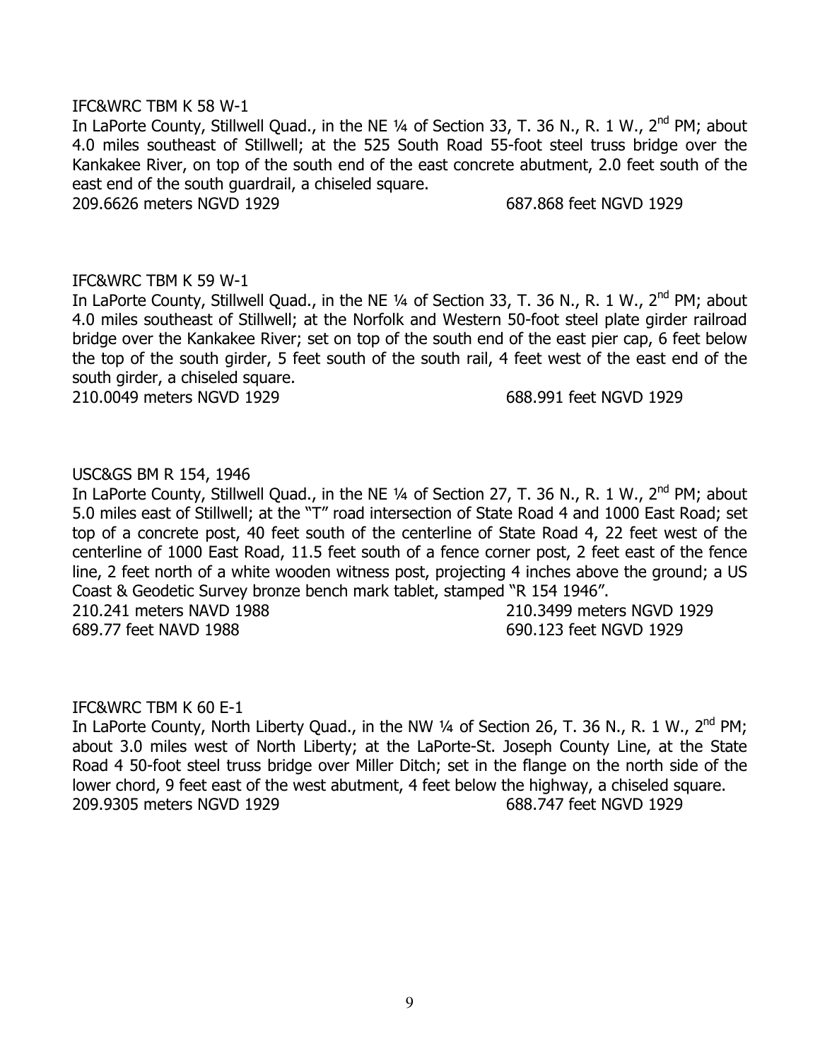IFC&WRC TBM K 58 W-1

In LaPorte County, Stillwell Quad., in the NE ¼ of Section 33, T. 36 N., R. 1 W., 2nd PM; about 4.0 miles southeast of Stillwell; at the 525 South Road 55-foot steel truss bridge over the Kankakee River, on top of the south end of the east concrete abutment, 2.0 feet south of the east end of the south guardrail, a chiseled square.

209.6626 meters NGVD 1929 687.868 feet NGVD 1929

IFC&WRC TBM K 59 W-1

In LaPorte County, Stillwell Quad., in the NE ¼ of Section 33, T. 36 N., R. 1 W., 2nd PM; about 4.0 miles southeast of Stillwell; at the Norfolk and Western 50-foot steel plate girder railroad bridge over the Kankakee River; set on top of the south end of the east pier cap, 6 feet below the top of the south girder, 5 feet south of the south rail, 4 feet west of the east end of the south girder, a chiseled square.

210.0049 meters NGVD 1929 688.991 feet NGVD 1929

USC&GS BM R 154, 1946

In LaPorte County, Stillwell Quad., in the NE ¼ of Section 27, T. 36 N., R. 1 W., 2nd PM; about 5.0 miles east of Stillwell; at the "T" road intersection of State Road 4 and 1000 East Road; set top of a concrete post, 40 feet south of the centerline of State Road 4, 22 feet west of the centerline of 1000 East Road, 11.5 feet south of a fence corner post, 2 feet east of the fence line, 2 feet north of a white wooden witness post, projecting 4 inches above the ground; a US Coast & Geodetic Survey bronze bench mark tablet, stamped "R 154 1946".

210.241 meters NAVD 1988 210.3499 meters NGVD 1929
689.77 feet NAVD 1988 690.123 feet NGVD 1929

IFC&WRC TBM K 60 E-1

In LaPorte County, North Liberty Quad., in the NW ¼ of Section 26, T. 36 N., R. 1 W., 2nd PM; about 3.0 miles west of North Liberty; at the LaPorte-St. Joseph County Line, at the State Road 4 50-foot steel truss bridge over Miller Ditch; set in the flange on the north side of the lower chord, 9 feet east of the west abutment, 4 feet below the highway, a chiseled square.

209.9305 meters NGVD 1929 688.747 feet NGVD 1929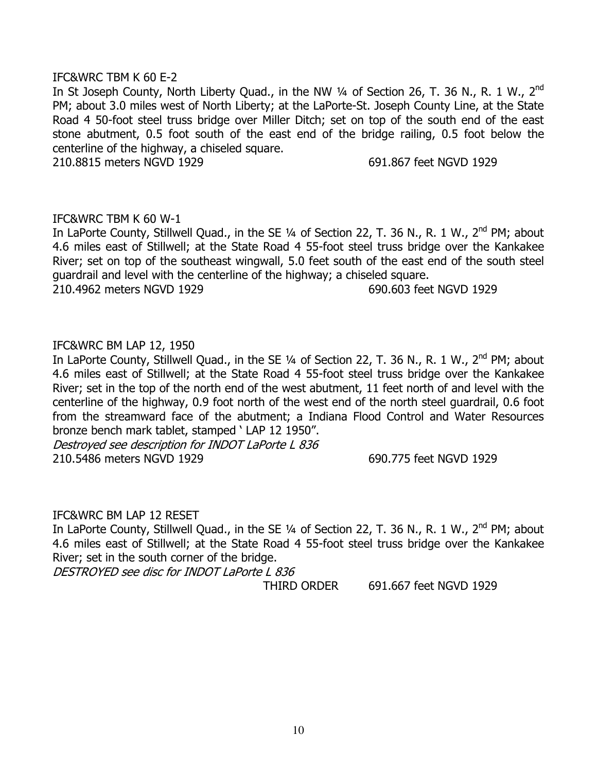IFC&WRC TBM K 60 E-2

In St Joseph County, North Liberty Quad., in the NW ¼ of Section 26, T. 36 N., R. 1 W., 2nd PM; about 3.0 miles west of North Liberty; at the LaPorte-St. Joseph County Line, at the State Road 4 50-foot steel truss bridge over Miller Ditch; set on top of the south end of the east stone abutment, 0.5 foot south of the east end of the bridge railing, 0.5 foot below the centerline of the highway, a chiseled square.

210.8815 meters NGVD 1929 691.867 feet NGVD 1929

IFC&WRC TBM K 60 W-1

In LaPorte County, Stillwell Quad., in the SE ¼ of Section 22, T. 36 N., R. 1 W., 2nd PM; about 4.6 miles east of Stillwell; at the State Road 4 55-foot steel truss bridge over the Kankakee River; set on top of the southeast wingwall, 5.0 feet south of the east end of the south steel guardrail and level with the centerline of the highway; a chiseled square.

210.4962 meters NGVD 1929 690.603 feet NGVD 1929

IFC&WRC BM LAP 12, 1950

In LaPorte County, Stillwell Quad., in the SE ¼ of Section 22, T. 36 N., R. 1 W., 2nd PM; about 4.6 miles east of Stillwell; at the State Road 4 55-foot steel truss bridge over the Kankakee River; set in the top of the north end of the west abutment, 11 feet north of and level with the centerline of the highway, 0.9 foot north of the west end of the north steel guardrail, 0.6 foot from the streamward face of the abutment; a Indiana Flood Control and Water Resources bronze bench mark tablet, stamped ' LAP 12 1950".

*Destroyed see description for INDOT LaPorte L 836*

210.5486 meters NGVD 1929 690.775 feet NGVD 1929

IFC&WRC BM LAP 12 RESET

In LaPorte County, Stillwell Quad., in the SE ¼ of Section 22, T. 36 N., R. 1 W., 2nd PM; about 4.6 miles east of Stillwell; at the State Road 4 55-foot steel truss bridge over the Kankakee River; set in the south corner of the bridge.

*DESTROYED see disc for INDOT LaPorte L 836*

THIRD ORDER 691.667 feet NGVD 1929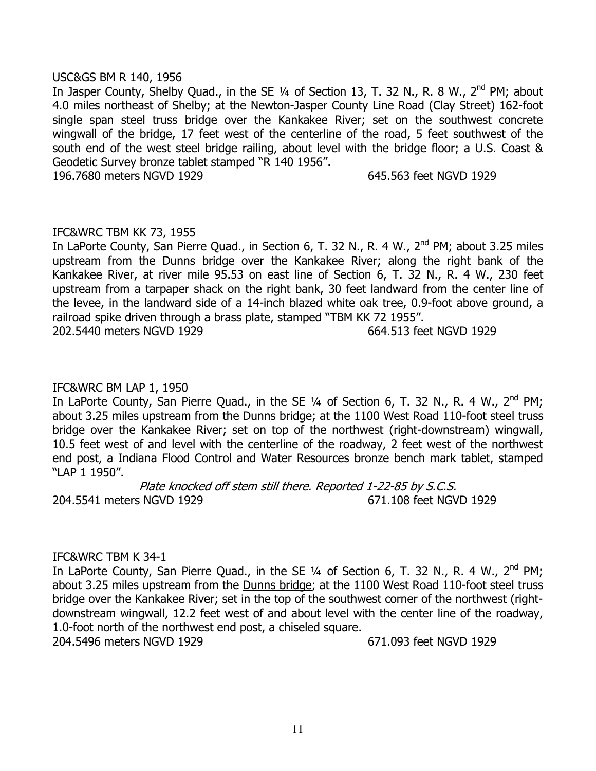USC&GS BM R 140, 1956

In Jasper County, Shelby Quad., in the SE ¼ of Section 13, T. 32 N., R. 8 W., 2nd PM; about 4.0 miles northeast of Shelby; at the Newton-Jasper County Line Road (Clay Street) 162-foot single span steel truss bridge over the Kankakee River; set on the southwest concrete wingwall of the bridge, 17 feet west of the centerline of the road, 5 feet southwest of the south end of the west steel bridge railing, about level with the bridge floor; a U.S. Coast & Geodetic Survey bronze tablet stamped "R 140 1956".

196.7680 meters NGVD 1929 645.563 feet NGVD 1929

IFC&WRC TBM KK 73, 1955

In LaPorte County, San Pierre Quad., in Section 6, T. 32 N., R. 4 W., 2nd PM; about 3.25 miles upstream from the Dunns bridge over the Kankakee River; along the right bank of the Kankakee River, at river mile 95.53 on east line of Section 6, T. 32 N., R. 4 W., 230 feet upstream from a tarpaper shack on the right bank, 30 feet landward from the center line of the levee, in the landward side of a 14-inch blazed white oak tree, 0.9-foot above ground, a railroad spike driven through a brass plate, stamped "TBM KK 72 1955".

202.5440 meters NGVD 1929 664.513 feet NGVD 1929

IFC&WRC BM LAP 1, 1950

In LaPorte County, San Pierre Quad., in the SE ¼ of Section 6, T. 32 N., R. 4 W., 2nd PM; about 3.25 miles upstream from the Dunns bridge; at the 1100 West Road 110-foot steel truss bridge over the Kankakee River; set on top of the northwest (right-downstream) wingwall, 10.5 feet west of and level with the centerline of the roadway, 2 feet west of the northwest end post, a Indiana Flood Control and Water Resources bronze bench mark tablet, stamped "LAP 1 1950".

*Plate knocked off stem still there. Reported 1-22-85 by S.C.S.*

204.5541 meters NGVD 1929 671.108 feet NGVD 1929

IFC&WRC TBM K 34-1

In LaPorte County, San Pierre Quad., in the SE ¼ of Section 6, T. 32 N., R. 4 W., 2nd PM; about 3.25 miles upstream from the Dunns bridge; at the 1100 West Road 110-foot steel truss bridge over the Kankakee River; set in the top of the southwest corner of the northwest (right-downstream wingwall, 12.2 feet west of and about level with the center line of the roadway, 1.0-foot north of the northwest end post, a chiseled square.

204.5496 meters NGVD 1929 671.093 feet NGVD 1929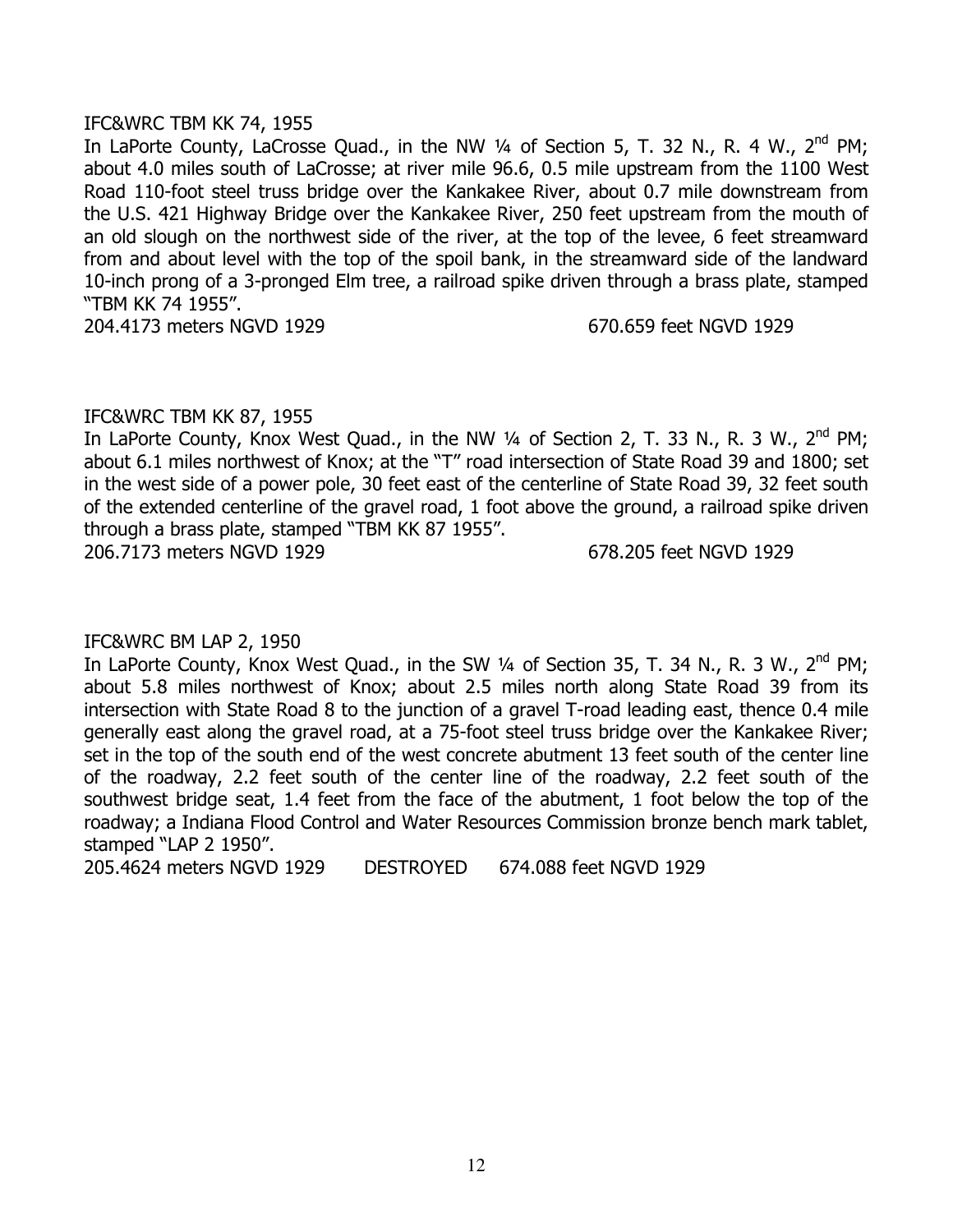IFC&WRC TBM KK 74, 1955

In LaPorte County, LaCrosse Quad., in the NW ¼ of Section 5, T. 32 N., R. 4 W., 2nd PM; about 4.0 miles south of LaCrosse; at river mile 96.6, 0.5 mile upstream from the 1100 West Road 110-foot steel truss bridge over the Kankakee River, about 0.7 mile downstream from the U.S. 421 Highway Bridge over the Kankakee River, 250 feet upstream from the mouth of an old slough on the northwest side of the river, at the top of the levee, 6 feet streamward from and about level with the top of the spoil bank, in the streamward side of the landward 10-inch prong of a 3-pronged Elm tree, a railroad spike driven through a brass plate, stamped "TBM KK 74 1955".

204.4173 meters NGVD 1929 670.659 feet NGVD 1929

IFC&WRC TBM KK 87, 1955

In LaPorte County, Knox West Quad., in the NW ¼ of Section 2, T. 33 N., R. 3 W., 2nd PM; about 6.1 miles northwest of Knox; at the "T" road intersection of State Road 39 and 1800; set in the west side of a power pole, 30 feet east of the centerline of State Road 39, 32 feet south of the extended centerline of the gravel road, 1 foot above the ground, a railroad spike driven through a brass plate, stamped "TBM KK 87 1955".

206.7173 meters NGVD 1929 678.205 feet NGVD 1929

IFC&WRC BM LAP 2, 1950

In LaPorte County, Knox West Quad., in the SW ¼ of Section 35, T. 34 N., R. 3 W., 2nd PM; about 5.8 miles northwest of Knox; about 2.5 miles north along State Road 39 from its intersection with State Road 8 to the junction of a gravel T-road leading east, thence 0.4 mile generally east along the gravel road, at a 75-foot steel truss bridge over the Kankakee River; set in the top of the south end of the west concrete abutment 13 feet south of the center line of the roadway, 2.2 feet south of the center line of the roadway, 2.2 feet south of the southwest bridge seat, 1.4 feet from the face of the abutment, 1 foot below the top of the roadway; a Indiana Flood Control and Water Resources Commission bronze bench mark tablet, stamped "LAP 2 1950".

205.4624 meters NGVD 1929 DESTROYED 674.088 feet NGVD 1929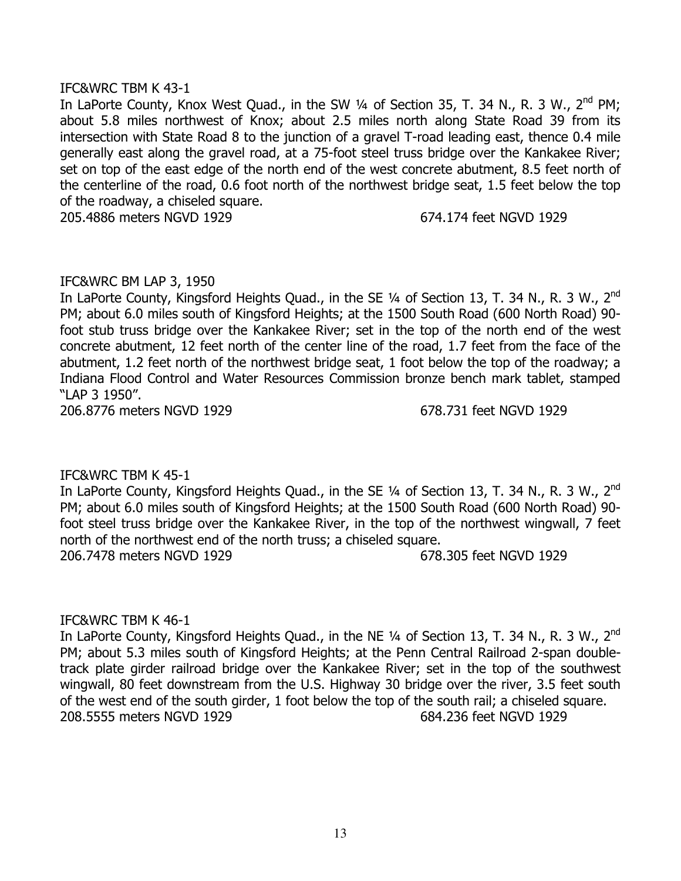IFC&WRC TBM K 43-1

In LaPorte County, Knox West Quad., in the SW ¼ of Section 35, T. 34 N., R. 3 W., 2nd PM; about 5.8 miles northwest of Knox; about 2.5 miles north along State Road 39 from its intersection with State Road 8 to the junction of a gravel T-road leading east, thence 0.4 mile generally east along the gravel road, at a 75-foot steel truss bridge over the Kankakee River; set on top of the east edge of the north end of the west concrete abutment, 8.5 feet north of the centerline of the road, 0.6 foot north of the northwest bridge seat, 1.5 feet below the top of the roadway, a chiseled square.

205.4886 meters NGVD 1929 674.174 feet NGVD 1929

IFC&WRC BM LAP 3, 1950

In LaPorte County, Kingsford Heights Quad., in the SE ¼ of Section 13, T. 34 N., R. 3 W., 2nd PM; about 6.0 miles south of Kingsford Heights; at the 1500 South Road (600 North Road) 90-foot stub truss bridge over the Kankakee River; set in the top of the north end of the west concrete abutment, 12 feet north of the center line of the road, 1.7 feet from the face of the abutment, 1.2 feet north of the northwest bridge seat, 1 foot below the top of the roadway; a Indiana Flood Control and Water Resources Commission bronze bench mark tablet, stamped "LAP 3 1950".

206.8776 meters NGVD 1929 678.731 feet NGVD 1929

IFC&WRC TBM K 45-1

In LaPorte County, Kingsford Heights Quad., in the SE ¼ of Section 13, T. 34 N., R. 3 W., 2nd PM; about 6.0 miles south of Kingsford Heights; at the 1500 South Road (600 North Road) 90-foot steel truss bridge over the Kankakee River, in the top of the northwest wingwall, 7 feet north of the northwest end of the north truss; a chiseled square.

206.7478 meters NGVD 1929 678.305 feet NGVD 1929

IFC&WRC TBM K 46-1

In LaPorte County, Kingsford Heights Quad., in the NE ¼ of Section 13, T. 34 N., R. 3 W., 2nd PM; about 5.3 miles south of Kingsford Heights; at the Penn Central Railroad 2-span double-track plate girder railroad bridge over the Kankakee River; set in the top of the southwest wingwall, 80 feet downstream from the U.S. Highway 30 bridge over the river, 3.5 feet south of the west end of the south girder, 1 foot below the top of the south rail; a chiseled square.

208.5555 meters NGVD 1929 684.236 feet NGVD 1929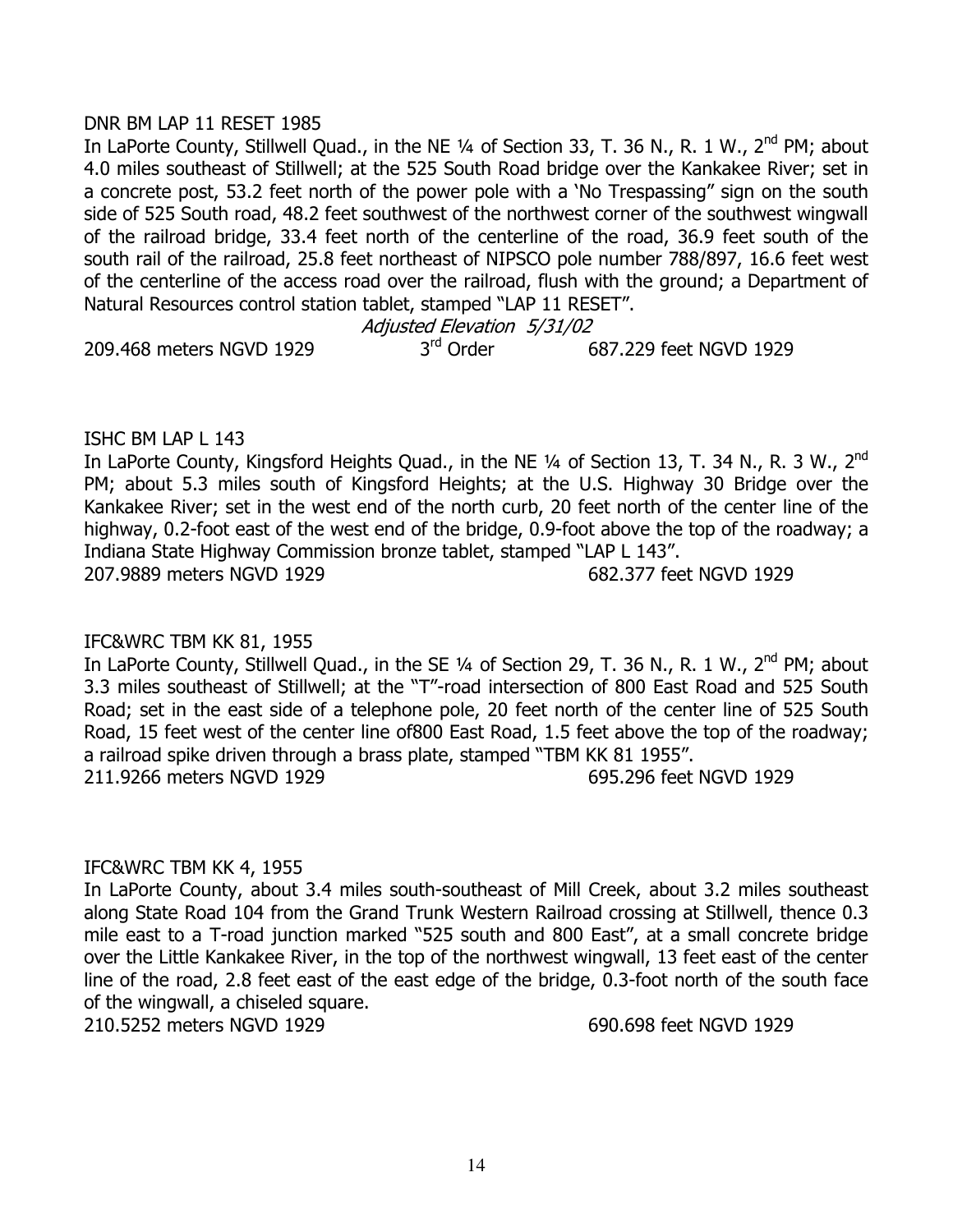DNR BM LAP 11 RESET 1985

In LaPorte County, Stillwell Quad., in the NE ¼ of Section 33, T. 36 N., R. 1 W., 2nd PM; about 4.0 miles southeast of Stillwell; at the 525 South Road bridge over the Kankakee River; set in a concrete post, 53.2 feet north of the power pole with a 'No Trespassing" sign on the south side of 525 South road, 48.2 feet southwest of the northwest corner of the southwest wingwall of the railroad bridge, 33.4 feet north of the centerline of the road, 36.9 feet south of the south rail of the railroad, 25.8 feet northeast of NIPSCO pole number 788/897, 16.6 feet west of the centerline of the access road over the railroad, flush with the ground; a Department of Natural Resources control station tablet, stamped "LAP 11 RESET".

*Adjusted Elevation 5/31/02*

209.468 meters NGVD 1929 3rd Order 687.229 feet NGVD 1929

ISHC BM LAP L 143

In LaPorte County, Kingsford Heights Quad., in the NE ¼ of Section 13, T. 34 N., R. 3 W., 2nd PM; about 5.3 miles south of Kingsford Heights; at the U.S. Highway 30 Bridge over the Kankakee River; set in the west end of the north curb, 20 feet north of the center line of the highway, 0.2-foot east of the west end of the bridge, 0.9-foot above the top of the roadway; a Indiana State Highway Commission bronze tablet, stamped "LAP L 143".

207.9889 meters NGVD 1929 682.377 feet NGVD 1929

IFC&WRC TBM KK 81, 1955

In LaPorte County, Stillwell Quad., in the SE ¼ of Section 29, T. 36 N., R. 1 W., 2nd PM; about 3.3 miles southeast of Stillwell; at the "T"-road intersection of 800 East Road and 525 South Road; set in the east side of a telephone pole, 20 feet north of the center line of 525 South Road, 15 feet west of the center line of800 East Road, 1.5 feet above the top of the roadway; a railroad spike driven through a brass plate, stamped "TBM KK 81 1955".

211.9266 meters NGVD 1929 695.296 feet NGVD 1929

IFC&WRC TBM KK 4, 1955

In LaPorte County, about 3.4 miles south-southeast of Mill Creek, about 3.2 miles southeast along State Road 104 from the Grand Trunk Western Railroad crossing at Stillwell, thence 0.3 mile east to a T-road junction marked "525 south and 800 East", at a small concrete bridge over the Little Kankakee River, in the top of the northwest wingwall, 13 feet east of the center line of the road, 2.8 feet east of the east edge of the bridge, 0.3-foot north of the south face of the wingwall, a chiseled square.

210.5252 meters NGVD 1929 690.698 feet NGVD 1929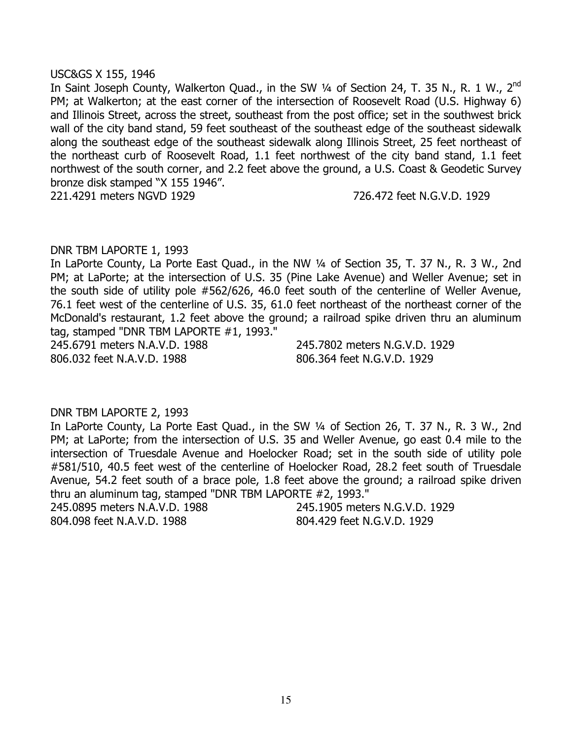USC&GS X 155, 1946

In Saint Joseph County, Walkerton Quad., in the SW ¼ of Section 24, T. 35 N., R. 1 W., 2nd PM; at Walkerton; at the east corner of the intersection of Roosevelt Road (U.S. Highway 6) and Illinois Street, across the street, southeast from the post office; set in the southwest brick wall of the city band stand, 59 feet southeast of the southeast edge of the southeast sidewalk along the southeast edge of the southeast sidewalk along Illinois Street, 25 feet northeast of the northeast curb of Roosevelt Road, 1.1 feet northwest of the city band stand, 1.1 feet northwest of the south corner, and 2.2 feet above the ground, a U.S. Coast & Geodetic Survey bronze disk stamped "X 155 1946".

221.4291 meters NGVD 1929 726.472 feet N.G.V.D. 1929

DNR TBM LAPORTE 1, 1993

In LaPorte County, La Porte East Quad., in the NW ¼ of Section 35, T. 37 N., R. 3 W., 2nd PM; at LaPorte; at the intersection of U.S. 35 (Pine Lake Avenue) and Weller Avenue; set in the south side of utility pole #562/626, 46.0 feet south of the centerline of Weller Avenue, 76.1 feet west of the centerline of U.S. 35, 61.0 feet northeast of the northeast corner of the McDonald's restaurant, 1.2 feet above the ground; a railroad spike driven thru an aluminum tag, stamped "DNR TBM LAPORTE #1, 1993."

245.6791 meters N.A.V.D. 1988 245.7802 meters N.G.V.D. 1929
806.032 feet N.A.V.D. 1988 806.364 feet N.G.V.D. 1929

DNR TBM LAPORTE 2, 1993

In LaPorte County, La Porte East Quad., in the SW ¼ of Section 26, T. 37 N., R. 3 W., 2nd PM; at LaPorte; from the intersection of U.S. 35 and Weller Avenue, go east 0.4 mile to the intersection of Truesdale Avenue and Hoelocker Road; set in the south side of utility pole #581/510, 40.5 feet west of the centerline of Hoelocker Road, 28.2 feet south of Truesdale Avenue, 54.2 feet south of a brace pole, 1.8 feet above the ground; a railroad spike driven thru an aluminum tag, stamped "DNR TBM LAPORTE #2, 1993."

245.0895 meters N.A.V.D. 1988 245.1905 meters N.G.V.D. 1929
804.098 feet N.A.V.D. 1988 804.429 feet N.G.V.D. 1929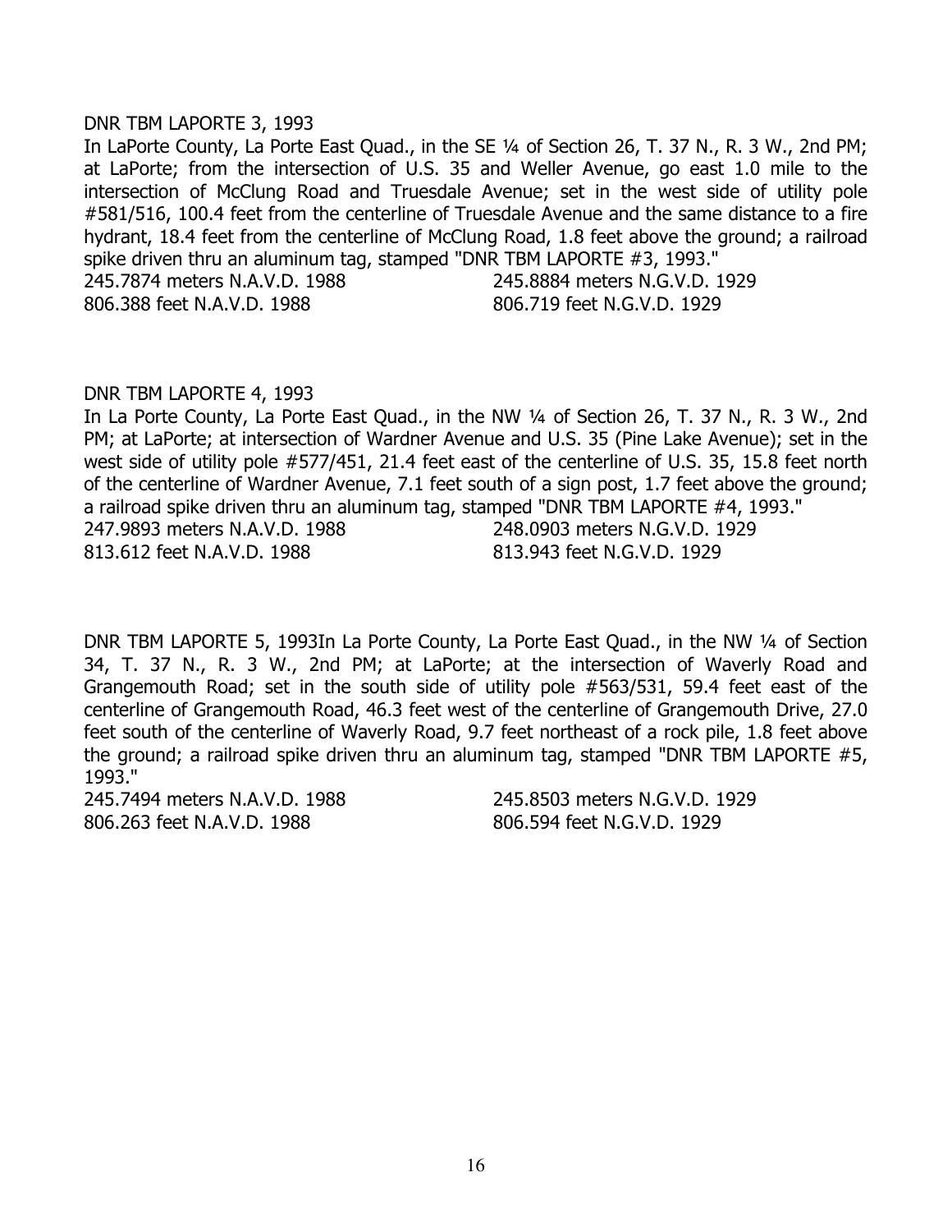DNR TBM LAPORTE 3, 1993

In LaPorte County, La Porte East Quad., in the SE ¼ of Section 26, T. 37 N., R. 3 W., 2nd PM; at LaPorte; from the intersection of U.S. 35 and Weller Avenue, go east 1.0 mile to the intersection of McClung Road and Truesdale Avenue; set in the west side of utility pole #581/516, 100.4 feet from the centerline of Truesdale Avenue and the same distance to a fire hydrant, 18.4 feet from the centerline of McClung Road, 1.8 feet above the ground; a railroad spike driven thru an aluminum tag, stamped "DNR TBM LAPORTE #3, 1993."

245.7874 meters N.A.V.D. 1988    245.8884 meters N.G.V.D. 1929
806.388 feet N.A.V.D. 1988    806.719 feet N.G.V.D. 1929

DNR TBM LAPORTE 4, 1993

In La Porte County, La Porte East Quad., in the NW ¼ of Section 26, T. 37 N., R. 3 W., 2nd PM; at LaPorte; at intersection of Wardner Avenue and U.S. 35 (Pine Lake Avenue); set in the west side of utility pole #577/451, 21.4 feet east of the centerline of U.S. 35, 15.8 feet north of the centerline of Wardner Avenue, 7.1 feet south of a sign post, 1.7 feet above the ground; a railroad spike driven thru an aluminum tag, stamped "DNR TBM LAPORTE #4, 1993."

247.9893 meters N.A.V.D. 1988    248.0903 meters N.G.V.D. 1929
813.612 feet N.A.V.D. 1988    813.943 feet N.G.V.D. 1929

DNR TBM LAPORTE 5, 1993In La Porte County, La Porte East Quad., in the NW ¼ of Section 34, T. 37 N., R. 3 W., 2nd PM; at LaPorte; at the intersection of Waverly Road and Grangemouth Road; set in the south side of utility pole #563/531, 59.4 feet east of the centerline of Grangemouth Road, 46.3 feet west of the centerline of Grangemouth Drive, 27.0 feet south of the centerline of Waverly Road, 9.7 feet northeast of a rock pile, 1.8 feet above the ground; a railroad spike driven thru an aluminum tag, stamped "DNR TBM LAPORTE #5, 1993."

245.7494 meters N.A.V.D. 1988    245.8503 meters N.G.V.D. 1929
806.263 feet N.A.V.D. 1988    806.594 feet N.G.V.D. 1929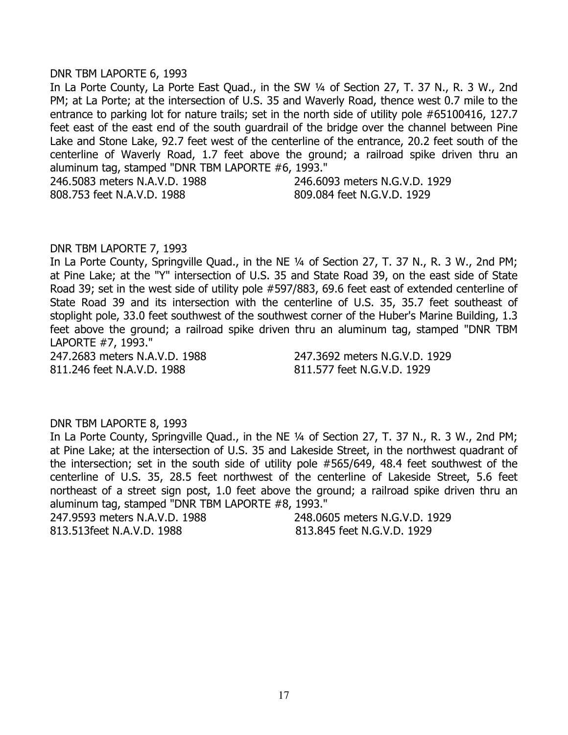DNR TBM LAPORTE 6, 1993

In La Porte County, La Porte East Quad., in the SW ¼ of Section 27, T. 37 N., R. 3 W., 2nd PM; at La Porte; at the intersection of U.S. 35 and Waverly Road, thence west 0.7 mile to the entrance to parking lot for nature trails; set in the north side of utility pole #65100416, 127.7 feet east of the east end of the south guardrail of the bridge over the channel between Pine Lake and Stone Lake, 92.7 feet west of the centerline of the entrance, 20.2 feet south of the centerline of Waverly Road, 1.7 feet above the ground; a railroad spike driven thru an aluminum tag, stamped "DNR TBM LAPORTE #6, 1993."

246.5083 meters N.A.V.D. 1988 — 246.6093 meters N.G.V.D. 1929

808.753 feet N.A.V.D. 1988 — 809.084 feet N.G.V.D. 1929

DNR TBM LAPORTE 7, 1993

In La Porte County, Springville Quad., in the NE ¼ of Section 27, T. 37 N., R. 3 W., 2nd PM; at Pine Lake; at the "Y" intersection of U.S. 35 and State Road 39, on the east side of State Road 39; set in the west side of utility pole #597/883, 69.6 feet east of extended centerline of State Road 39 and its intersection with the centerline of U.S. 35, 35.7 feet southeast of stoplight pole, 33.0 feet southwest of the southwest corner of the Huber's Marine Building, 1.3 feet above the ground; a railroad spike driven thru an aluminum tag, stamped "DNR TBM LAPORTE #7, 1993."

247.2683 meters N.A.V.D. 1988 — 247.3692 meters N.G.V.D. 1929

811.246 feet N.A.V.D. 1988 — 811.577 feet N.G.V.D. 1929

DNR TBM LAPORTE 8, 1993

In La Porte County, Springville Quad., in the NE ¼ of Section 27, T. 37 N., R. 3 W., 2nd PM; at Pine Lake; at the intersection of U.S. 35 and Lakeside Street, in the northwest quadrant of the intersection; set in the south side of utility pole #565/649, 48.4 feet southwest of the centerline of U.S. 35, 28.5 feet northwest of the centerline of Lakeside Street, 5.6 feet northeast of a street sign post, 1.0 feet above the ground; a railroad spike driven thru an aluminum tag, stamped "DNR TBM LAPORTE #8, 1993."

247.9593 meters N.A.V.D. 1988 — 248.0605 meters N.G.V.D. 1929

813.513feet N.A.V.D. 1988 — 813.845 feet N.G.V.D. 1929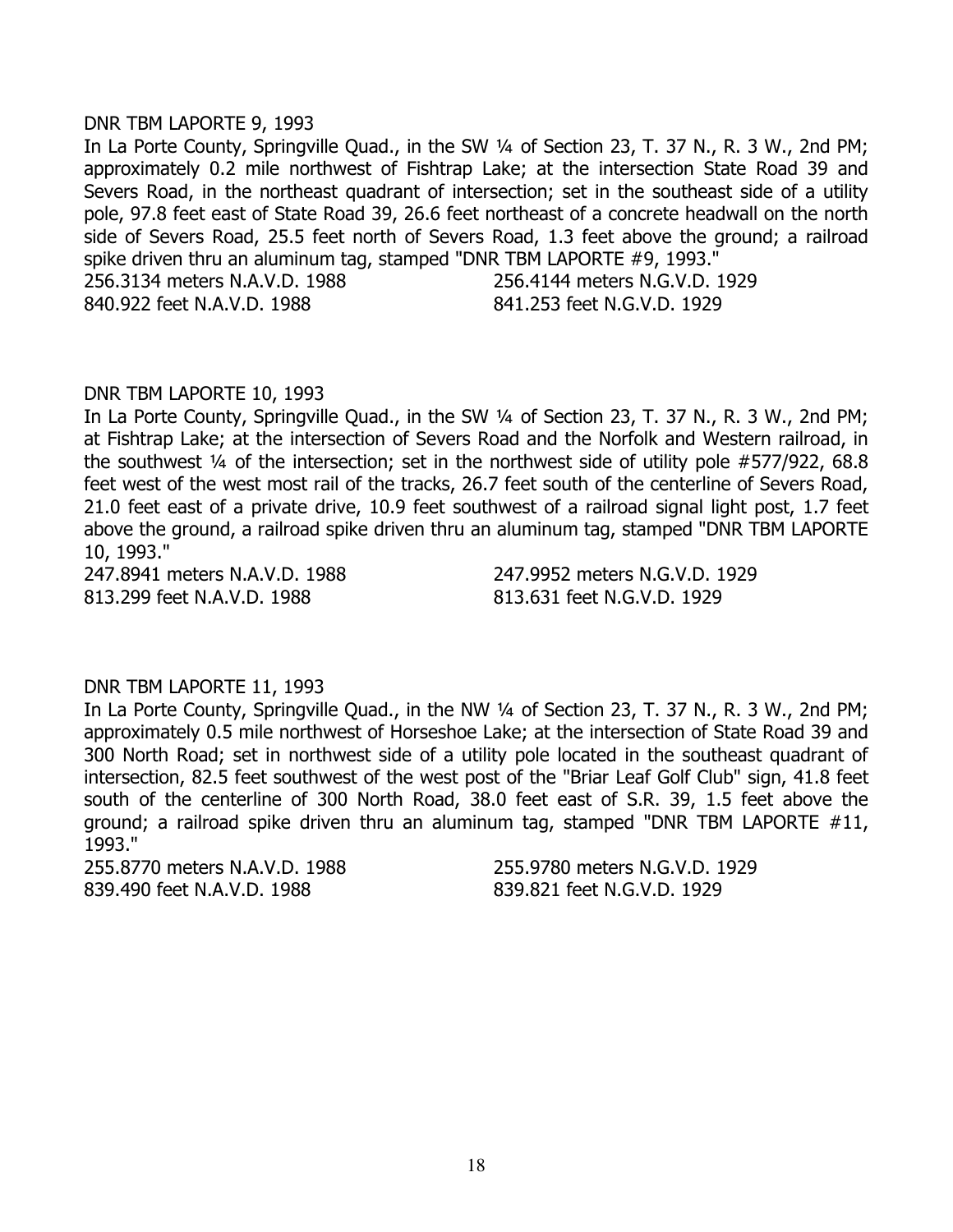DNR TBM LAPORTE 9, 1993

In La Porte County, Springville Quad., in the SW ¼ of Section 23, T. 37 N., R. 3 W., 2nd PM; approximately 0.2 mile northwest of Fishtrap Lake; at the intersection State Road 39 and Severs Road, in the northeast quadrant of intersection; set in the southeast side of a utility pole, 97.8 feet east of State Road 39, 26.6 feet northeast of a concrete headwall on the north side of Severs Road, 25.5 feet north of Severs Road, 1.3 feet above the ground; a railroad spike driven thru an aluminum tag, stamped "DNR TBM LAPORTE #9, 1993."

256.3134 meters N.A.V.D. 1988 256.4144 meters N.G.V.D. 1929
840.922 feet N.A.V.D. 1988 841.253 feet N.G.V.D. 1929

DNR TBM LAPORTE 10, 1993

In La Porte County, Springville Quad., in the SW ¼ of Section 23, T. 37 N., R. 3 W., 2nd PM; at Fishtrap Lake; at the intersection of Severs Road and the Norfolk and Western railroad, in the southwest ¼ of the intersection; set in the northwest side of utility pole #577/922, 68.8 feet west of the west most rail of the tracks, 26.7 feet south of the centerline of Severs Road, 21.0 feet east of a private drive, 10.9 feet southwest of a railroad signal light post, 1.7 feet above the ground, a railroad spike driven thru an aluminum tag, stamped "DNR TBM LAPORTE 10, 1993."

247.8941 meters N.A.V.D. 1988 247.9952 meters N.G.V.D. 1929
813.299 feet N.A.V.D. 1988 813.631 feet N.G.V.D. 1929

DNR TBM LAPORTE 11, 1993

In La Porte County, Springville Quad., in the NW ¼ of Section 23, T. 37 N., R. 3 W., 2nd PM; approximately 0.5 mile northwest of Horseshoe Lake; at the intersection of State Road 39 and 300 North Road; set in northwest side of a utility pole located in the southeast quadrant of intersection, 82.5 feet southwest of the west post of the "Briar Leaf Golf Club" sign, 41.8 feet south of the centerline of 300 North Road, 38.0 feet east of S.R. 39, 1.5 feet above the ground; a railroad spike driven thru an aluminum tag, stamped "DNR TBM LAPORTE #11, 1993."

255.8770 meters N.A.V.D. 1988 255.9780 meters N.G.V.D. 1929
839.490 feet N.A.V.D. 1988 839.821 feet N.G.V.D. 1929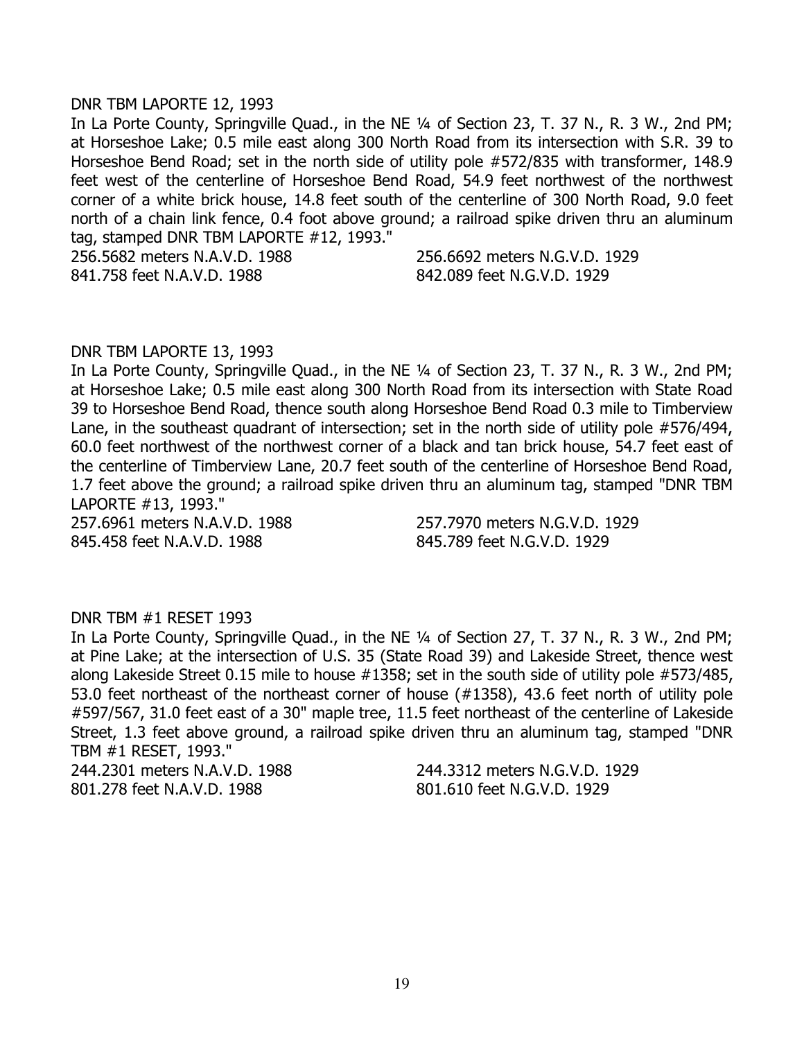DNR TBM LAPORTE 12, 1993

In La Porte County, Springville Quad., in the NE ¼ of Section 23, T. 37 N., R. 3 W., 2nd PM; at Horseshoe Lake; 0.5 mile east along 300 North Road from its intersection with S.R. 39 to Horseshoe Bend Road; set in the north side of utility pole #572/835 with transformer, 148.9 feet west of the centerline of Horseshoe Bend Road, 54.9 feet northwest of the northwest corner of a white brick house, 14.8 feet south of the centerline of 300 North Road, 9.0 feet north of a chain link fence, 0.4 foot above ground; a railroad spike driven thru an aluminum tag, stamped DNR TBM LAPORTE #12, 1993."

256.5682 meters N.A.V.D. 1988 256.6692 meters N.G.V.D. 1929
841.758 feet N.A.V.D. 1988 842.089 feet N.G.V.D. 1929

DNR TBM LAPORTE 13, 1993

In La Porte County, Springville Quad., in the NE ¼ of Section 23, T. 37 N., R. 3 W., 2nd PM; at Horseshoe Lake; 0.5 mile east along 300 North Road from its intersection with State Road 39 to Horseshoe Bend Road, thence south along Horseshoe Bend Road 0.3 mile to Timberview Lane, in the southeast quadrant of intersection; set in the north side of utility pole #576/494, 60.0 feet northwest of the northwest corner of a black and tan brick house, 54.7 feet east of the centerline of Timberview Lane, 20.7 feet south of the centerline of Horseshoe Bend Road, 1.7 feet above the ground; a railroad spike driven thru an aluminum tag, stamped "DNR TBM LAPORTE #13, 1993."

257.6961 meters N.A.V.D. 1988 257.7970 meters N.G.V.D. 1929
845.458 feet N.A.V.D. 1988 845.789 feet N.G.V.D. 1929

DNR TBM #1 RESET 1993

In La Porte County, Springville Quad., in the NE ¼ of Section 27, T. 37 N., R. 3 W., 2nd PM; at Pine Lake; at the intersection of U.S. 35 (State Road 39) and Lakeside Street, thence west along Lakeside Street 0.15 mile to house #1358; set in the south side of utility pole #573/485, 53.0 feet northeast of the northeast corner of house (#1358), 43.6 feet north of utility pole #597/567, 31.0 feet east of a 30" maple tree, 11.5 feet northeast of the centerline of Lakeside Street, 1.3 feet above ground, a railroad spike driven thru an aluminum tag, stamped "DNR TBM #1 RESET, 1993."

244.2301 meters N.A.V.D. 1988 244.3312 meters N.G.V.D. 1929
801.278 feet N.A.V.D. 1988 801.610 feet N.G.V.D. 1929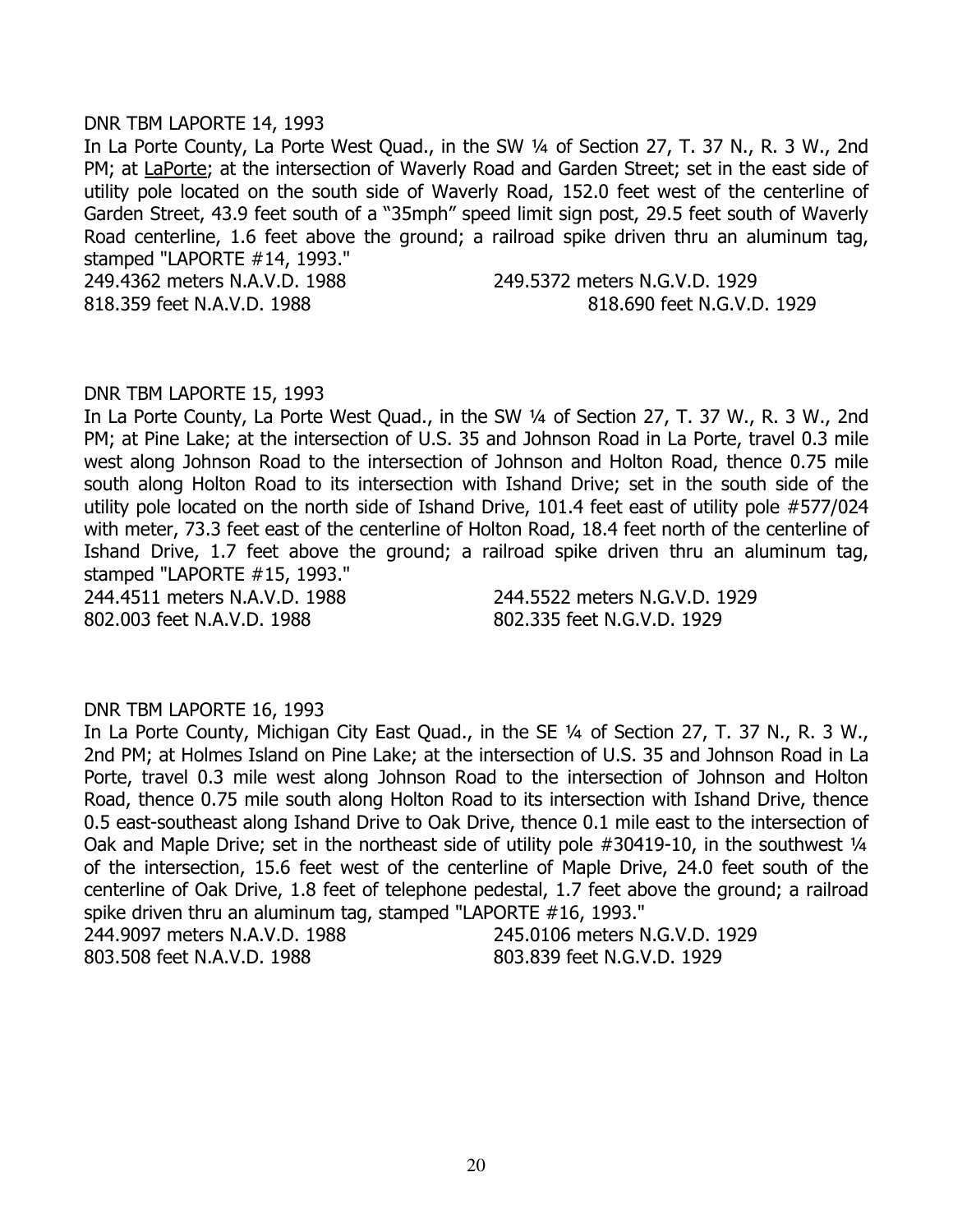DNR TBM LAPORTE 14, 1993

In La Porte County, La Porte West Quad., in the SW ¼ of Section 27, T. 37 N., R. 3 W., 2nd PM; at LaPorte; at the intersection of Waverly Road and Garden Street; set in the east side of utility pole located on the south side of Waverly Road, 152.0 feet west of the centerline of Garden Street, 43.9 feet south of a "35mph" speed limit sign post, 29.5 feet south of Waverly Road centerline, 1.6 feet above the ground; a railroad spike driven thru an aluminum tag, stamped "LAPORTE #14, 1993."

249.4362 meters N.A.V.D. 1988 249.5372 meters N.G.V.D. 1929
818.359 feet N.A.V.D. 1988 818.690 feet N.G.V.D. 1929

DNR TBM LAPORTE 15, 1993

In La Porte County, La Porte West Quad., in the SW ¼ of Section 27, T. 37 W., R. 3 W., 2nd PM; at Pine Lake; at the intersection of U.S. 35 and Johnson Road in La Porte, travel 0.3 mile west along Johnson Road to the intersection of Johnson and Holton Road, thence 0.75 mile south along Holton Road to its intersection with Ishand Drive; set in the south side of the utility pole located on the north side of Ishand Drive, 101.4 feet east of utility pole #577/024 with meter, 73.3 feet east of the centerline of Holton Road, 18.4 feet north of the centerline of Ishand Drive, 1.7 feet above the ground; a railroad spike driven thru an aluminum tag, stamped "LAPORTE #15, 1993."

244.4511 meters N.A.V.D. 1988 244.5522 meters N.G.V.D. 1929
802.003 feet N.A.V.D. 1988 802.335 feet N.G.V.D. 1929

DNR TBM LAPORTE 16, 1993

In La Porte County, Michigan City East Quad., in the SE ¼ of Section 27, T. 37 N., R. 3 W., 2nd PM; at Holmes Island on Pine Lake; at the intersection of U.S. 35 and Johnson Road in La Porte, travel 0.3 mile west along Johnson Road to the intersection of Johnson and Holton Road, thence 0.75 mile south along Holton Road to its intersection with Ishand Drive, thence 0.5 east-southeast along Ishand Drive to Oak Drive, thence 0.1 mile east to the intersection of Oak and Maple Drive; set in the northeast side of utility pole #30419-10, in the southwest ¼ of the intersection, 15.6 feet west of the centerline of Maple Drive, 24.0 feet south of the centerline of Oak Drive, 1.8 feet of telephone pedestal, 1.7 feet above the ground; a railroad spike driven thru an aluminum tag, stamped "LAPORTE #16, 1993."

244.9097 meters N.A.V.D. 1988 245.0106 meters N.G.V.D. 1929
803.508 feet N.A.V.D. 1988 803.839 feet N.G.V.D. 1929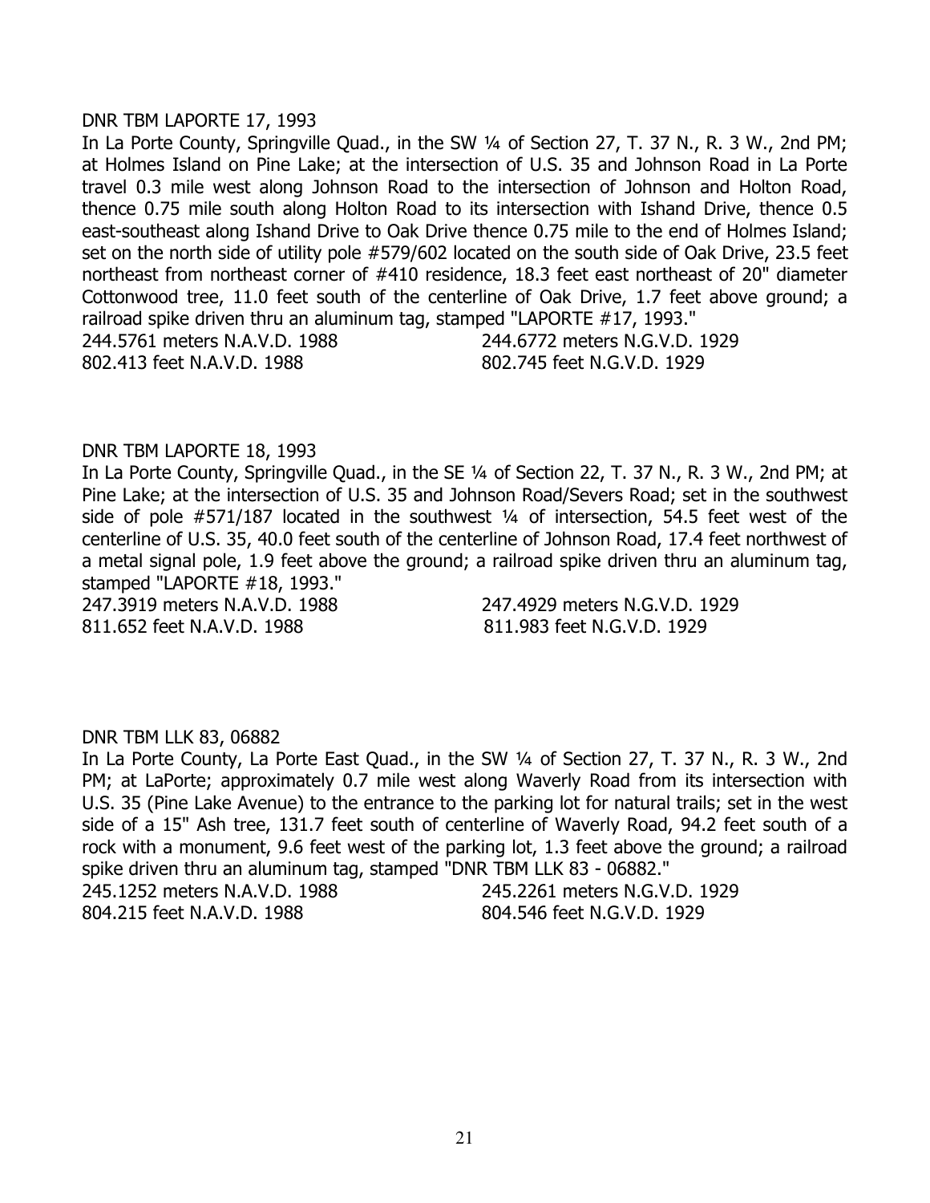DNR TBM LAPORTE 17, 1993

In La Porte County, Springville Quad., in the SW ¼ of Section 27, T. 37 N., R. 3 W., 2nd PM; at Holmes Island on Pine Lake; at the intersection of U.S. 35 and Johnson Road in La Porte travel 0.3 mile west along Johnson Road to the intersection of Johnson and Holton Road, thence 0.75 mile south along Holton Road to its intersection with Ishand Drive, thence 0.5 east-southeast along Ishand Drive to Oak Drive thence 0.75 mile to the end of Holmes Island; set on the north side of utility pole #579/602 located on the south side of Oak Drive, 23.5 feet northeast from northeast corner of #410 residence, 18.3 feet east northeast of 20" diameter Cottonwood tree, 11.0 feet south of the centerline of Oak Drive, 1.7 feet above ground; a railroad spike driven thru an aluminum tag, stamped "LAPORTE #17, 1993."

244.5761 meters N.A.V.D. 1988 244.6772 meters N.G.V.D. 1929
802.413 feet N.A.V.D. 1988 802.745 feet N.G.V.D. 1929

DNR TBM LAPORTE 18, 1993

In La Porte County, Springville Quad., in the SE ¼ of Section 22, T. 37 N., R. 3 W., 2nd PM; at Pine Lake; at the intersection of U.S. 35 and Johnson Road/Severs Road; set in the southwest side of pole #571/187 located in the southwest ¼ of intersection, 54.5 feet west of the centerline of U.S. 35, 40.0 feet south of the centerline of Johnson Road, 17.4 feet northwest of a metal signal pole, 1.9 feet above the ground; a railroad spike driven thru an aluminum tag, stamped "LAPORTE #18, 1993."

247.3919 meters N.A.V.D. 1988 247.4929 meters N.G.V.D. 1929
811.652 feet N.A.V.D. 1988 811.983 feet N.G.V.D. 1929

DNR TBM LLK 83, 06882

In La Porte County, La Porte East Quad., in the SW ¼ of Section 27, T. 37 N., R. 3 W., 2nd PM; at LaPorte; approximately 0.7 mile west along Waverly Road from its intersection with U.S. 35 (Pine Lake Avenue) to the entrance to the parking lot for natural trails; set in the west side of a 15" Ash tree, 131.7 feet south of centerline of Waverly Road, 94.2 feet south of a rock with a monument, 9.6 feet west of the parking lot, 1.3 feet above the ground; a railroad spike driven thru an aluminum tag, stamped "DNR TBM LLK 83 - 06882."

245.1252 meters N.A.V.D. 1988 245.2261 meters N.G.V.D. 1929
804.215 feet N.A.V.D. 1988 804.546 feet N.G.V.D. 1929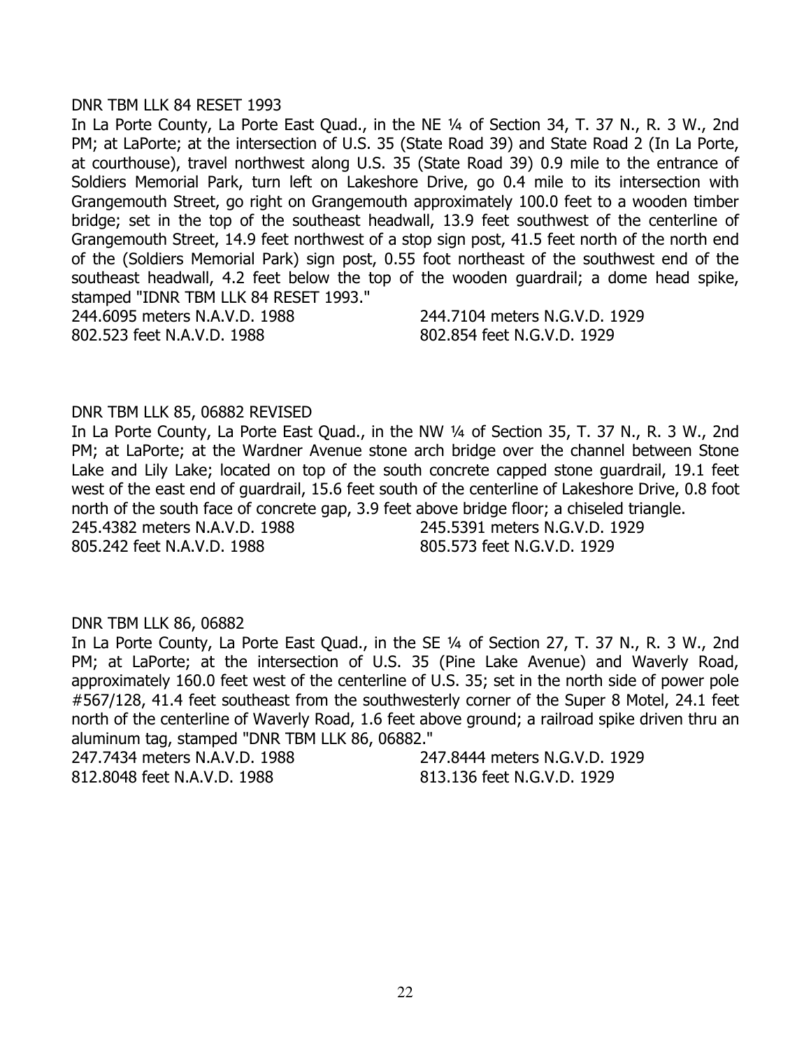DNR TBM LLK 84 RESET 1993

In La Porte County, La Porte East Quad., in the NE ¼ of Section 34, T. 37 N., R. 3 W., 2nd PM; at LaPorte; at the intersection of U.S. 35 (State Road 39) and State Road 2 (In La Porte, at courthouse), travel northwest along U.S. 35 (State Road 39) 0.9 mile to the entrance of Soldiers Memorial Park, turn left on Lakeshore Drive, go 0.4 mile to its intersection with Grangemouth Street, go right on Grangemouth approximately 100.0 feet to a wooden timber bridge; set in the top of the southeast headwall, 13.9 feet southwest of the centerline of Grangemouth Street, 14.9 feet northwest of a stop sign post, 41.5 feet north of the north end of the (Soldiers Memorial Park) sign post, 0.55 foot northeast of the southwest end of the southeast headwall, 4.2 feet below the top of the wooden guardrail; a dome head spike, stamped "IDNR TBM LLK 84 RESET 1993."

244.6095 meters N.A.V.D. 1988 244.7104 meters N.G.V.D. 1929
802.523 feet N.A.V.D. 1988 802.854 feet N.G.V.D. 1929

DNR TBM LLK 85, 06882 REVISED

In La Porte County, La Porte East Quad., in the NW ¼ of Section 35, T. 37 N., R. 3 W., 2nd PM; at LaPorte; at the Wardner Avenue stone arch bridge over the channel between Stone Lake and Lily Lake; located on top of the south concrete capped stone guardrail, 19.1 feet west of the east end of guardrail, 15.6 feet south of the centerline of Lakeshore Drive, 0.8 foot north of the south face of concrete gap, 3.9 feet above bridge floor; a chiseled triangle.

245.4382 meters N.A.V.D. 1988 245.5391 meters N.G.V.D. 1929
805.242 feet N.A.V.D. 1988 805.573 feet N.G.V.D. 1929

DNR TBM LLK 86, 06882

In La Porte County, La Porte East Quad., in the SE ¼ of Section 27, T. 37 N., R. 3 W., 2nd PM; at LaPorte; at the intersection of U.S. 35 (Pine Lake Avenue) and Waverly Road, approximately 160.0 feet west of the centerline of U.S. 35; set in the north side of power pole #567/128, 41.4 feet southeast from the southwesterly corner of the Super 8 Motel, 24.1 feet north of the centerline of Waverly Road, 1.6 feet above ground; a railroad spike driven thru an aluminum tag, stamped "DNR TBM LLK 86, 06882."

247.7434 meters N.A.V.D. 1988 247.8444 meters N.G.V.D. 1929
812.8048 feet N.A.V.D. 1988 813.136 feet N.G.V.D. 1929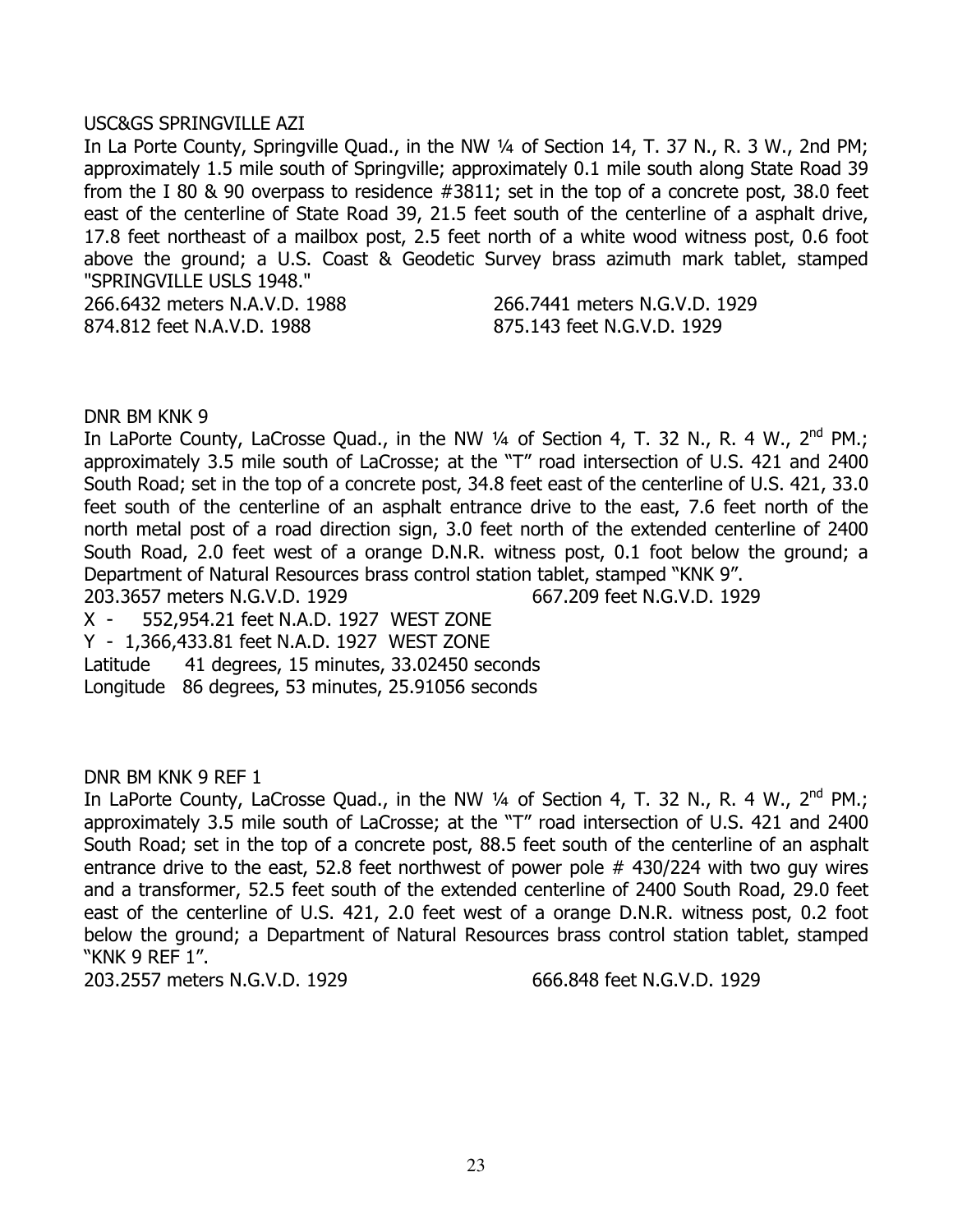USC&GS SPRINGVILLE AZI

In La Porte County, Springville Quad., in the NW ¼ of Section 14, T. 37 N., R. 3 W., 2nd PM; approximately 1.5 mile south of Springville; approximately 0.1 mile south along State Road 39 from the I 80 & 90 overpass to residence #3811; set in the top of a concrete post, 38.0 feet east of the centerline of State Road 39, 21.5 feet south of the centerline of a asphalt drive, 17.8 feet northeast of a mailbox post, 2.5 feet north of a white wood witness post, 0.6 foot above the ground; a U.S. Coast & Geodetic Survey brass azimuth mark tablet, stamped "SPRINGVILLE USLS 1948."

266.6432 meters N.A.V.D. 1988 &nbsp;&nbsp;&nbsp;&nbsp;&nbsp;&nbsp;&nbsp;&nbsp; 266.7441 meters N.G.V.D. 1929
874.812 feet N.A.V.D. 1988 &nbsp;&nbsp;&nbsp;&nbsp;&nbsp;&nbsp;&nbsp;&nbsp; 875.143 feet N.G.V.D. 1929

DNR BM KNK 9

In LaPorte County, LaCrosse Quad., in the NW ¼ of Section 4, T. 32 N., R. 4 W., 2nd PM.; approximately 3.5 mile south of LaCrosse; at the "T" road intersection of U.S. 421 and 2400 South Road; set in the top of a concrete post, 34.8 feet east of the centerline of U.S. 421, 33.0 feet south of the centerline of an asphalt entrance drive to the east, 7.6 feet north of the north metal post of a road direction sign, 3.0 feet north of the extended centerline of 2400 South Road, 2.0 feet west of a orange D.N.R. witness post, 0.1 foot below the ground; a Department of Natural Resources brass control station tablet, stamped "KNK 9".

203.3657 meters N.G.V.D. 1929 &nbsp;&nbsp;&nbsp;&nbsp;&nbsp;&nbsp;&nbsp;&nbsp; 667.209 feet N.G.V.D. 1929

X - 552,954.21 feet N.A.D. 1927 WEST ZONE
Y - 1,366,433.81 feet N.A.D. 1927 WEST ZONE
Latitude 41 degrees, 15 minutes, 33.02450 seconds
Longitude 86 degrees, 53 minutes, 25.91056 seconds

DNR BM KNK 9 REF 1

In LaPorte County, LaCrosse Quad., in the NW ¼ of Section 4, T. 32 N., R. 4 W., 2nd PM.; approximately 3.5 mile south of LaCrosse; at the "T" road intersection of U.S. 421 and 2400 South Road; set in the top of a concrete post, 88.5 feet south of the centerline of an asphalt entrance drive to the east, 52.8 feet northwest of power pole # 430/224 with two guy wires and a transformer, 52.5 feet south of the extended centerline of 2400 South Road, 29.0 feet east of the centerline of U.S. 421, 2.0 feet west of a orange D.N.R. witness post, 0.2 foot below the ground; a Department of Natural Resources brass control station tablet, stamped "KNK 9 REF 1".

203.2557 meters N.G.V.D. 1929 &nbsp;&nbsp;&nbsp;&nbsp;&nbsp;&nbsp;&nbsp;&nbsp; 666.848 feet N.G.V.D. 1929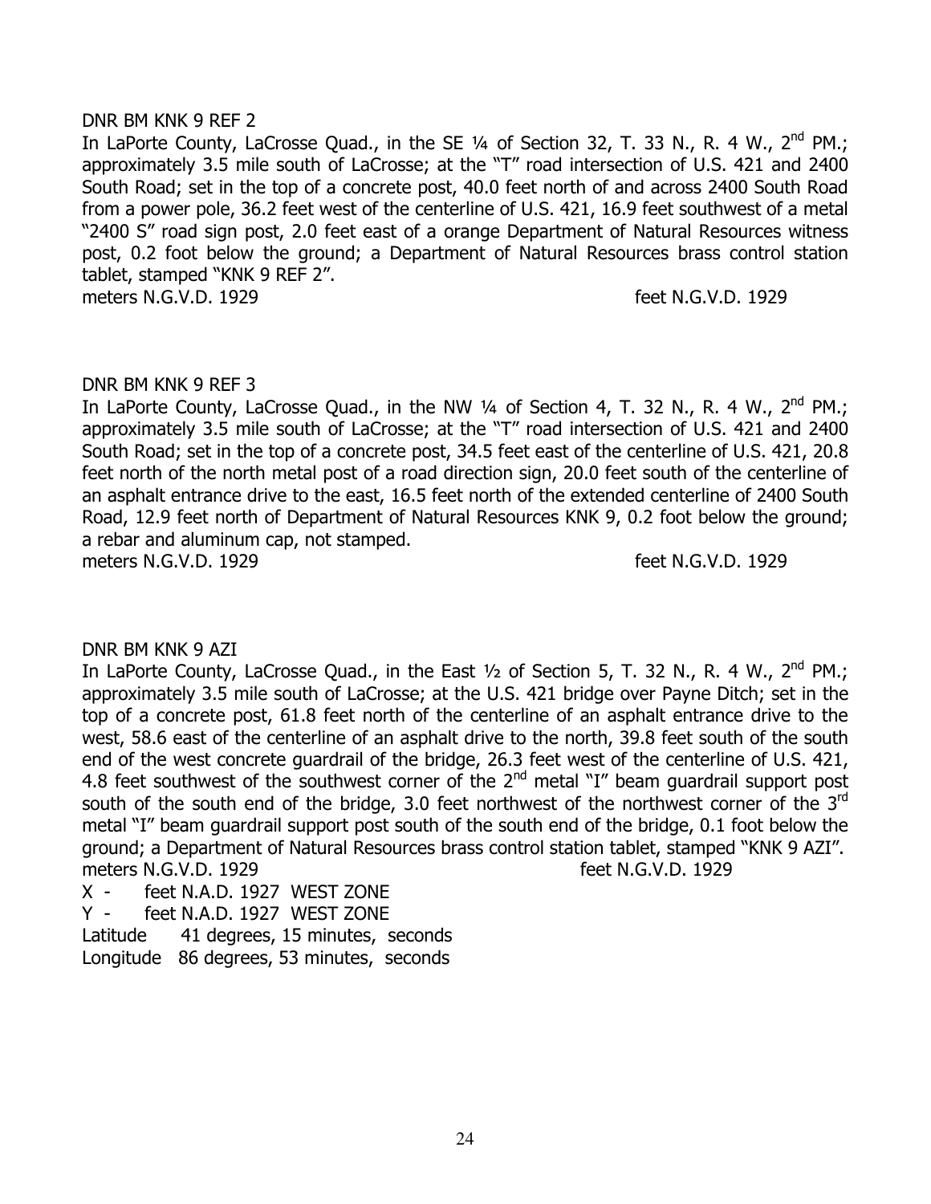DNR BM KNK 9 REF 2

In LaPorte County, LaCrosse Quad., in the SE ¼ of Section 32, T. 33 N., R. 4 W., 2nd PM.; approximately 3.5 mile south of LaCrosse; at the "T" road intersection of U.S. 421 and 2400 South Road; set in the top of a concrete post, 40.0 feet north of and across 2400 South Road from a power pole, 36.2 feet west of the centerline of U.S. 421, 16.9 feet southwest of a metal "2400 S" road sign post, 2.0 feet east of a orange Department of Natural Resources witness post, 0.2 foot below the ground; a Department of Natural Resources brass control station tablet, stamped "KNK 9 REF 2".

meters N.G.V.D. 1929 feet N.G.V.D. 1929

DNR BM KNK 9 REF 3

In LaPorte County, LaCrosse Quad., in the NW ¼ of Section 4, T. 32 N., R. 4 W., 2nd PM.; approximately 3.5 mile south of LaCrosse; at the "T" road intersection of U.S. 421 and 2400 South Road; set in the top of a concrete post, 34.5 feet east of the centerline of U.S. 421, 20.8 feet north of the north metal post of a road direction sign, 20.0 feet south of the centerline of an asphalt entrance drive to the east, 16.5 feet north of the extended centerline of 2400 South Road, 12.9 feet north of Department of Natural Resources KNK 9, 0.2 foot below the ground; a rebar and aluminum cap, not stamped.

meters N.G.V.D. 1929 feet N.G.V.D. 1929

DNR BM KNK 9 AZI

In LaPorte County, LaCrosse Quad., in the East ½ of Section 5, T. 32 N., R. 4 W., 2nd PM.; approximately 3.5 mile south of LaCrosse; at the U.S. 421 bridge over Payne Ditch; set in the top of a concrete post, 61.8 feet north of the centerline of an asphalt entrance drive to the west, 58.6 east of the centerline of an asphalt drive to the north, 39.8 feet south of the south end of the west concrete guardrail of the bridge, 26.3 feet west of the centerline of U.S. 421, 4.8 feet southwest of the southwest corner of the 2nd metal "I" beam guardrail support post south of the south end of the bridge, 3.0 feet northwest of the northwest corner of the 3rd metal "I" beam guardrail support post south of the south end of the bridge, 0.1 foot below the ground; a Department of Natural Resources brass control station tablet, stamped "KNK 9 AZI".

meters N.G.V.D. 1929 feet N.G.V.D. 1929

X - feet N.A.D. 1927 WEST ZONE

Y - feet N.A.D. 1927 WEST ZONE

Latitude 41 degrees, 15 minutes, seconds

Longitude 86 degrees, 53 minutes, seconds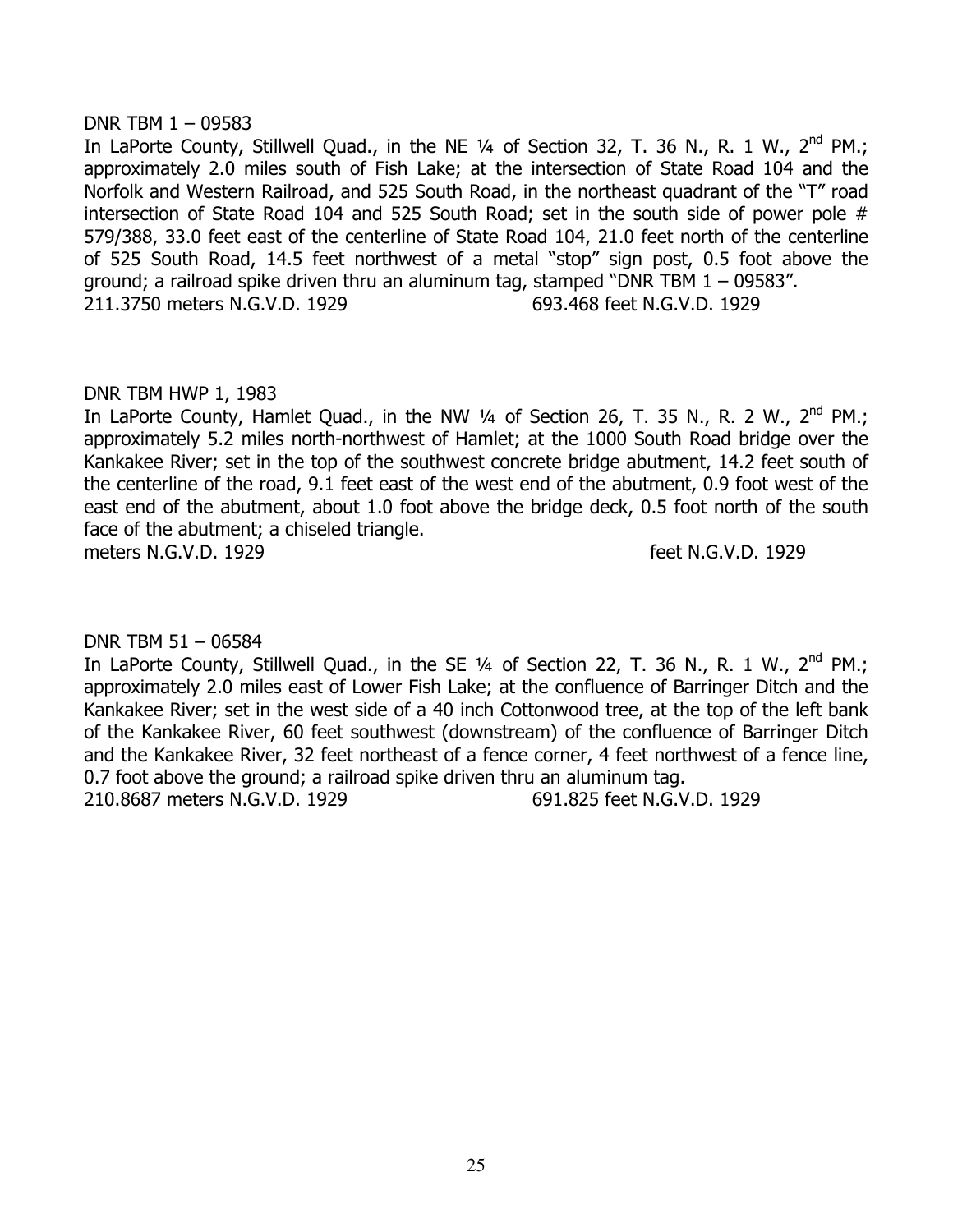DNR TBM 1 – 09583

In LaPorte County, Stillwell Quad., in the NE ¼ of Section 32, T. 36 N., R. 1 W., 2nd PM.; approximately 2.0 miles south of Fish Lake; at the intersection of State Road 104 and the Norfolk and Western Railroad, and 525 South Road, in the northeast quadrant of the "T" road intersection of State Road 104 and 525 South Road; set in the south side of power pole # 579/388, 33.0 feet east of the centerline of State Road 104, 21.0 feet north of the centerline of 525 South Road, 14.5 feet northwest of a metal "stop" sign post, 0.5 foot above the ground; a railroad spike driven thru an aluminum tag, stamped "DNR TBM 1 – 09583".

211.3750 meters N.G.V.D. 1929 693.468 feet N.G.V.D. 1929

DNR TBM HWP 1, 1983

In LaPorte County, Hamlet Quad., in the NW ¼ of Section 26, T. 35 N., R. 2 W., 2nd PM.; approximately 5.2 miles north-northwest of Hamlet; at the 1000 South Road bridge over the Kankakee River; set in the top of the southwest concrete bridge abutment, 14.2 feet south of the centerline of the road, 9.1 feet east of the west end of the abutment, 0.9 foot west of the east end of the abutment, about 1.0 foot above the bridge deck, 0.5 foot north of the south face of the abutment; a chiseled triangle.

meters N.G.V.D. 1929 feet N.G.V.D. 1929

DNR TBM 51 – 06584

In LaPorte County, Stillwell Quad., in the SE ¼ of Section 22, T. 36 N., R. 1 W., 2nd PM.; approximately 2.0 miles east of Lower Fish Lake; at the confluence of Barringer Ditch and the Kankakee River; set in the west side of a 40 inch Cottonwood tree, at the top of the left bank of the Kankakee River, 60 feet southwest (downstream) of the confluence of Barringer Ditch and the Kankakee River, 32 feet northeast of a fence corner, 4 feet northwest of a fence line, 0.7 foot above the ground; a railroad spike driven thru an aluminum tag.

210.8687 meters N.G.V.D. 1929 691.825 feet N.G.V.D. 1929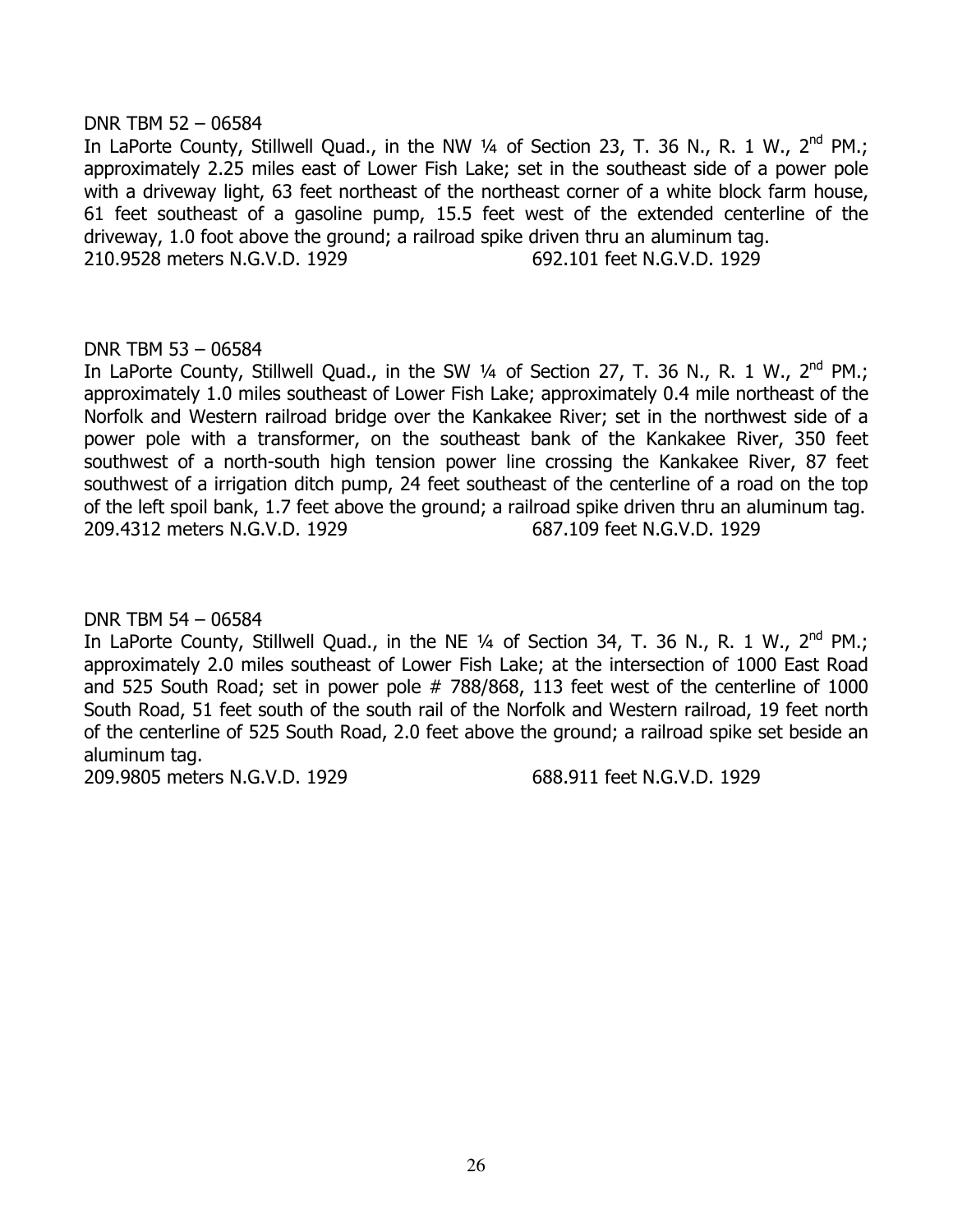DNR TBM 52 – 06584

In LaPorte County, Stillwell Quad., in the NW ¼ of Section 23, T. 36 N., R. 1 W., 2nd PM.; approximately 2.25 miles east of Lower Fish Lake; set in the southeast side of a power pole with a driveway light, 63 feet northeast of the northeast corner of a white block farm house, 61 feet southeast of a gasoline pump, 15.5 feet west of the extended centerline of the driveway, 1.0 foot above the ground; a railroad spike driven thru an aluminum tag.
210.9528 meters N.G.V.D. 1929 692.101 feet N.G.V.D. 1929

DNR TBM 53 – 06584

In LaPorte County, Stillwell Quad., in the SW ¼ of Section 27, T. 36 N., R. 1 W., 2nd PM.; approximately 1.0 miles southeast of Lower Fish Lake; approximately 0.4 mile northeast of the Norfolk and Western railroad bridge over the Kankakee River; set in the northwest side of a power pole with a transformer, on the southeast bank of the Kankakee River, 350 feet southwest of a north-south high tension power line crossing the Kankakee River, 87 feet southwest of a irrigation ditch pump, 24 feet southeast of the centerline of a road on the top of the left spoil bank, 1.7 feet above the ground; a railroad spike driven thru an aluminum tag.
209.4312 meters N.G.V.D. 1929 687.109 feet N.G.V.D. 1929

DNR TBM 54 – 06584

In LaPorte County, Stillwell Quad., in the NE ¼ of Section 34, T. 36 N., R. 1 W., 2nd PM.; approximately 2.0 miles southeast of Lower Fish Lake; at the intersection of 1000 East Road and 525 South Road; set in power pole # 788/868, 113 feet west of the centerline of 1000 South Road, 51 feet south of the south rail of the Norfolk and Western railroad, 19 feet north of the centerline of 525 South Road, 2.0 feet above the ground; a railroad spike set beside an aluminum tag.
209.9805 meters N.G.V.D. 1929 688.911 feet N.G.V.D. 1929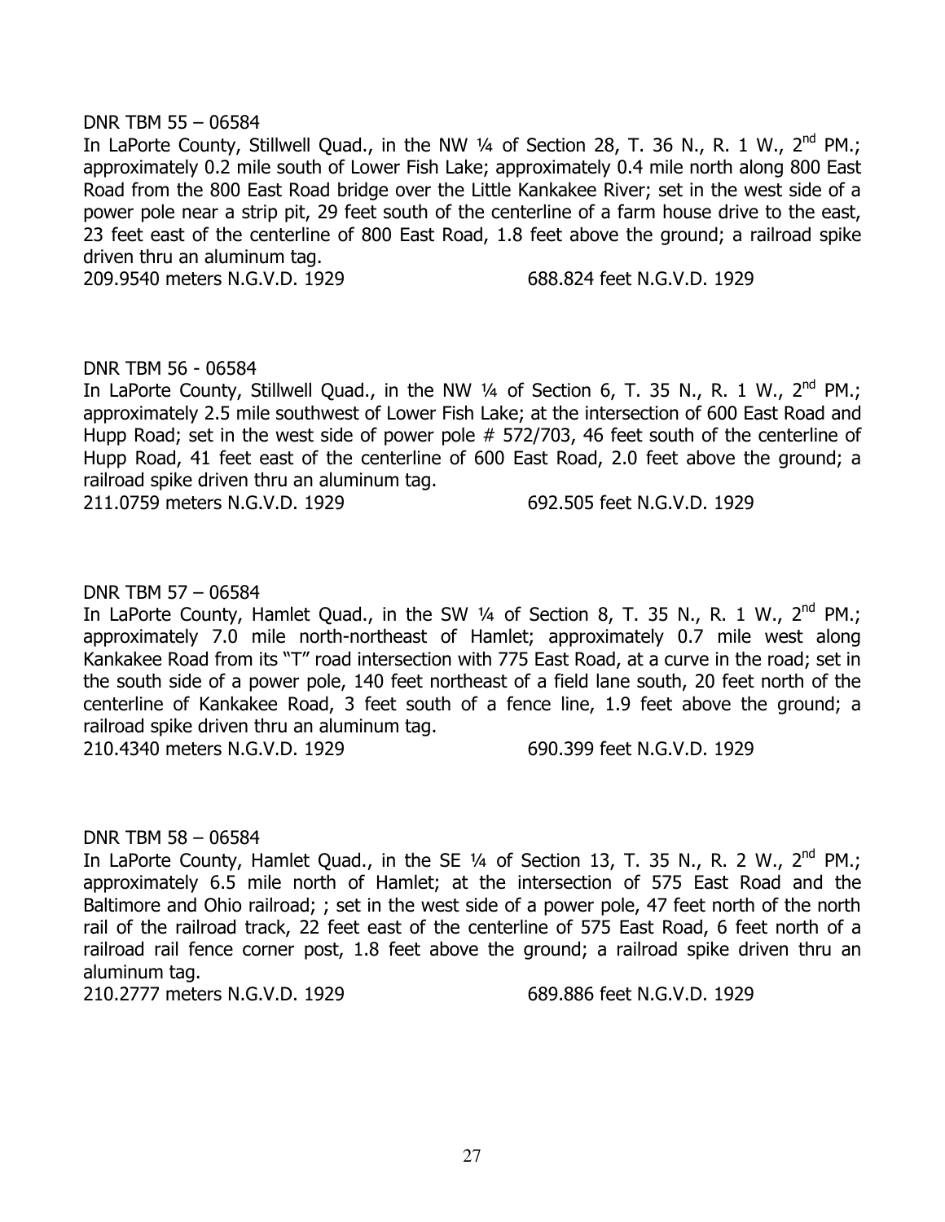DNR TBM 55 – 06584

In LaPorte County, Stillwell Quad., in the NW ¼ of Section 28, T. 36 N., R. 1 W., 2nd PM.; approximately 0.2 mile south of Lower Fish Lake; approximately 0.4 mile north along 800 East Road from the 800 East Road bridge over the Little Kankakee River; set in the west side of a power pole near a strip pit, 29 feet south of the centerline of a farm house drive to the east, 23 feet east of the centerline of 800 East Road, 1.8 feet above the ground; a railroad spike driven thru an aluminum tag.

209.9540 meters N.G.V.D. 1929 688.824 feet N.G.V.D. 1929

DNR TBM 56 - 06584

In LaPorte County, Stillwell Quad., in the NW ¼ of Section 6, T. 35 N., R. 1 W., 2nd PM.; approximately 2.5 mile southwest of Lower Fish Lake; at the intersection of 600 East Road and Hupp Road; set in the west side of power pole # 572/703, 46 feet south of the centerline of Hupp Road, 41 feet east of the centerline of 600 East Road, 2.0 feet above the ground; a railroad spike driven thru an aluminum tag.

211.0759 meters N.G.V.D. 1929 692.505 feet N.G.V.D. 1929

DNR TBM 57 – 06584

In LaPorte County, Hamlet Quad., in the SW ¼ of Section 8, T. 35 N., R. 1 W., 2nd PM.; approximately 7.0 mile north-northeast of Hamlet; approximately 0.7 mile west along Kankakee Road from its "T" road intersection with 775 East Road, at a curve in the road; set in the south side of a power pole, 140 feet northeast of a field lane south, 20 feet north of the centerline of Kankakee Road, 3 feet south of a fence line, 1.9 feet above the ground; a railroad spike driven thru an aluminum tag.

210.4340 meters N.G.V.D. 1929 690.399 feet N.G.V.D. 1929

DNR TBM 58 – 06584

In LaPorte County, Hamlet Quad., in the SE ¼ of Section 13, T. 35 N., R. 2 W., 2nd PM.; approximately 6.5 mile north of Hamlet; at the intersection of 575 East Road and the Baltimore and Ohio railroad; ; set in the west side of a power pole, 47 feet north of the north rail of the railroad track, 22 feet east of the centerline of 575 East Road, 6 feet north of a railroad rail fence corner post, 1.8 feet above the ground; a railroad spike driven thru an aluminum tag.

210.2777 meters N.G.V.D. 1929 689.886 feet N.G.V.D. 1929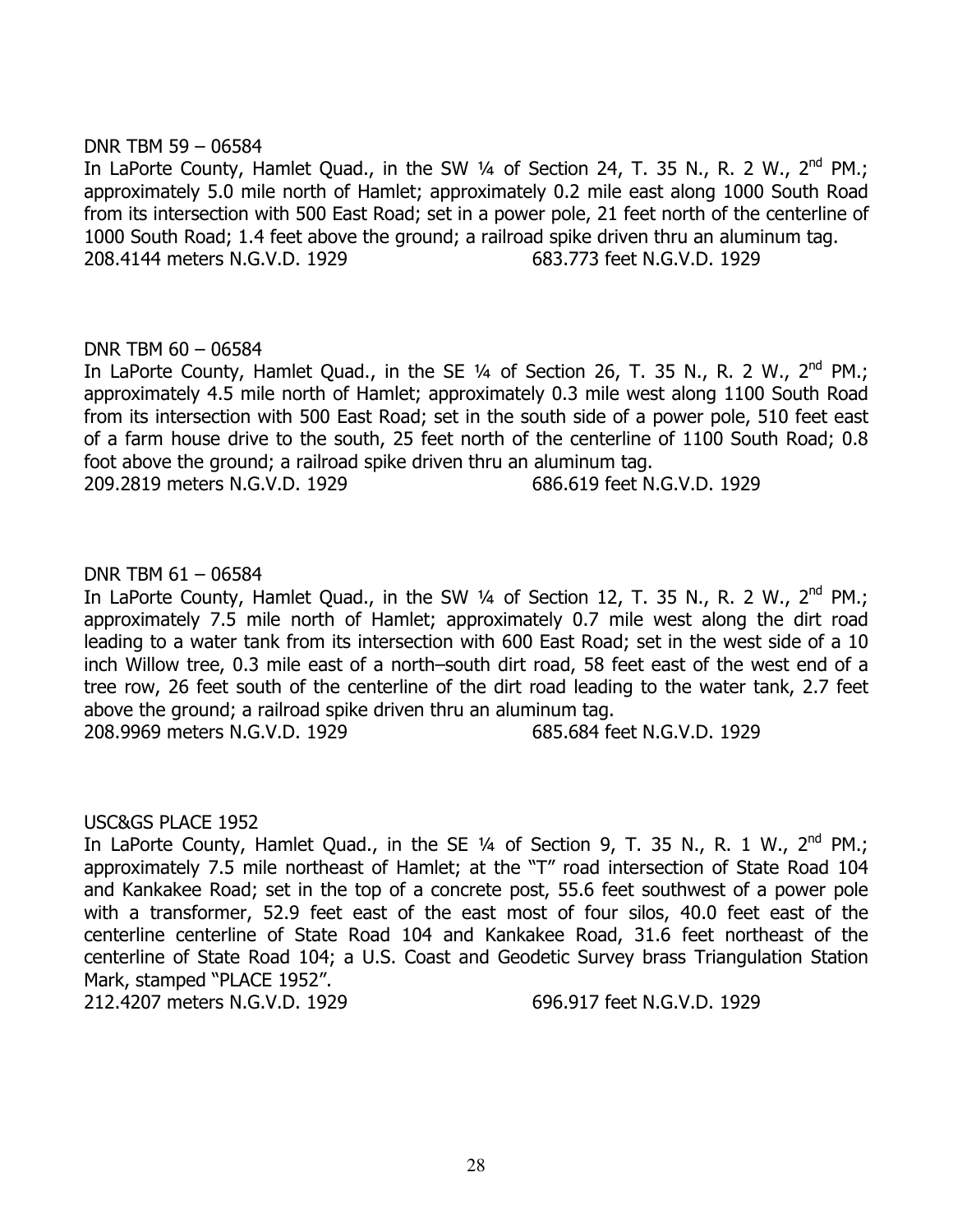DNR TBM 59 – 06584

In LaPorte County, Hamlet Quad., in the SW ¼ of Section 24, T. 35 N., R. 2 W., 2nd PM.; approximately 5.0 mile north of Hamlet; approximately 0.2 mile east along 1000 South Road from its intersection with 500 East Road; set in a power pole, 21 feet north of the centerline of 1000 South Road; 1.4 feet above the ground; a railroad spike driven thru an aluminum tag.

208.4144 meters N.G.V.D. 1929 683.773 feet N.G.V.D. 1929

DNR TBM 60 – 06584

In LaPorte County, Hamlet Quad., in the SE ¼ of Section 26, T. 35 N., R. 2 W., 2nd PM.; approximately 4.5 mile north of Hamlet; approximately 0.3 mile west along 1100 South Road from its intersection with 500 East Road; set in the south side of a power pole, 510 feet east of a farm house drive to the south, 25 feet north of the centerline of 1100 South Road; 0.8 foot above the ground; a railroad spike driven thru an aluminum tag.

209.2819 meters N.G.V.D. 1929 686.619 feet N.G.V.D. 1929

DNR TBM 61 – 06584

In LaPorte County, Hamlet Quad., in the SW ¼ of Section 12, T. 35 N., R. 2 W., 2nd PM.; approximately 7.5 mile north of Hamlet; approximately 0.7 mile west along the dirt road leading to a water tank from its intersection with 600 East Road; set in the west side of a 10 inch Willow tree, 0.3 mile east of a north–south dirt road, 58 feet east of the west end of a tree row, 26 feet south of the centerline of the dirt road leading to the water tank, 2.7 feet above the ground; a railroad spike driven thru an aluminum tag.

208.9969 meters N.G.V.D. 1929 685.684 feet N.G.V.D. 1929

USC&GS PLACE 1952

In LaPorte County, Hamlet Quad., in the SE ¼ of Section 9, T. 35 N., R. 1 W., 2nd PM.; approximately 7.5 mile northeast of Hamlet; at the "T" road intersection of State Road 104 and Kankakee Road; set in the top of a concrete post, 55.6 feet southwest of a power pole with a transformer, 52.9 feet east of the east most of four silos, 40.0 feet east of the centerline centerline of State Road 104 and Kankakee Road, 31.6 feet northeast of the centerline of State Road 104; a U.S. Coast and Geodetic Survey brass Triangulation Station Mark, stamped "PLACE 1952".

212.4207 meters N.G.V.D. 1929 696.917 feet N.G.V.D. 1929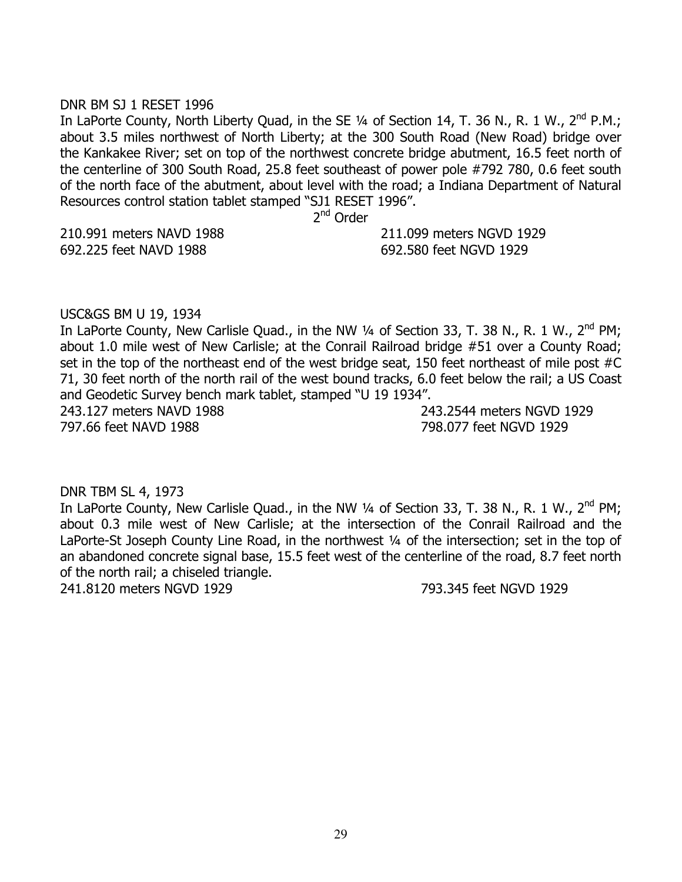DNR BM SJ 1 RESET 1996

In LaPorte County, North Liberty Quad, in the SE ¼ of Section 14, T. 36 N., R. 1 W., 2nd P.M.; about 3.5 miles northwest of North Liberty; at the 300 South Road (New Road) bridge over the Kankakee River; set on top of the northwest concrete bridge abutment, 16.5 feet north of the centerline of 300 South Road, 25.8 feet southeast of power pole #792 780, 0.6 feet south of the north face of the abutment, about level with the road; a Indiana Department of Natural Resources control station tablet stamped "SJ1 RESET 1996".

2nd Order

210.991 meters NAVD 1988 211.099 meters NGVD 1929
692.225 feet NAVD 1988 692.580 feet NGVD 1929

USC&GS BM U 19, 1934

In LaPorte County, New Carlisle Quad., in the NW ¼ of Section 33, T. 38 N., R. 1 W., 2nd PM; about 1.0 mile west of New Carlisle; at the Conrail Railroad bridge #51 over a County Road; set in the top of the northeast end of the west bridge seat, 150 feet northeast of mile post #C 71, 30 feet north of the north rail of the west bound tracks, 6.0 feet below the rail; a US Coast and Geodetic Survey bench mark tablet, stamped "U 19 1934".

243.127 meters NAVD 1988 243.2544 meters NGVD 1929
797.66 feet NAVD 1988 798.077 feet NGVD 1929

DNR TBM SL 4, 1973

In LaPorte County, New Carlisle Quad., in the NW ¼ of Section 33, T. 38 N., R. 1 W., 2nd PM; about 0.3 mile west of New Carlisle; at the intersection of the Conrail Railroad and the LaPorte-St Joseph County Line Road, in the northwest ¼ of the intersection; set in the top of an abandoned concrete signal base, 15.5 feet west of the centerline of the road, 8.7 feet north of the north rail; a chiseled triangle.

241.8120 meters NGVD 1929 793.345 feet NGVD 1929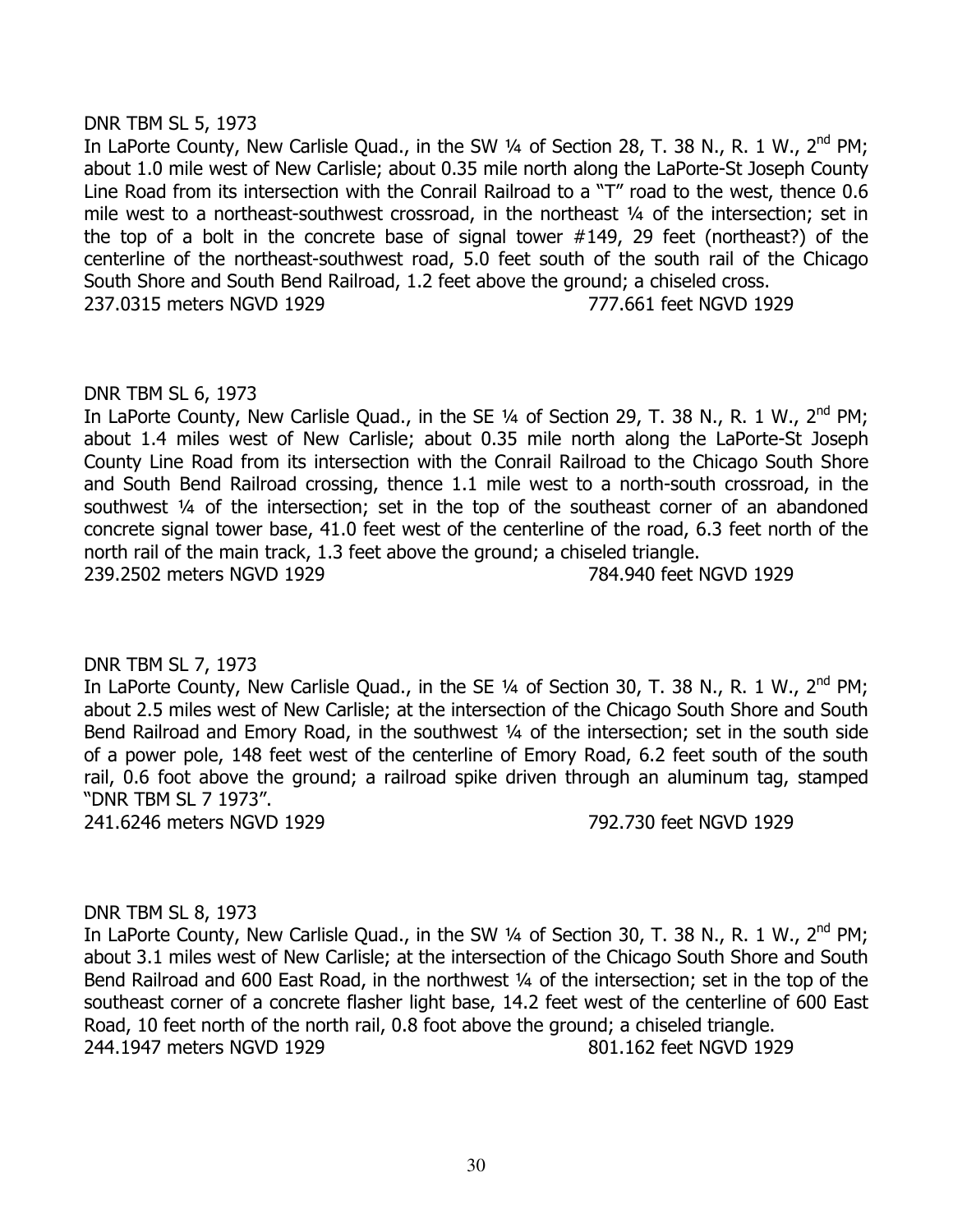DNR TBM SL 5, 1973

In LaPorte County, New Carlisle Quad., in the SW ¼ of Section 28, T. 38 N., R. 1 W., 2nd PM; about 1.0 mile west of New Carlisle; about 0.35 mile north along the LaPorte-St Joseph County Line Road from its intersection with the Conrail Railroad to a "T" road to the west, thence 0.6 mile west to a northeast-southwest crossroad, in the northeast ¼ of the intersection; set in the top of a bolt in the concrete base of signal tower #149, 29 feet (northeast?) of the centerline of the northeast-southwest road, 5.0 feet south of the south rail of the Chicago South Shore and South Bend Railroad, 1.2 feet above the ground; a chiseled cross.

237.0315 meters NGVD 1929 777.661 feet NGVD 1929

DNR TBM SL 6, 1973

In LaPorte County, New Carlisle Quad., in the SE ¼ of Section 29, T. 38 N., R. 1 W., 2nd PM; about 1.4 miles west of New Carlisle; about 0.35 mile north along the LaPorte-St Joseph County Line Road from its intersection with the Conrail Railroad to the Chicago South Shore and South Bend Railroad crossing, thence 1.1 mile west to a north-south crossroad, in the southwest ¼ of the intersection; set in the top of the southeast corner of an abandoned concrete signal tower base, 41.0 feet west of the centerline of the road, 6.3 feet north of the north rail of the main track, 1.3 feet above the ground; a chiseled triangle.

239.2502 meters NGVD 1929 784.940 feet NGVD 1929

DNR TBM SL 7, 1973

In LaPorte County, New Carlisle Quad., in the SE ¼ of Section 30, T. 38 N., R. 1 W., 2nd PM; about 2.5 miles west of New Carlisle; at the intersection of the Chicago South Shore and South Bend Railroad and Emory Road, in the southwest ¼ of the intersection; set in the south side of a power pole, 148 feet west of the centerline of Emory Road, 6.2 feet south of the south rail, 0.6 foot above the ground; a railroad spike driven through an aluminum tag, stamped "DNR TBM SL 7 1973".

241.6246 meters NGVD 1929 792.730 feet NGVD 1929

DNR TBM SL 8, 1973

In LaPorte County, New Carlisle Quad., in the SW ¼ of Section 30, T. 38 N., R. 1 W., 2nd PM; about 3.1 miles west of New Carlisle; at the intersection of the Chicago South Shore and South Bend Railroad and 600 East Road, in the northwest ¼ of the intersection; set in the top of the southeast corner of a concrete flasher light base, 14.2 feet west of the centerline of 600 East Road, 10 feet north of the north rail, 0.8 foot above the ground; a chiseled triangle.

244.1947 meters NGVD 1929 801.162 feet NGVD 1929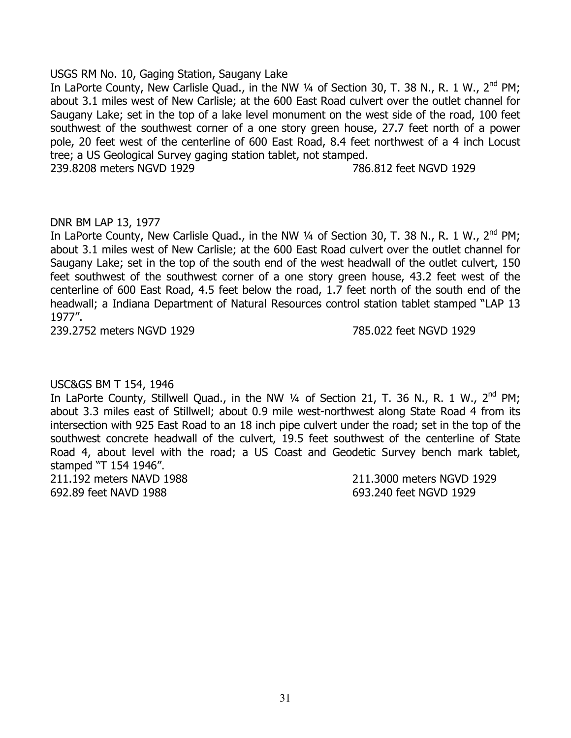USGS RM No. 10, Gaging Station, Saugany Lake

In LaPorte County, New Carlisle Quad., in the NW ¼ of Section 30, T. 38 N., R. 1 W., 2nd PM; about 3.1 miles west of New Carlisle; at the 600 East Road culvert over the outlet channel for Saugany Lake; set in the top of a lake level monument on the west side of the road, 100 feet southwest of the southwest corner of a one story green house, 27.7 feet north of a power pole, 20 feet west of the centerline of 600 East Road, 8.4 feet northwest of a 4 inch Locust tree; a US Geological Survey gaging station tablet, not stamped.

239.8208 meters NGVD 1929 | 786.812 feet NGVD 1929

DNR BM LAP 13, 1977

In LaPorte County, New Carlisle Quad., in the NW ¼ of Section 30, T. 38 N., R. 1 W., 2nd PM; about 3.1 miles west of New Carlisle; at the 600 East Road culvert over the outlet channel for Saugany Lake; set in the top of the south end of the west headwall of the outlet culvert, 150 feet southwest of the southwest corner of a one story green house, 43.2 feet west of the centerline of 600 East Road, 4.5 feet below the road, 1.7 feet north of the south end of the headwall; a Indiana Department of Natural Resources control station tablet stamped "LAP 13 1977".

239.2752 meters NGVD 1929 | 785.022 feet NGVD 1929

USC&GS BM T 154, 1946

In LaPorte County, Stillwell Quad., in the NW ¼ of Section 21, T. 36 N., R. 1 W., 2nd PM; about 3.3 miles east of Stillwell; about 0.9 mile west-northwest along State Road 4 from its intersection with 925 East Road to an 18 inch pipe culvert under the road; set in the top of the southwest concrete headwall of the culvert, 19.5 feet southwest of the centerline of State Road 4, about level with the road; a US Coast and Geodetic Survey bench mark tablet, stamped "T 154 1946".

211.192 meters NAVD 1988 | 211.3000 meters NGVD 1929
692.89 feet NAVD 1988 | 693.240 feet NGVD 1929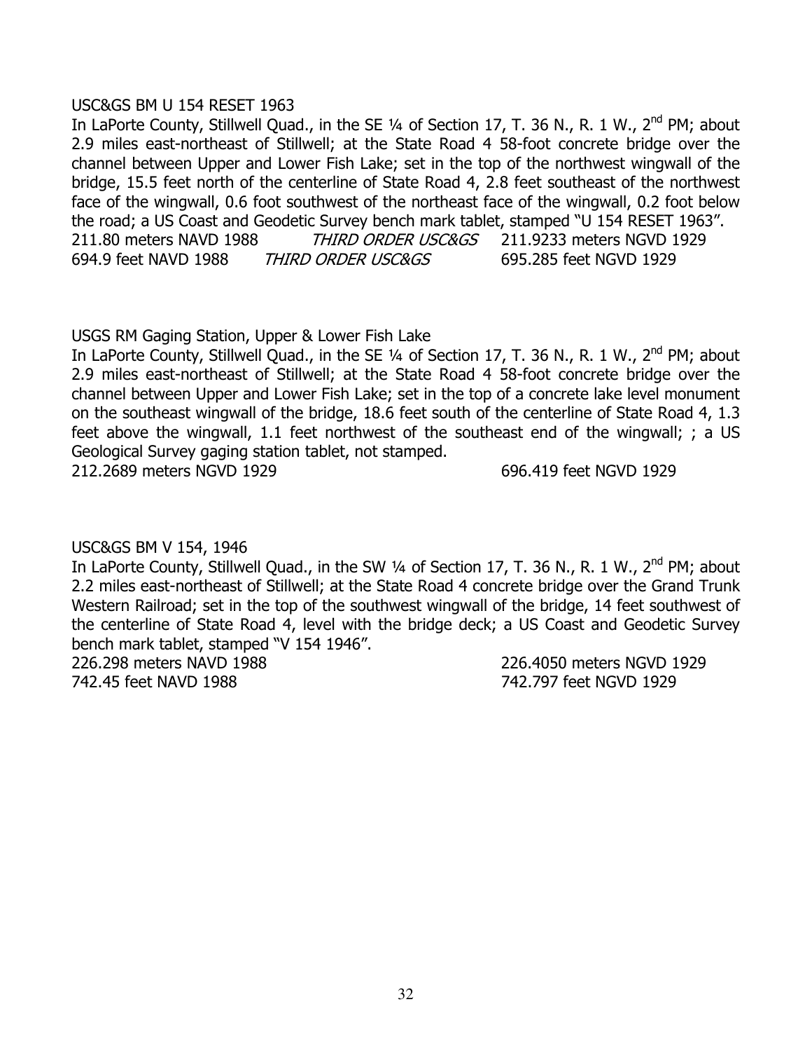USC&GS BM U 154 RESET 1963

In LaPorte County, Stillwell Quad., in the SE ¼ of Section 17, T. 36 N., R. 1 W., 2nd PM; about 2.9 miles east-northeast of Stillwell; at the State Road 4 58-foot concrete bridge over the channel between Upper and Lower Fish Lake; set in the top of the northwest wingwall of the bridge, 15.5 feet north of the centerline of State Road 4, 2.8 feet southeast of the northwest face of the wingwall, 0.6 foot southwest of the northeast face of the wingwall, 0.2 foot below the road; a US Coast and Geodetic Survey bench mark tablet, stamped "U 154 RESET 1963".

211.80 meters NAVD 1988 *THIRD ORDER USC&GS* 211.9233 meters NGVD 1929
694.9 feet NAVD 1988 *THIRD ORDER USC&GS* 695.285 feet NGVD 1929

USGS RM Gaging Station, Upper & Lower Fish Lake

In LaPorte County, Stillwell Quad., in the SE ¼ of Section 17, T. 36 N., R. 1 W., 2nd PM; about 2.9 miles east-northeast of Stillwell; at the State Road 4 58-foot concrete bridge over the channel between Upper and Lower Fish Lake; set in the top of a concrete lake level monument on the southeast wingwall of the bridge, 18.6 feet south of the centerline of State Road 4, 1.3 feet above the wingwall, 1.1 feet northwest of the southeast end of the wingwall; ; a US Geological Survey gaging station tablet, not stamped.

212.2689 meters NGVD 1929 696.419 feet NGVD 1929

USC&GS BM V 154, 1946

In LaPorte County, Stillwell Quad., in the SW ¼ of Section 17, T. 36 N., R. 1 W., 2nd PM; about 2.2 miles east-northeast of Stillwell; at the State Road 4 concrete bridge over the Grand Trunk Western Railroad; set in the top of the southwest wingwall of the bridge, 14 feet southwest of the centerline of State Road 4, level with the bridge deck; a US Coast and Geodetic Survey bench mark tablet, stamped "V 154 1946".

226.298 meters NAVD 1988 226.4050 meters NGVD 1929
742.45 feet NAVD 1988 742.797 feet NGVD 1929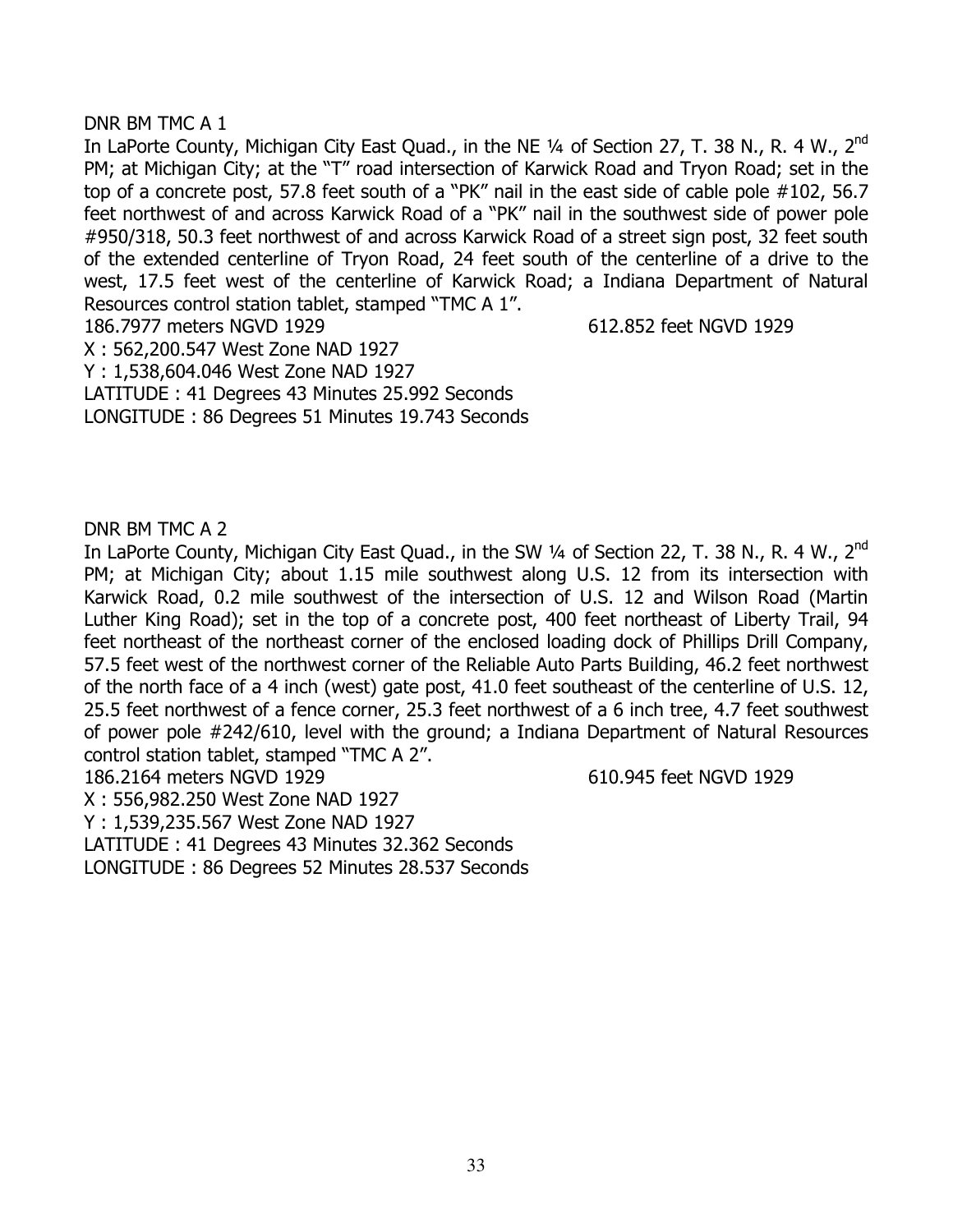DNR BM TMC A 1

In LaPorte County, Michigan City East Quad., in the NE ¼ of Section 27, T. 38 N., R. 4 W., 2[nd] PM; at Michigan City; at the "T" road intersection of Karwick Road and Tryon Road; set in the top of a concrete post, 57.8 feet south of a "PK" nail in the east side of cable pole #102, 56.7 feet northwest of and across Karwick Road of a "PK" nail in the southwest side of power pole #950/318, 50.3 feet northwest of and across Karwick Road of a street sign post, 32 feet south of the extended centerline of Tryon Road, 24 feet south of the centerline of a drive to the west, 17.5 feet west of the centerline of Karwick Road; a Indiana Department of Natural Resources control station tablet, stamped "TMC A 1".

186.7977 meters NGVD 1929 612.852 feet NGVD 1929

X : 562,200.547 West Zone NAD 1927

Y : 1,538,604.046 West Zone NAD 1927

LATITUDE : 41 Degrees 43 Minutes 25.992 Seconds

LONGITUDE : 86 Degrees 51 Minutes 19.743 Seconds

DNR BM TMC A 2

In LaPorte County, Michigan City East Quad., in the SW ¼ of Section 22, T. 38 N., R. 4 W., 2[nd] PM; at Michigan City; about 1.15 mile southwest along U.S. 12 from its intersection with Karwick Road, 0.2 mile southwest of the intersection of U.S. 12 and Wilson Road (Martin Luther King Road); set in the top of a concrete post, 400 feet northeast of Liberty Trail, 94 feet northeast of the northeast corner of the enclosed loading dock of Phillips Drill Company, 57.5 feet west of the northwest corner of the Reliable Auto Parts Building, 46.2 feet northwest of the north face of a 4 inch (west) gate post, 41.0 feet southeast of the centerline of U.S. 12, 25.5 feet northwest of a fence corner, 25.3 feet northwest of a 6 inch tree, 4.7 feet southwest of power pole #242/610, level with the ground; a Indiana Department of Natural Resources control station tablet, stamped "TMC A 2".

186.2164 meters NGVD 1929 610.945 feet NGVD 1929

X : 556,982.250 West Zone NAD 1927

Y : 1,539,235.567 West Zone NAD 1927

LATITUDE : 41 Degrees 43 Minutes 32.362 Seconds

LONGITUDE : 86 Degrees 52 Minutes 28.537 Seconds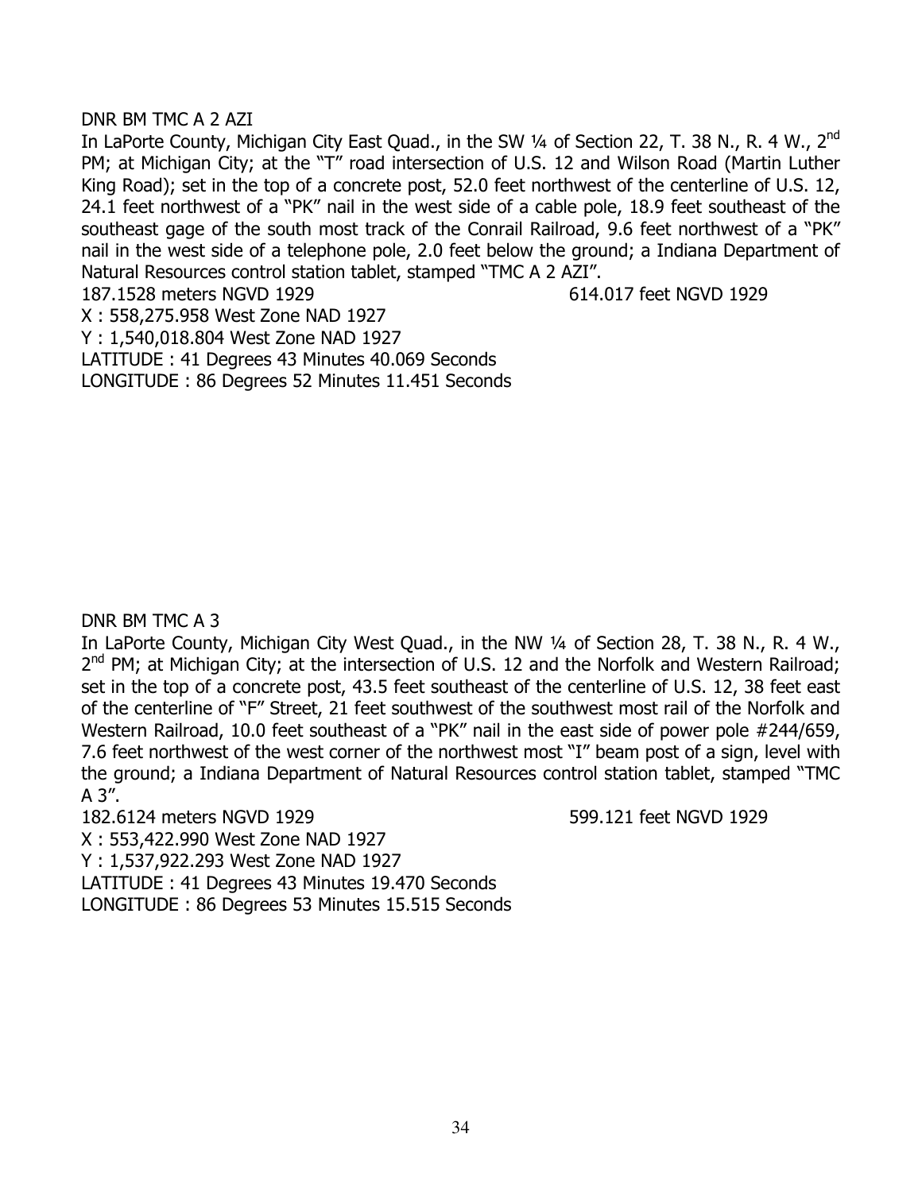DNR BM TMC A 2 AZI

In LaPorte County, Michigan City East Quad., in the SW ¼ of Section 22, T. 38 N., R. 4 W., 2nd PM; at Michigan City; at the "T" road intersection of U.S. 12 and Wilson Road (Martin Luther King Road); set in the top of a concrete post, 52.0 feet northwest of the centerline of U.S. 12, 24.1 feet northwest of a "PK" nail in the west side of a cable pole, 18.9 feet southeast of the southeast gage of the south most track of the Conrail Railroad, 9.6 feet northwest of a "PK" nail in the west side of a telephone pole, 2.0 feet below the ground; a Indiana Department of Natural Resources control station tablet, stamped "TMC A 2 AZI".

187.1528 meters NGVD 1929 614.017 feet NGVD 1929

X : 558,275.958 West Zone NAD 1927

Y : 1,540,018.804 West Zone NAD 1927

LATITUDE : 41 Degrees 43 Minutes 40.069 Seconds

LONGITUDE : 86 Degrees 52 Minutes 11.451 Seconds

DNR BM TMC A 3

In LaPorte County, Michigan City West Quad., in the NW ¼ of Section 28, T. 38 N., R. 4 W., 2nd PM; at Michigan City; at the intersection of U.S. 12 and the Norfolk and Western Railroad; set in the top of a concrete post, 43.5 feet southeast of the centerline of U.S. 12, 38 feet east of the centerline of "F" Street, 21 feet southwest of the southwest most rail of the Norfolk and Western Railroad, 10.0 feet southeast of a "PK" nail in the east side of power pole #244/659, 7.6 feet northwest of the west corner of the northwest most "I" beam post of a sign, level with the ground; a Indiana Department of Natural Resources control station tablet, stamped "TMC A 3".

182.6124 meters NGVD 1929 599.121 feet NGVD 1929

X : 553,422.990 West Zone NAD 1927

Y : 1,537,922.293 West Zone NAD 1927

LATITUDE : 41 Degrees 43 Minutes 19.470 Seconds

LONGITUDE : 86 Degrees 53 Minutes 15.515 Seconds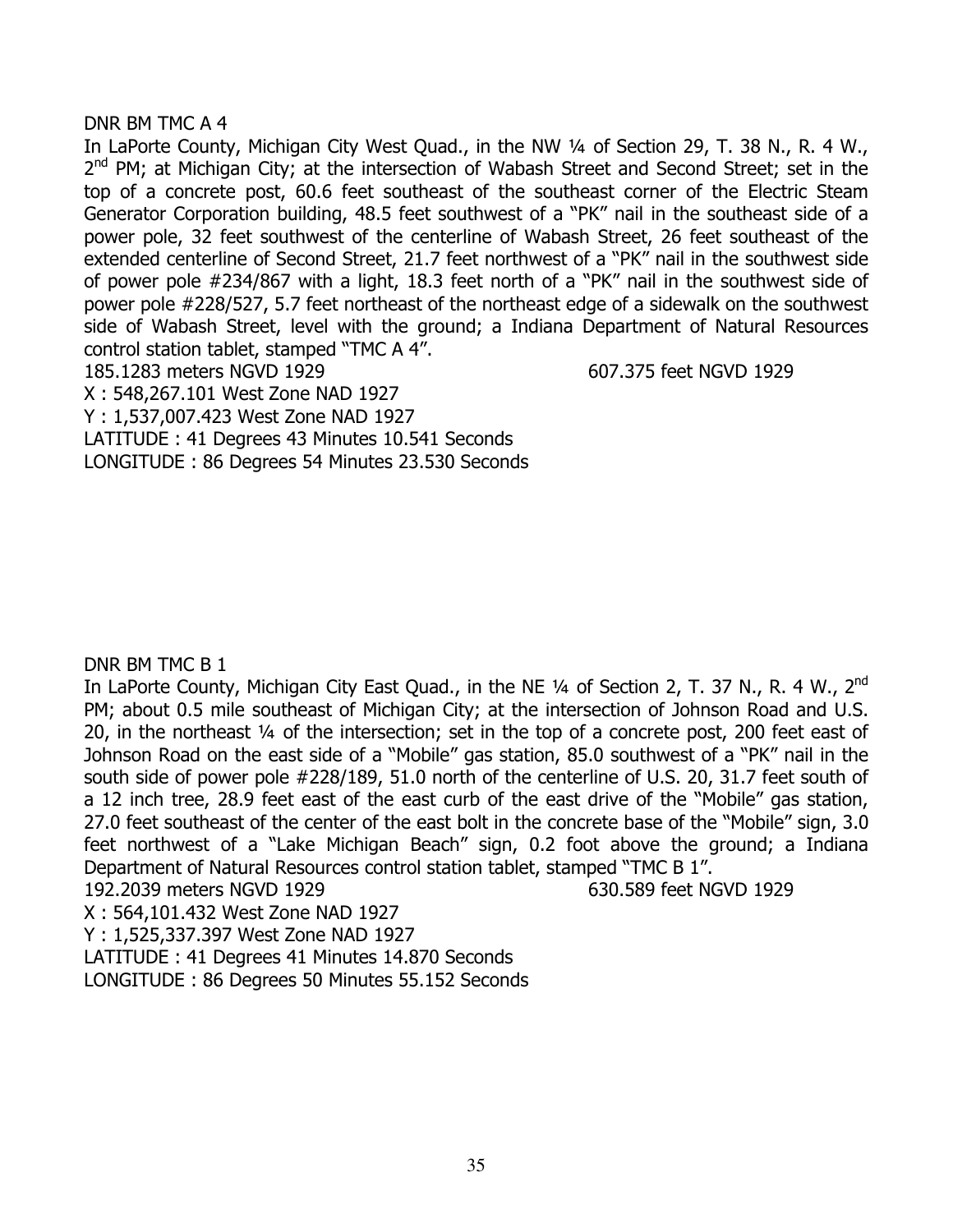DNR BM TMC A 4

In LaPorte County, Michigan City West Quad., in the NW ¼ of Section 29, T. 38 N., R. 4 W., 2nd PM; at Michigan City; at the intersection of Wabash Street and Second Street; set in the top of a concrete post, 60.6 feet southeast of the southeast corner of the Electric Steam Generator Corporation building, 48.5 feet southwest of a "PK" nail in the southeast side of a power pole, 32 feet southwest of the centerline of Wabash Street, 26 feet southeast of the extended centerline of Second Street, 21.7 feet northwest of a "PK" nail in the southwest side of power pole #234/867 with a light, 18.3 feet north of a "PK" nail in the southwest side of power pole #228/527, 5.7 feet northeast of the northeast edge of a sidewalk on the southwest side of Wabash Street, level with the ground; a Indiana Department of Natural Resources control station tablet, stamped "TMC A 4".

185.1283 meters NGVD 1929 607.375 feet NGVD 1929

X : 548,267.101 West Zone NAD 1927

Y : 1,537,007.423 West Zone NAD 1927

LATITUDE : 41 Degrees 43 Minutes 10.541 Seconds

LONGITUDE : 86 Degrees 54 Minutes 23.530 Seconds

DNR BM TMC B 1

In LaPorte County, Michigan City East Quad., in the NE ¼ of Section 2, T. 37 N., R. 4 W., 2nd PM; about 0.5 mile southeast of Michigan City; at the intersection of Johnson Road and U.S. 20, in the northeast ¼ of the intersection; set in the top of a concrete post, 200 feet east of Johnson Road on the east side of a "Mobile" gas station, 85.0 southwest of a "PK" nail in the south side of power pole #228/189, 51.0 north of the centerline of U.S. 20, 31.7 feet south of a 12 inch tree, 28.9 feet east of the east curb of the east drive of the "Mobile" gas station, 27.0 feet southeast of the center of the east bolt in the concrete base of the "Mobile" sign, 3.0 feet northwest of a "Lake Michigan Beach" sign, 0.2 foot above the ground; a Indiana Department of Natural Resources control station tablet, stamped "TMC B 1".

192.2039 meters NGVD 1929 630.589 feet NGVD 1929

X : 564,101.432 West Zone NAD 1927

Y : 1,525,337.397 West Zone NAD 1927

LATITUDE : 41 Degrees 41 Minutes 14.870 Seconds

LONGITUDE : 86 Degrees 50 Minutes 55.152 Seconds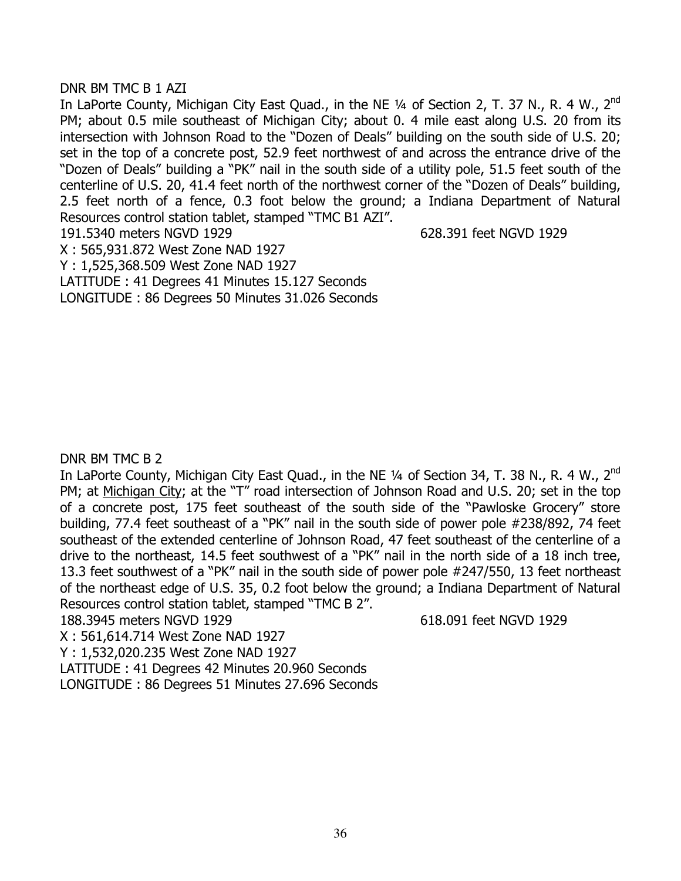DNR BM TMC B 1 AZI

In LaPorte County, Michigan City East Quad., in the NE ¼ of Section 2, T. 37 N., R. 4 W., 2nd PM; about 0.5 mile southeast of Michigan City; about 0. 4 mile east along U.S. 20 from its intersection with Johnson Road to the "Dozen of Deals" building on the south side of U.S. 20; set in the top of a concrete post, 52.9 feet northwest of and across the entrance drive of the "Dozen of Deals" building a "PK" nail in the south side of a utility pole, 51.5 feet south of the centerline of U.S. 20, 41.4 feet north of the northwest corner of the "Dozen of Deals" building, 2.5 feet north of a fence, 0.3 foot below the ground; a Indiana Department of Natural Resources control station tablet, stamped "TMC B1 AZI".

191.5340 meters NGVD 1929 628.391 feet NGVD 1929

X : 565,931.872 West Zone NAD 1927

Y : 1,525,368.509 West Zone NAD 1927

LATITUDE : 41 Degrees 41 Minutes 15.127 Seconds

LONGITUDE : 86 Degrees 50 Minutes 31.026 Seconds

DNR BM TMC B 2

In LaPorte County, Michigan City East Quad., in the NE ¼ of Section 34, T. 38 N., R. 4 W., 2nd PM; at Michigan City; at the "T" road intersection of Johnson Road and U.S. 20; set in the top of a concrete post, 175 feet southeast of the south side of the "Pawloske Grocery" store building, 77.4 feet southeast of a "PK" nail in the south side of power pole #238/892, 74 feet southeast of the extended centerline of Johnson Road, 47 feet southeast of the centerline of a drive to the northeast, 14.5 feet southwest of a "PK" nail in the north side of a 18 inch tree, 13.3 feet southwest of a "PK" nail in the south side of power pole #247/550, 13 feet northeast of the northeast edge of U.S. 35, 0.2 foot below the ground; a Indiana Department of Natural Resources control station tablet, stamped "TMC B 2".

188.3945 meters NGVD 1929 618.091 feet NGVD 1929

X : 561,614.714 West Zone NAD 1927

Y : 1,532,020.235 West Zone NAD 1927

LATITUDE : 41 Degrees 42 Minutes 20.960 Seconds

LONGITUDE : 86 Degrees 51 Minutes 27.696 Seconds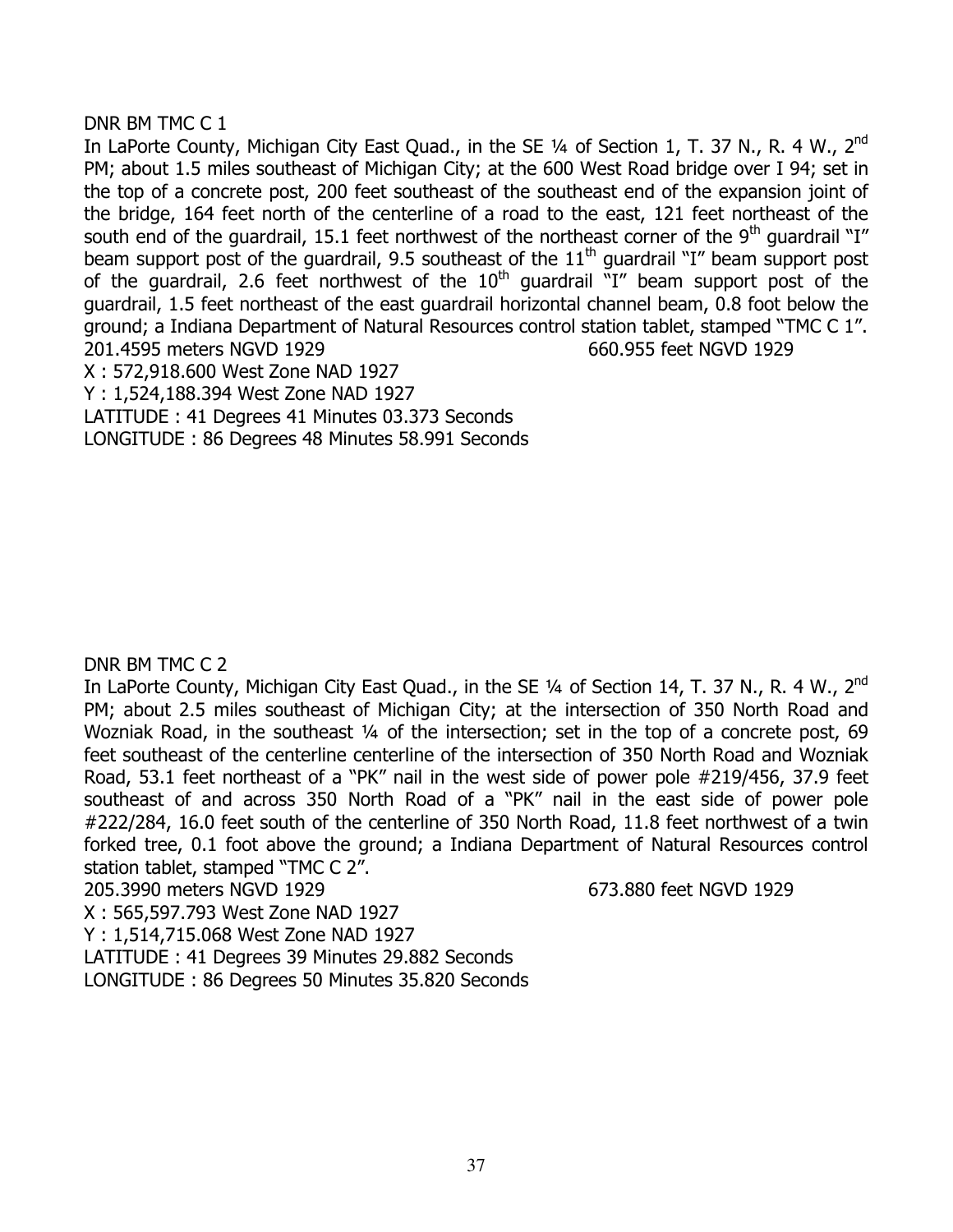DNR BM TMC C 1

In LaPorte County, Michigan City East Quad., in the SE ¼ of Section 1, T. 37 N., R. 4 W., 2nd PM; about 1.5 miles southeast of Michigan City; at the 600 West Road bridge over I 94; set in the top of a concrete post, 200 feet southeast of the southeast end of the expansion joint of the bridge, 164 feet north of the centerline of a road to the east, 121 feet northeast of the south end of the guardrail, 15.1 feet northwest of the northeast corner of the 9th guardrail "I" beam support post of the guardrail, 9.5 southeast of the 11th guardrail "I" beam support post of the guardrail, 2.6 feet northwest of the 10th guardrail "I" beam support post of the guardrail, 1.5 feet northeast of the east guardrail horizontal channel beam, 0.8 foot below the ground; a Indiana Department of Natural Resources control station tablet, stamped "TMC C 1".

201.4595 meters NGVD 1929 660.955 feet NGVD 1929

X : 572,918.600 West Zone NAD 1927

Y : 1,524,188.394 West Zone NAD 1927

LATITUDE : 41 Degrees 41 Minutes 03.373 Seconds

LONGITUDE : 86 Degrees 48 Minutes 58.991 Seconds

DNR BM TMC C 2

In LaPorte County, Michigan City East Quad., in the SE ¼ of Section 14, T. 37 N., R. 4 W., 2nd PM; about 2.5 miles southeast of Michigan City; at the intersection of 350 North Road and Wozniak Road, in the southeast ¼ of the intersection; set in the top of a concrete post, 69 feet southeast of the centerline centerline of the intersection of 350 North Road and Wozniak Road, 53.1 feet northeast of a "PK" nail in the west side of power pole #219/456, 37.9 feet southeast of and across 350 North Road of a "PK" nail in the east side of power pole #222/284, 16.0 feet south of the centerline of 350 North Road, 11.8 feet northwest of a twin forked tree, 0.1 foot above the ground; a Indiana Department of Natural Resources control station tablet, stamped "TMC C 2".

205.3990 meters NGVD 1929 673.880 feet NGVD 1929

X : 565,597.793 West Zone NAD 1927

Y : 1,514,715.068 West Zone NAD 1927

LATITUDE : 41 Degrees 39 Minutes 29.882 Seconds

LONGITUDE : 86 Degrees 50 Minutes 35.820 Seconds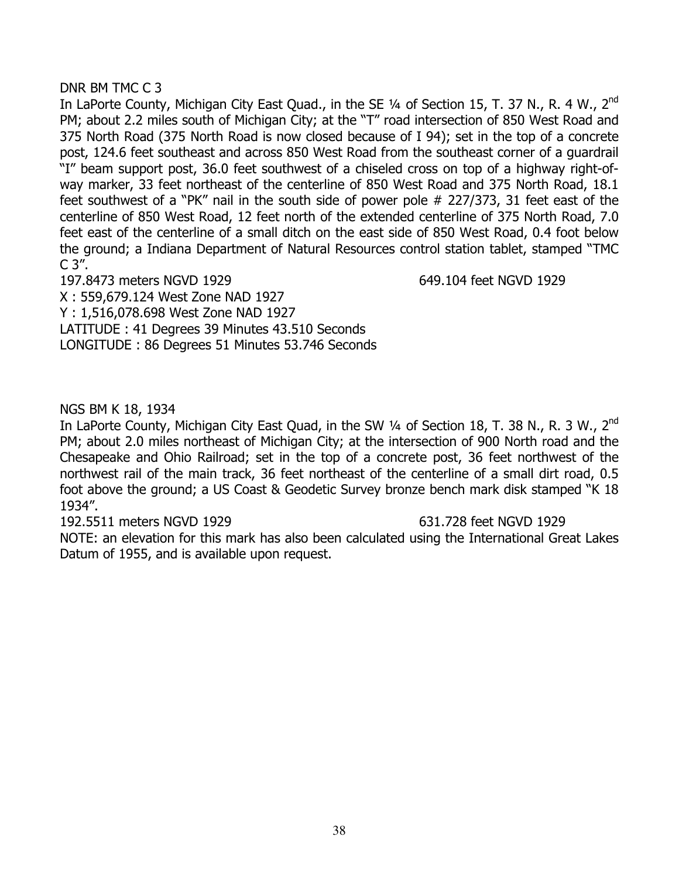DNR BM TMC C 3

In LaPorte County, Michigan City East Quad., in the SE ¼ of Section 15, T. 37 N., R. 4 W., 2nd PM; about 2.2 miles south of Michigan City; at the "T" road intersection of 850 West Road and 375 North Road (375 North Road is now closed because of I 94); set in the top of a concrete post, 124.6 feet southeast and across 850 West Road from the southeast corner of a guardrail "I" beam support post, 36.0 feet southwest of a chiseled cross on top of a highway right-of-way marker, 33 feet northeast of the centerline of 850 West Road and 375 North Road, 18.1 feet southwest of a "PK" nail in the south side of power pole # 227/373, 31 feet east of the centerline of 850 West Road, 12 feet north of the extended centerline of 375 North Road, 7.0 feet east of the centerline of a small ditch on the east side of 850 West Road, 0.4 foot below the ground; a Indiana Department of Natural Resources control station tablet, stamped "TMC C 3".

197.8473 meters NGVD 1929 649.104 feet NGVD 1929

X : 559,679.124 West Zone NAD 1927

Y : 1,516,078.698 West Zone NAD 1927

LATITUDE : 41 Degrees 39 Minutes 43.510 Seconds

LONGITUDE : 86 Degrees 51 Minutes 53.746 Seconds

NGS BM K 18, 1934

In LaPorte County, Michigan City East Quad, in the SW ¼ of Section 18, T. 38 N., R. 3 W., 2nd PM; about 2.0 miles northeast of Michigan City; at the intersection of 900 North road and the Chesapeake and Ohio Railroad; set in the top of a concrete post, 36 feet northwest of the northwest rail of the main track, 36 feet northeast of the centerline of a small dirt road, 0.5 foot above the ground; a US Coast & Geodetic Survey bronze bench mark disk stamped "K 18 1934".

192.5511 meters NGVD 1929 631.728 feet NGVD 1929

NOTE: an elevation for this mark has also been calculated using the International Great Lakes Datum of 1955, and is available upon request.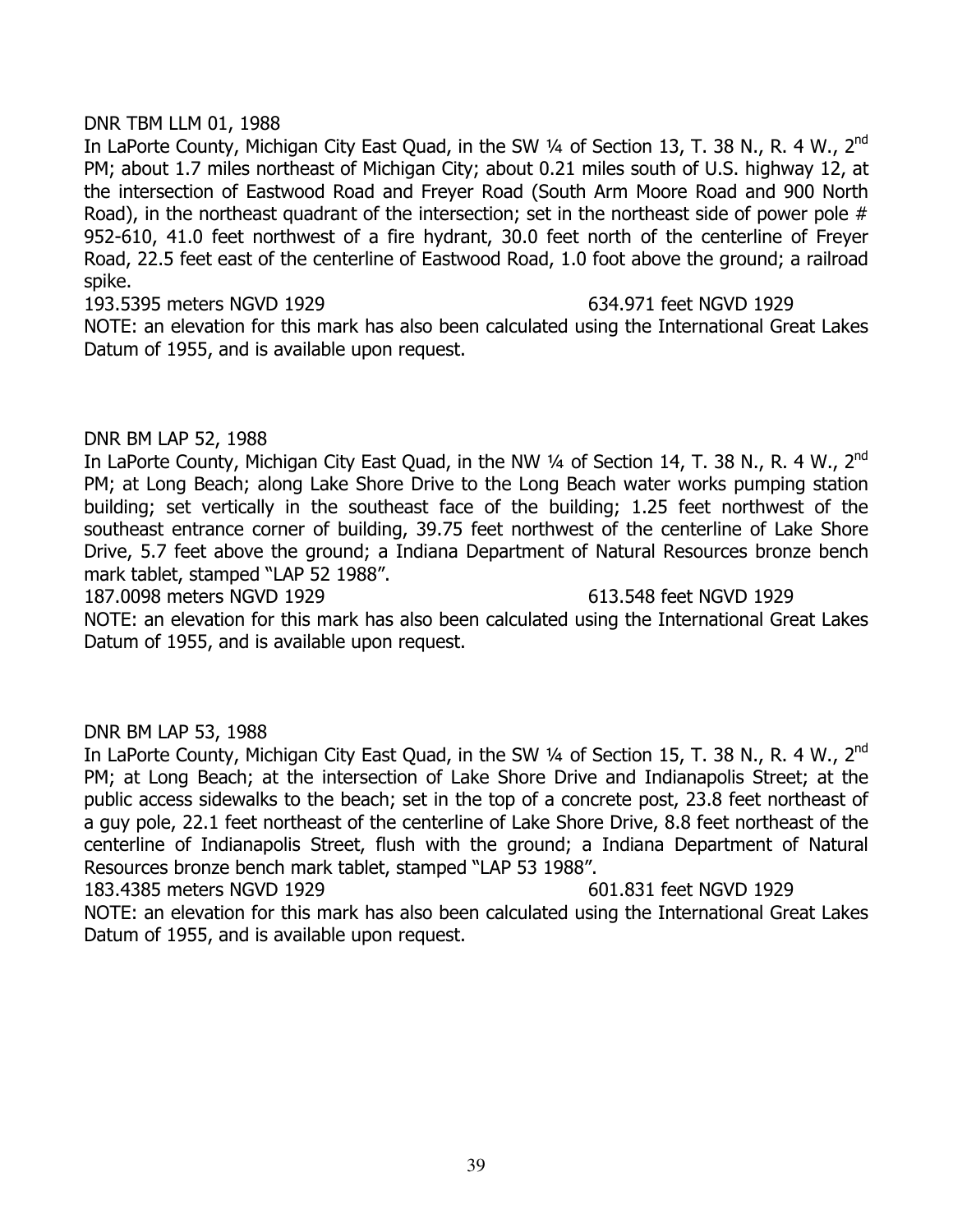DNR TBM LLM 01, 1988

In LaPorte County, Michigan City East Quad, in the SW ¼ of Section 13, T. 38 N., R. 4 W., 2nd PM; about 1.7 miles northeast of Michigan City; about 0.21 miles south of U.S. highway 12, at the intersection of Eastwood Road and Freyer Road (South Arm Moore Road and 900 North Road), in the northeast quadrant of the intersection; set in the northeast side of power pole # 952-610, 41.0 feet northwest of a fire hydrant, 30.0 feet north of the centerline of Freyer Road, 22.5 feet east of the centerline of Eastwood Road, 1.0 foot above the ground; a railroad spike.

193.5395 meters NGVD 1929 634.971 feet NGVD 1929

NOTE: an elevation for this mark has also been calculated using the International Great Lakes Datum of 1955, and is available upon request.

DNR BM LAP 52, 1988

In LaPorte County, Michigan City East Quad, in the NW ¼ of Section 14, T. 38 N., R. 4 W., 2nd PM; at Long Beach; along Lake Shore Drive to the Long Beach water works pumping station building; set vertically in the southeast face of the building; 1.25 feet northwest of the southeast entrance corner of building, 39.75 feet northwest of the centerline of Lake Shore Drive, 5.7 feet above the ground; a Indiana Department of Natural Resources bronze bench mark tablet, stamped "LAP 52 1988".

187.0098 meters NGVD 1929 613.548 feet NGVD 1929

NOTE: an elevation for this mark has also been calculated using the International Great Lakes Datum of 1955, and is available upon request.

DNR BM LAP 53, 1988

In LaPorte County, Michigan City East Quad, in the SW ¼ of Section 15, T. 38 N., R. 4 W., 2nd PM; at Long Beach; at the intersection of Lake Shore Drive and Indianapolis Street; at the public access sidewalks to the beach; set in the top of a concrete post, 23.8 feet northeast of a guy pole, 22.1 feet northeast of the centerline of Lake Shore Drive, 8.8 feet northeast of the centerline of Indianapolis Street, flush with the ground; a Indiana Department of Natural Resources bronze bench mark tablet, stamped "LAP 53 1988".

183.4385 meters NGVD 1929 601.831 feet NGVD 1929

NOTE: an elevation for this mark has also been calculated using the International Great Lakes Datum of 1955, and is available upon request.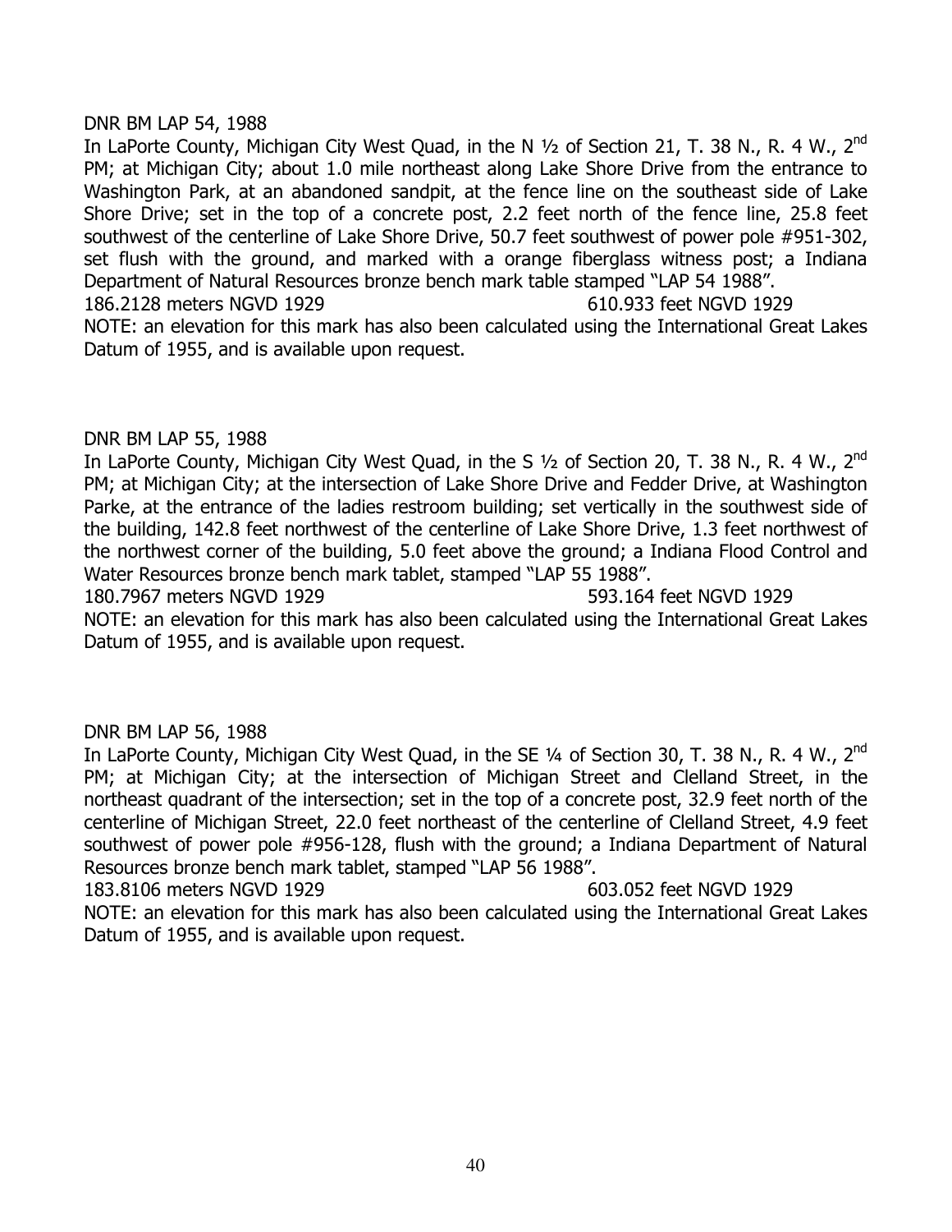DNR BM LAP 54, 1988

In LaPorte County, Michigan City West Quad, in the N ½ of Section 21, T. 38 N., R. 4 W., 2nd PM; at Michigan City; about 1.0 mile northeast along Lake Shore Drive from the entrance to Washington Park, at an abandoned sandpit, at the fence line on the southeast side of Lake Shore Drive; set in the top of a concrete post, 2.2 feet north of the fence line, 25.8 feet southwest of the centerline of Lake Shore Drive, 50.7 feet southwest of power pole #951-302, set flush with the ground, and marked with a orange fiberglass witness post; a Indiana Department of Natural Resources bronze bench mark table stamped "LAP 54 1988".

186.2128 meters NGVD 1929 610.933 feet NGVD 1929

NOTE: an elevation for this mark has also been calculated using the International Great Lakes Datum of 1955, and is available upon request.

DNR BM LAP 55, 1988

In LaPorte County, Michigan City West Quad, in the S ½ of Section 20, T. 38 N., R. 4 W., 2nd PM; at Michigan City; at the intersection of Lake Shore Drive and Fedder Drive, at Washington Parke, at the entrance of the ladies restroom building; set vertically in the southwest side of the building, 142.8 feet northwest of the centerline of Lake Shore Drive, 1.3 feet northwest of the northwest corner of the building, 5.0 feet above the ground; a Indiana Flood Control and Water Resources bronze bench mark tablet, stamped "LAP 55 1988".

180.7967 meters NGVD 1929 593.164 feet NGVD 1929

NOTE: an elevation for this mark has also been calculated using the International Great Lakes Datum of 1955, and is available upon request.

DNR BM LAP 56, 1988

In LaPorte County, Michigan City West Quad, in the SE ¼ of Section 30, T. 38 N., R. 4 W., 2nd PM; at Michigan City; at the intersection of Michigan Street and Clelland Street, in the northeast quadrant of the intersection; set in the top of a concrete post, 32.9 feet north of the centerline of Michigan Street, 22.0 feet northeast of the centerline of Clelland Street, 4.9 feet southwest of power pole #956-128, flush with the ground; a Indiana Department of Natural Resources bronze bench mark tablet, stamped "LAP 56 1988".

183.8106 meters NGVD 1929 603.052 feet NGVD 1929

NOTE: an elevation for this mark has also been calculated using the International Great Lakes Datum of 1955, and is available upon request.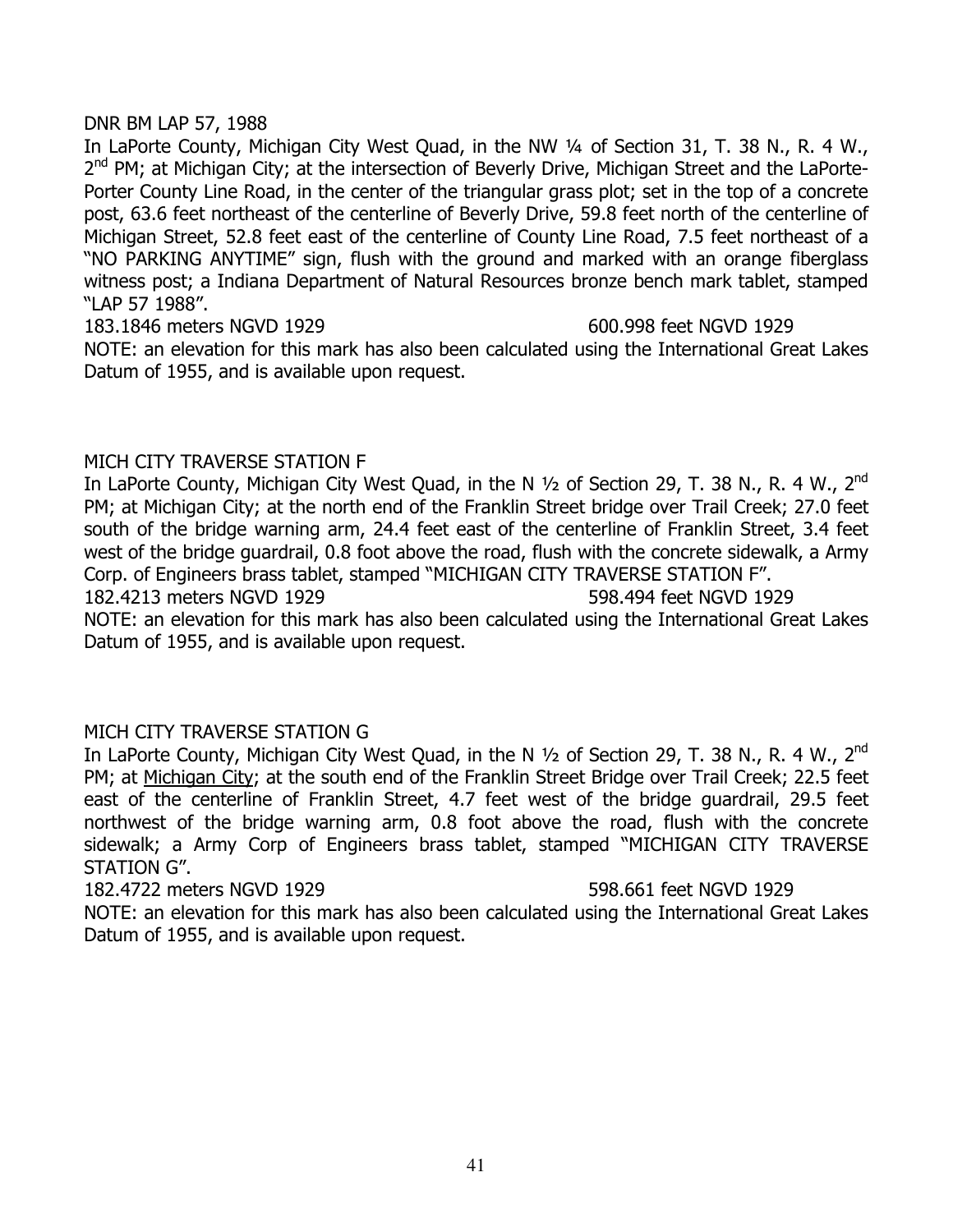DNR BM LAP 57, 1988

In LaPorte County, Michigan City West Quad, in the NW ¼ of Section 31, T. 38 N., R. 4 W., 2nd PM; at Michigan City; at the intersection of Beverly Drive, Michigan Street and the LaPorte-Porter County Line Road, in the center of the triangular grass plot; set in the top of a concrete post, 63.6 feet northeast of the centerline of Beverly Drive, 59.8 feet north of the centerline of Michigan Street, 52.8 feet east of the centerline of County Line Road, 7.5 feet northeast of a "NO PARKING ANYTIME" sign, flush with the ground and marked with an orange fiberglass witness post; a Indiana Department of Natural Resources bronze bench mark tablet, stamped "LAP 57 1988".

183.1846 meters NGVD 1929 600.998 feet NGVD 1929

NOTE: an elevation for this mark has also been calculated using the International Great Lakes Datum of 1955, and is available upon request.

MICH CITY TRAVERSE STATION F

In LaPorte County, Michigan City West Quad, in the N ½ of Section 29, T. 38 N., R. 4 W., 2nd PM; at Michigan City; at the north end of the Franklin Street bridge over Trail Creek; 27.0 feet south of the bridge warning arm, 24.4 feet east of the centerline of Franklin Street, 3.4 feet west of the bridge guardrail, 0.8 foot above the road, flush with the concrete sidewalk, a Army Corp. of Engineers brass tablet, stamped "MICHIGAN CITY TRAVERSE STATION F".

182.4213 meters NGVD 1929 598.494 feet NGVD 1929

NOTE: an elevation for this mark has also been calculated using the International Great Lakes Datum of 1955, and is available upon request.

MICH CITY TRAVERSE STATION G

In LaPorte County, Michigan City West Quad, in the N ½ of Section 29, T. 38 N., R. 4 W., 2nd PM; at Michigan City; at the south end of the Franklin Street Bridge over Trail Creek; 22.5 feet east of the centerline of Franklin Street, 4.7 feet west of the bridge guardrail, 29.5 feet northwest of the bridge warning arm, 0.8 foot above the road, flush with the concrete sidewalk; a Army Corp of Engineers brass tablet, stamped "MICHIGAN CITY TRAVERSE STATION G".

182.4722 meters NGVD 1929 598.661 feet NGVD 1929

NOTE: an elevation for this mark has also been calculated using the International Great Lakes Datum of 1955, and is available upon request.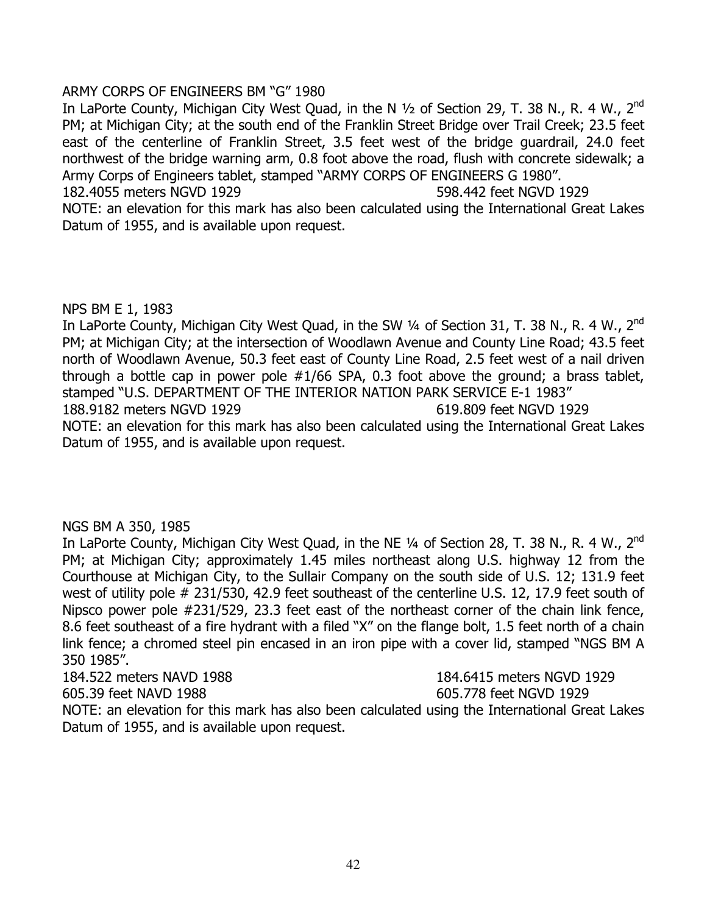ARMY CORPS OF ENGINEERS BM "G" 1980

In LaPorte County, Michigan City West Quad, in the N ½ of Section 29, T. 38 N., R. 4 W., 2nd PM; at Michigan City; at the south end of the Franklin Street Bridge over Trail Creek; 23.5 feet east of the centerline of Franklin Street, 3.5 feet west of the bridge guardrail, 24.0 feet northwest of the bridge warning arm, 0.8 foot above the road, flush with concrete sidewalk; a Army Corps of Engineers tablet, stamped "ARMY CORPS OF ENGINEERS G 1980".

182.4055 meters NGVD 1929 598.442 feet NGVD 1929

NOTE: an elevation for this mark has also been calculated using the International Great Lakes Datum of 1955, and is available upon request.

NPS BM E 1, 1983

In LaPorte County, Michigan City West Quad, in the SW ¼ of Section 31, T. 38 N., R. 4 W., 2nd PM; at Michigan City; at the intersection of Woodlawn Avenue and County Line Road; 43.5 feet north of Woodlawn Avenue, 50.3 feet east of County Line Road, 2.5 feet west of a nail driven through a bottle cap in power pole #1/66 SPA, 0.3 foot above the ground; a brass tablet, stamped "U.S. DEPARTMENT OF THE INTERIOR NATION PARK SERVICE E-1 1983"

188.9182 meters NGVD 1929 619.809 feet NGVD 1929

NOTE: an elevation for this mark has also been calculated using the International Great Lakes Datum of 1955, and is available upon request.

NGS BM A 350, 1985

In LaPorte County, Michigan City West Quad, in the NE ¼ of Section 28, T. 38 N., R. 4 W., 2nd PM; at Michigan City; approximately 1.45 miles northeast along U.S. highway 12 from the Courthouse at Michigan City, to the Sullair Company on the south side of U.S. 12; 131.9 feet west of utility pole # 231/530, 42.9 feet southeast of the centerline U.S. 12, 17.9 feet south of Nipsco power pole #231/529, 23.3 feet east of the northeast corner of the chain link fence, 8.6 feet southeast of a fire hydrant with a filed "X" on the flange bolt, 1.5 feet north of a chain link fence; a chromed steel pin encased in an iron pipe with a cover lid, stamped "NGS BM A 350 1985".

184.522 meters NAVD 1988 184.6415 meters NGVD 1929

605.39 feet NAVD 1988 605.778 feet NGVD 1929

NOTE: an elevation for this mark has also been calculated using the International Great Lakes Datum of 1955, and is available upon request.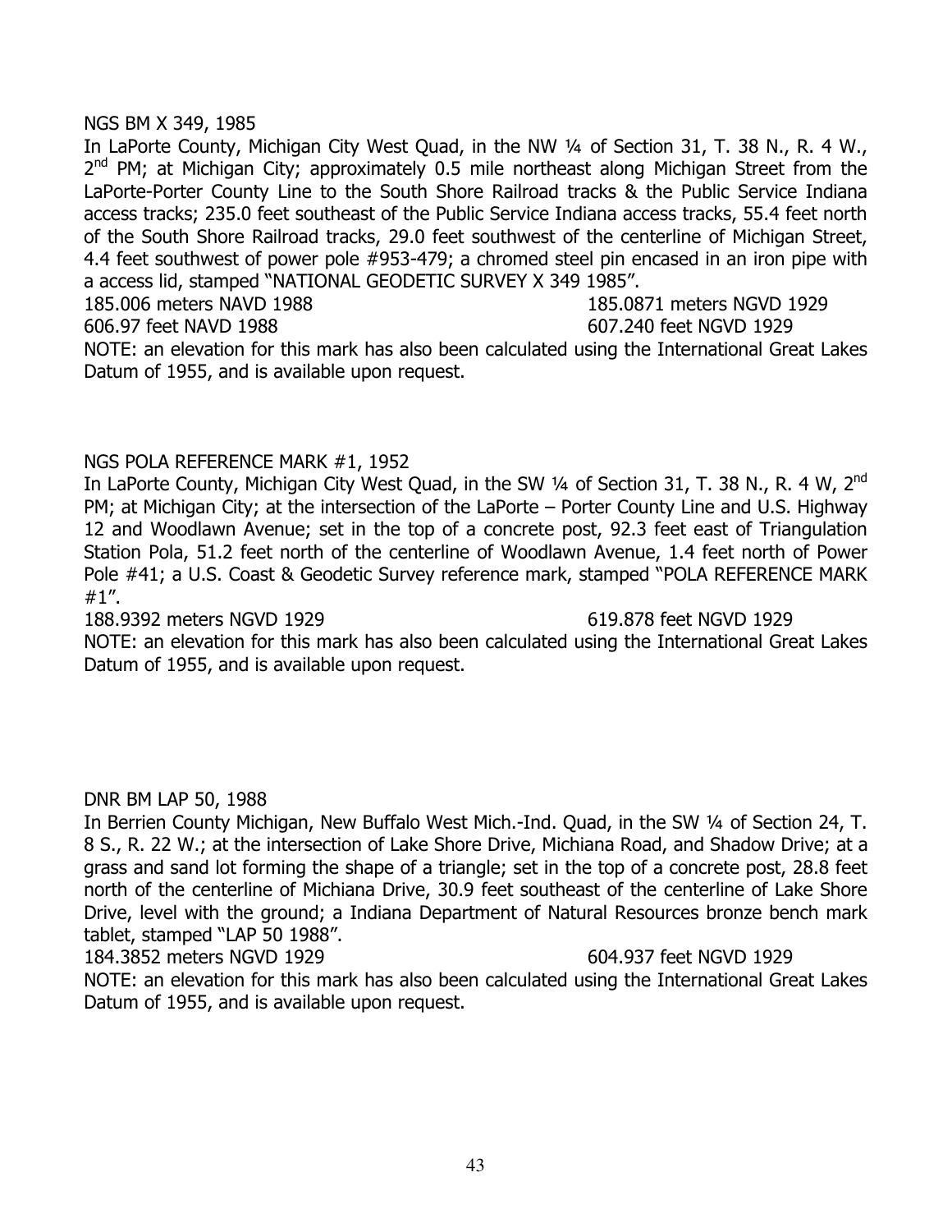NGS BM X 349, 1985

In LaPorte County, Michigan City West Quad, in the NW ¼ of Section 31, T. 38 N., R. 4 W., 2nd PM; at Michigan City; approximately 0.5 mile northeast along Michigan Street from the LaPorte-Porter County Line to the South Shore Railroad tracks & the Public Service Indiana access tracks; 235.0 feet southeast of the Public Service Indiana access tracks, 55.4 feet north of the South Shore Railroad tracks, 29.0 feet southwest of the centerline of Michigan Street, 4.4 feet southwest of power pole #953-479; a chromed steel pin encased in an iron pipe with a access lid, stamped "NATIONAL GEODETIC SURVEY X 349 1985".

185.006 meters NAVD 1988 185.0871 meters NGVD 1929
606.97 feet NAVD 1988 607.240 feet NGVD 1929

NOTE: an elevation for this mark has also been calculated using the International Great Lakes Datum of 1955, and is available upon request.

NGS POLA REFERENCE MARK #1, 1952

In LaPorte County, Michigan City West Quad, in the SW ¼ of Section 31, T. 38 N., R. 4 W, 2nd PM; at Michigan City; at the intersection of the LaPorte – Porter County Line and U.S. Highway 12 and Woodlawn Avenue; set in the top of a concrete post, 92.3 feet east of Triangulation Station Pola, 51.2 feet north of the centerline of Woodlawn Avenue, 1.4 feet north of Power Pole #41; a U.S. Coast & Geodetic Survey reference mark, stamped "POLA REFERENCE MARK #1".

188.9392 meters NGVD 1929 619.878 feet NGVD 1929

NOTE: an elevation for this mark has also been calculated using the International Great Lakes Datum of 1955, and is available upon request.

DNR BM LAP 50, 1988

In Berrien County Michigan, New Buffalo West Mich.-Ind. Quad, in the SW ¼ of Section 24, T. 8 S., R. 22 W.; at the intersection of Lake Shore Drive, Michiana Road, and Shadow Drive; at a grass and sand lot forming the shape of a triangle; set in the top of a concrete post, 28.8 feet north of the centerline of Michiana Drive, 30.9 feet southeast of the centerline of Lake Shore Drive, level with the ground; a Indiana Department of Natural Resources bronze bench mark tablet, stamped "LAP 50 1988".

184.3852 meters NGVD 1929 604.937 feet NGVD 1929

NOTE: an elevation for this mark has also been calculated using the International Great Lakes Datum of 1955, and is available upon request.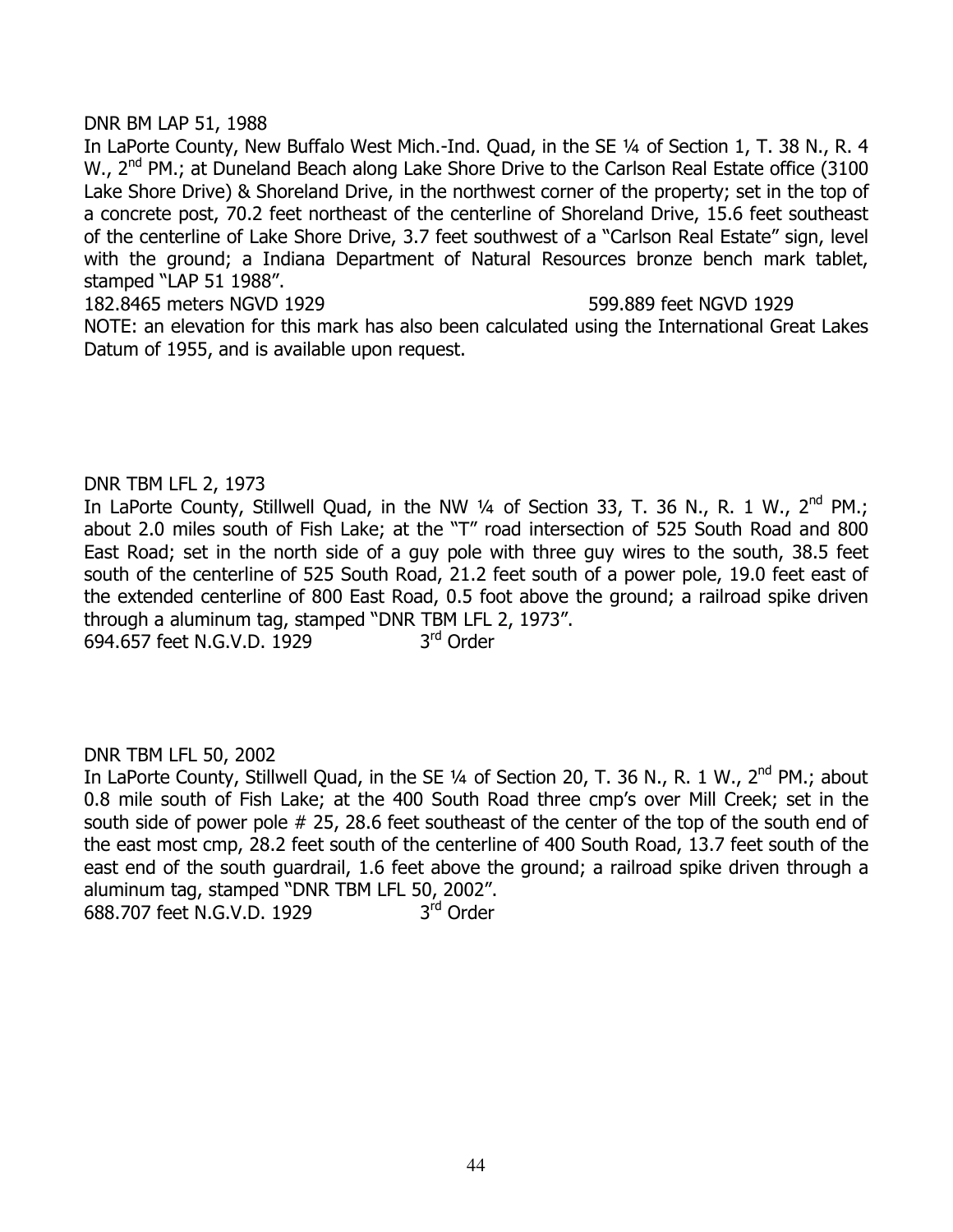DNR BM LAP 51, 1988

In LaPorte County, New Buffalo West Mich.-Ind. Quad, in the SE ¼ of Section 1, T. 38 N., R. 4 W., 2nd PM.; at Duneland Beach along Lake Shore Drive to the Carlson Real Estate office (3100 Lake Shore Drive) & Shoreland Drive, in the northwest corner of the property; set in the top of a concrete post, 70.2 feet northeast of the centerline of Shoreland Drive, 15.6 feet southeast of the centerline of Lake Shore Drive, 3.7 feet southwest of a "Carlson Real Estate" sign, level with the ground; a Indiana Department of Natural Resources bronze bench mark tablet, stamped "LAP 51 1988".

182.8465 meters NGVD 1929 599.889 feet NGVD 1929

NOTE: an elevation for this mark has also been calculated using the International Great Lakes Datum of 1955, and is available upon request.

DNR TBM LFL 2, 1973

In LaPorte County, Stillwell Quad, in the NW ¼ of Section 33, T. 36 N., R. 1 W., 2nd PM.; about 2.0 miles south of Fish Lake; at the "T" road intersection of 525 South Road and 800 East Road; set in the north side of a guy pole with three guy wires to the south, 38.5 feet south of the centerline of 525 South Road, 21.2 feet south of a power pole, 19.0 feet east of the extended centerline of 800 East Road, 0.5 foot above the ground; a railroad spike driven through a aluminum tag, stamped "DNR TBM LFL 2, 1973".

694.657 feet N.G.V.D. 1929 3rd Order

DNR TBM LFL 50, 2002

In LaPorte County, Stillwell Quad, in the SE ¼ of Section 20, T. 36 N., R. 1 W., 2nd PM.; about 0.8 mile south of Fish Lake; at the 400 South Road three cmp's over Mill Creek; set in the south side of power pole # 25, 28.6 feet southeast of the center of the top of the south end of the east most cmp, 28.2 feet south of the centerline of 400 South Road, 13.7 feet south of the east end of the south guardrail, 1.6 feet above the ground; a railroad spike driven through a aluminum tag, stamped "DNR TBM LFL 50, 2002".

688.707 feet N.G.V.D. 1929 3rd Order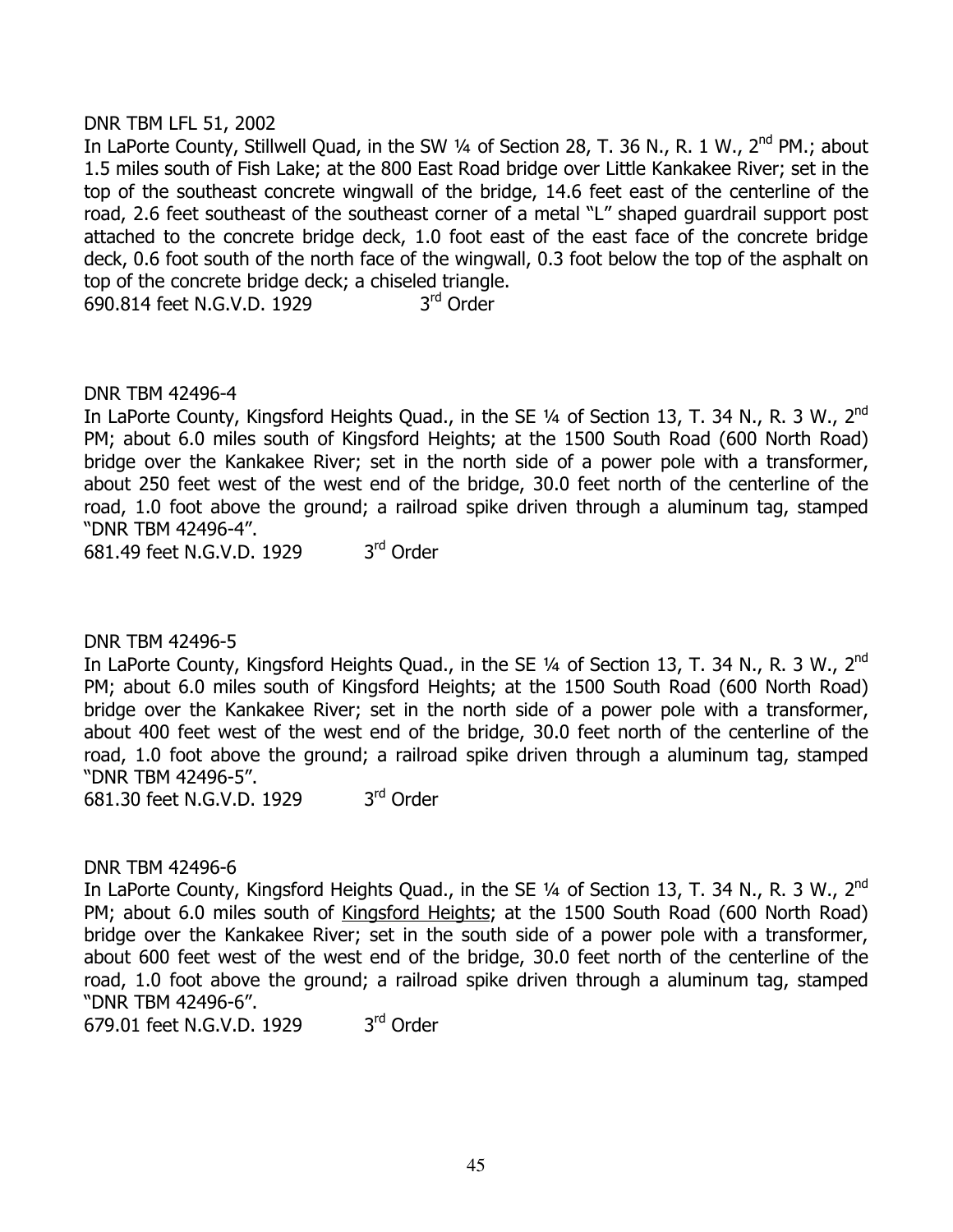DNR TBM LFL 51, 2002

In LaPorte County, Stillwell Quad, in the SW ¼ of Section 28, T. 36 N., R. 1 W., 2nd PM.; about 1.5 miles south of Fish Lake; at the 800 East Road bridge over Little Kankakee River; set in the top of the southeast concrete wingwall of the bridge, 14.6 feet east of the centerline of the road, 2.6 feet southeast of the southeast corner of a metal "L" shaped guardrail support post attached to the concrete bridge deck, 1.0 foot east of the east face of the concrete bridge deck, 0.6 foot south of the north face of the wingwall, 0.3 foot below the top of the asphalt on top of the concrete bridge deck; a chiseled triangle.

690.814 feet N.G.V.D. 1929 3rd Order

DNR TBM 42496-4

In LaPorte County, Kingsford Heights Quad., in the SE ¼ of Section 13, T. 34 N., R. 3 W., 2nd PM; about 6.0 miles south of Kingsford Heights; at the 1500 South Road (600 North Road) bridge over the Kankakee River; set in the north side of a power pole with a transformer, about 250 feet west of the west end of the bridge, 30.0 feet north of the centerline of the road, 1.0 foot above the ground; a railroad spike driven through a aluminum tag, stamped "DNR TBM 42496-4".

681.49 feet N.G.V.D. 1929 3rd Order

DNR TBM 42496-5

In LaPorte County, Kingsford Heights Quad., in the SE ¼ of Section 13, T. 34 N., R. 3 W., 2nd PM; about 6.0 miles south of Kingsford Heights; at the 1500 South Road (600 North Road) bridge over the Kankakee River; set in the north side of a power pole with a transformer, about 400 feet west of the west end of the bridge, 30.0 feet north of the centerline of the road, 1.0 foot above the ground; a railroad spike driven through a aluminum tag, stamped "DNR TBM 42496-5".

681.30 feet N.G.V.D. 1929 3rd Order

DNR TBM 42496-6

In LaPorte County, Kingsford Heights Quad., in the SE ¼ of Section 13, T. 34 N., R. 3 W., 2nd PM; about 6.0 miles south of Kingsford Heights; at the 1500 South Road (600 North Road) bridge over the Kankakee River; set in the south side of a power pole with a transformer, about 600 feet west of the west end of the bridge, 30.0 feet north of the centerline of the road, 1.0 foot above the ground; a railroad spike driven through a aluminum tag, stamped "DNR TBM 42496-6".

679.01 feet N.G.V.D. 1929 3rd Order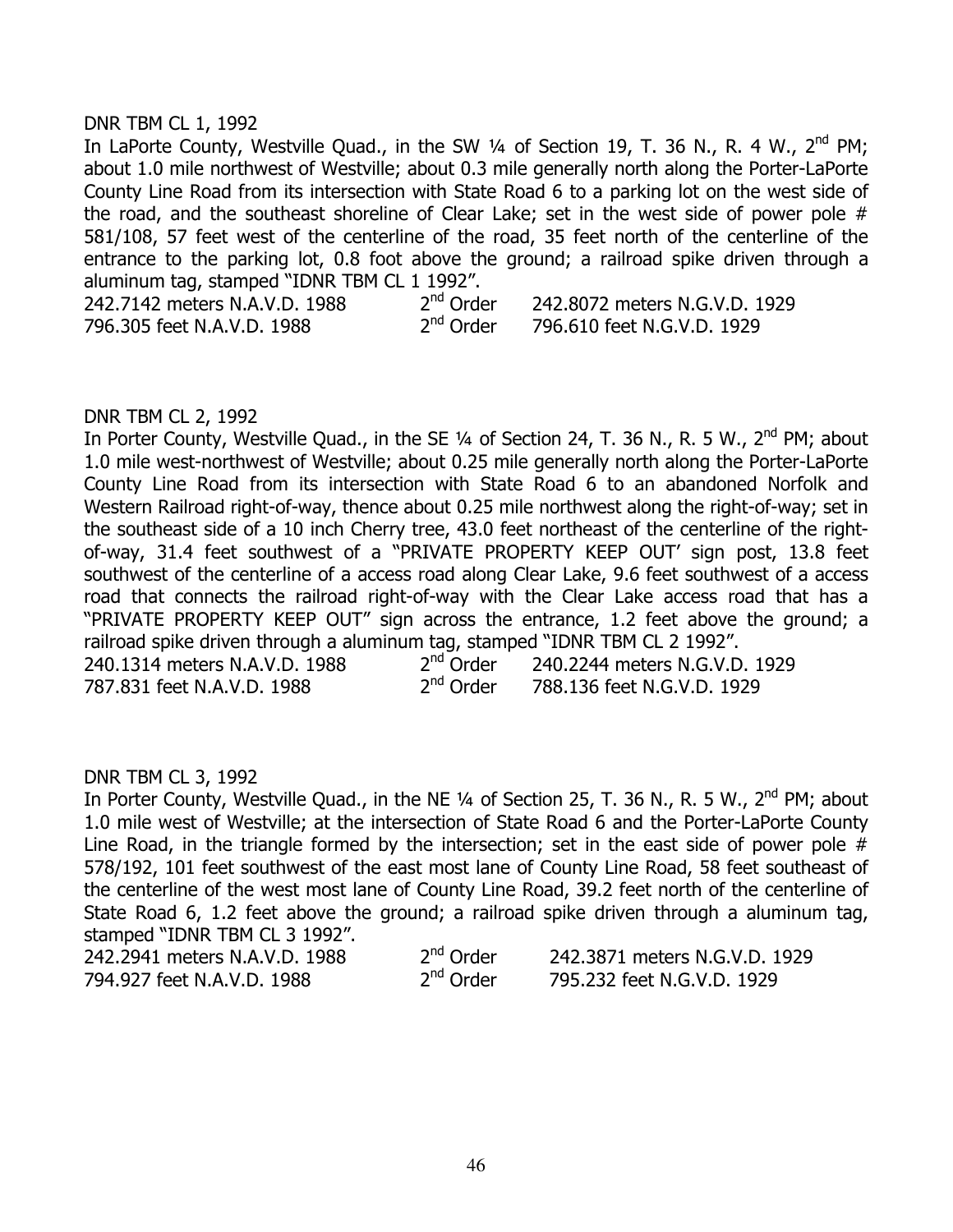DNR TBM CL 1, 1992

In LaPorte County, Westville Quad., in the SW ¼ of Section 19, T. 36 N., R. 4 W., 2nd PM; about 1.0 mile northwest of Westville; about 0.3 mile generally north along the Porter-LaPorte County Line Road from its intersection with State Road 6 to a parking lot on the west side of the road, and the southeast shoreline of Clear Lake; set in the west side of power pole # 581/108, 57 feet west of the centerline of the road, 35 feet north of the centerline of the entrance to the parking lot, 0.8 foot above the ground; a railroad spike driven through a aluminum tag, stamped "IDNR TBM CL 1 1992".

| | | |
|---|---|---|
| 242.7142 meters N.A.V.D. 1988 | 2nd Order | 242.8072 meters N.G.V.D. 1929 |
| 796.305 feet N.A.V.D. 1988 | 2nd Order | 796.610 feet N.G.V.D. 1929 |

DNR TBM CL 2, 1992

In Porter County, Westville Quad., in the SE ¼ of Section 24, T. 36 N., R. 5 W., 2nd PM; about 1.0 mile west-northwest of Westville; about 0.25 mile generally north along the Porter-LaPorte County Line Road from its intersection with State Road 6 to an abandoned Norfolk and Western Railroad right-of-way, thence about 0.25 mile northwest along the right-of-way; set in the southeast side of a 10 inch Cherry tree, 43.0 feet northeast of the centerline of the right-of-way, 31.4 feet southwest of a "PRIVATE PROPERTY KEEP OUT' sign post, 13.8 feet southwest of the centerline of a access road along Clear Lake, 9.6 feet southwest of a access road that connects the railroad right-of-way with the Clear Lake access road that has a "PRIVATE PROPERTY KEEP OUT" sign across the entrance, 1.2 feet above the ground; a railroad spike driven through a aluminum tag, stamped "IDNR TBM CL 2 1992".

| | | |
|---|---|---|
| 240.1314 meters N.A.V.D. 1988 | 2nd Order | 240.2244 meters N.G.V.D. 1929 |
| 787.831 feet N.A.V.D. 1988 | 2nd Order | 788.136 feet N.G.V.D. 1929 |

DNR TBM CL 3, 1992

In Porter County, Westville Quad., in the NE ¼ of Section 25, T. 36 N., R. 5 W., 2nd PM; about 1.0 mile west of Westville; at the intersection of State Road 6 and the Porter-LaPorte County Line Road, in the triangle formed by the intersection; set in the east side of power pole # 578/192, 101 feet southwest of the east most lane of County Line Road, 58 feet southeast of the centerline of the west most lane of County Line Road, 39.2 feet north of the centerline of State Road 6, 1.2 feet above the ground; a railroad spike driven through a aluminum tag, stamped "IDNR TBM CL 3 1992".

| | | |
|---|---|---|
| 242.2941 meters N.A.V.D. 1988 | 2nd Order | 242.3871 meters N.G.V.D. 1929 |
| 794.927 feet N.A.V.D. 1988 | 2nd Order | 795.232 feet N.G.V.D. 1929 |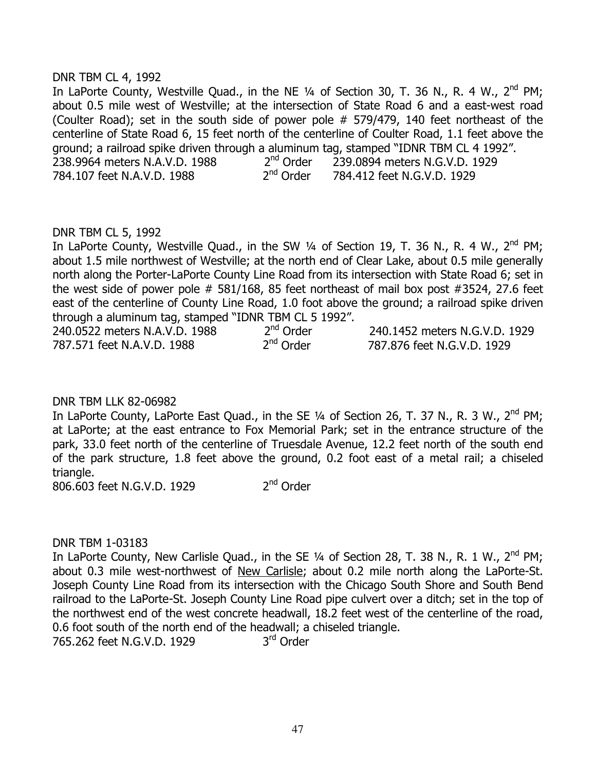DNR TBM CL 4, 1992

In LaPorte County, Westville Quad., in the NE ¼ of Section 30, T. 36 N., R. 4 W., 2nd PM; about 0.5 mile west of Westville; at the intersection of State Road 6 and a east-west road (Coulter Road); set in the south side of power pole # 579/479, 140 feet northeast of the centerline of State Road 6, 15 feet north of the centerline of Coulter Road, 1.1 feet above the ground; a railroad spike driven through a aluminum tag, stamped "IDNR TBM CL 4 1992".

238.9964 meters N.A.V.D. 1988 2nd Order 239.0894 meters N.G.V.D. 1929
784.107 feet N.A.V.D. 1988 2nd Order 784.412 feet N.G.V.D. 1929

DNR TBM CL 5, 1992

In LaPorte County, Westville Quad., in the SW ¼ of Section 19, T. 36 N., R. 4 W., 2nd PM; about 1.5 mile northwest of Westville; at the north end of Clear Lake, about 0.5 mile generally north along the Porter-LaPorte County Line Road from its intersection with State Road 6; set in the west side of power pole # 581/168, 85 feet northeast of mail box post #3524, 27.6 feet east of the centerline of County Line Road, 1.0 foot above the ground; a railroad spike driven through a aluminum tag, stamped "IDNR TBM CL 5 1992".

240.0522 meters N.A.V.D. 1988 2nd Order 240.1452 meters N.G.V.D. 1929
787.571 feet N.A.V.D. 1988 2nd Order 787.876 feet N.G.V.D. 1929

DNR TBM LLK 82-06982

In LaPorte County, LaPorte East Quad., in the SE ¼ of Section 26, T. 37 N., R. 3 W., 2nd PM; at LaPorte; at the east entrance to Fox Memorial Park; set in the entrance structure of the park, 33.0 feet north of the centerline of Truesdale Avenue, 12.2 feet north of the south end of the park structure, 1.8 feet above the ground, 0.2 foot east of a metal rail; a chiseled triangle.

806.603 feet N.G.V.D. 1929 2nd Order

DNR TBM 1-03183

In LaPorte County, New Carlisle Quad., in the SE ¼ of Section 28, T. 38 N., R. 1 W., 2nd PM; about 0.3 mile west-northwest of New Carlisle; about 0.2 mile north along the LaPorte-St. Joseph County Line Road from its intersection with the Chicago South Shore and South Bend railroad to the LaPorte-St. Joseph County Line Road pipe culvert over a ditch; set in the top of the northwest end of the west concrete headwall, 18.2 feet west of the centerline of the road, 0.6 foot south of the north end of the headwall; a chiseled triangle.

765.262 feet N.G.V.D. 1929 3rd Order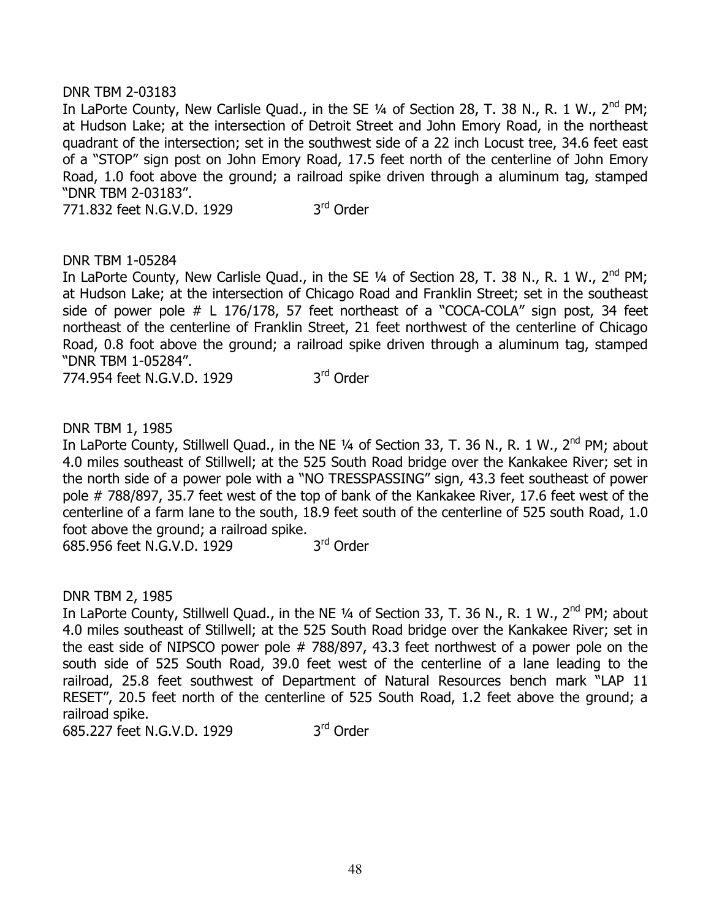DNR TBM 2-03183

In LaPorte County, New Carlisle Quad., in the SE ¼ of Section 28, T. 38 N., R. 1 W., 2nd PM; at Hudson Lake; at the intersection of Detroit Street and John Emory Road, in the northeast quadrant of the intersection; set in the southwest side of a 22 inch Locust tree, 34.6 feet east of a "STOP" sign post on John Emory Road, 17.5 feet north of the centerline of John Emory Road, 1.0 foot above the ground; a railroad spike driven through a aluminum tag, stamped "DNR TBM 2-03183".

771.832 feet N.G.V.D. 1929 3rd Order

DNR TBM 1-05284

In LaPorte County, New Carlisle Quad., in the SE ¼ of Section 28, T. 38 N., R. 1 W., 2nd PM; at Hudson Lake; at the intersection of Chicago Road and Franklin Street; set in the southeast side of power pole # L 176/178, 57 feet northeast of a "COCA-COLA" sign post, 34 feet northeast of the centerline of Franklin Street, 21 feet northwest of the centerline of Chicago Road, 0.8 foot above the ground; a railroad spike driven through a aluminum tag, stamped "DNR TBM 1-05284".

774.954 feet N.G.V.D. 1929 3rd Order

DNR TBM 1, 1985

In LaPorte County, Stillwell Quad., in the NE ¼ of Section 33, T. 36 N., R. 1 W., 2nd PM; about 4.0 miles southeast of Stillwell; at the 525 South Road bridge over the Kankakee River; set in the north side of a power pole with a "NO TRESSPASSING" sign, 43.3 feet southeast of power pole # 788/897, 35.7 feet west of the top of bank of the Kankakee River, 17.6 feet west of the centerline of a farm lane to the south, 18.9 feet south of the centerline of 525 south Road, 1.0 foot above the ground; a railroad spike.

685.956 feet N.G.V.D. 1929 3rd Order

DNR TBM 2, 1985

In LaPorte County, Stillwell Quad., in the NE ¼ of Section 33, T. 36 N., R. 1 W., 2nd PM; about 4.0 miles southeast of Stillwell; at the 525 South Road bridge over the Kankakee River; set in the east side of NIPSCO power pole # 788/897, 43.3 feet northwest of a power pole on the south side of 525 South Road, 39.0 feet west of the centerline of a lane leading to the railroad, 25.8 feet southwest of Department of Natural Resources bench mark "LAP 11 RESET", 20.5 feet north of the centerline of 525 South Road, 1.2 feet above the ground; a railroad spike.

685.227 feet N.G.V.D. 1929 3rd Order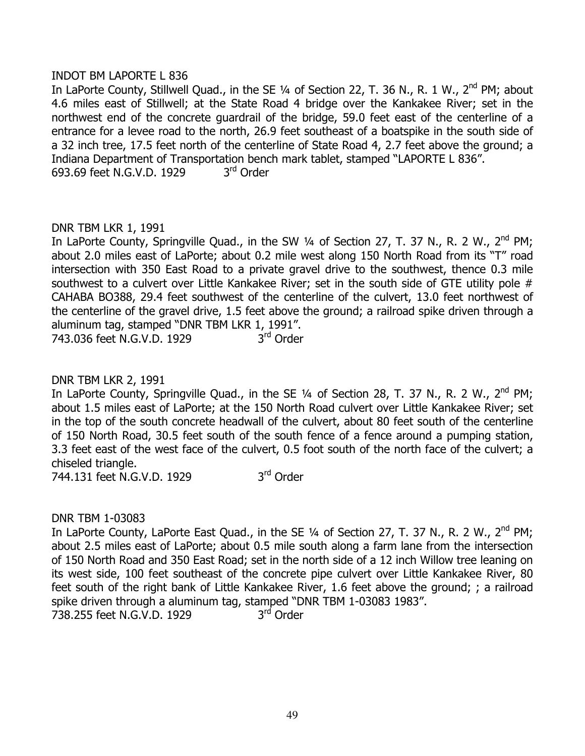INDOT BM LAPORTE L 836

In LaPorte County, Stillwell Quad., in the SE ¼ of Section 22, T. 36 N., R. 1 W., 2nd PM; about 4.6 miles east of Stillwell; at the State Road 4 bridge over the Kankakee River; set in the northwest end of the concrete guardrail of the bridge, 59.0 feet east of the centerline of a entrance for a levee road to the north, 26.9 feet southeast of a boatspike in the south side of a 32 inch tree, 17.5 feet north of the centerline of State Road 4, 2.7 feet above the ground; a Indiana Department of Transportation bench mark tablet, stamped "LAPORTE L 836".

693.69 feet N.G.V.D. 1929 3rd Order

DNR TBM LKR 1, 1991

In LaPorte County, Springville Quad., in the SW ¼ of Section 27, T. 37 N., R. 2 W., 2nd PM; about 2.0 miles east of LaPorte; about 0.2 mile west along 150 North Road from its "T" road intersection with 350 East Road to a private gravel drive to the southwest, thence 0.3 mile southwest to a culvert over Little Kankakee River; set in the south side of GTE utility pole # CAHABA BO388, 29.4 feet southwest of the centerline of the culvert, 13.0 feet northwest of the centerline of the gravel drive, 1.5 feet above the ground; a railroad spike driven through a aluminum tag, stamped "DNR TBM LKR 1, 1991".

743.036 feet N.G.V.D. 1929 3rd Order

DNR TBM LKR 2, 1991

In LaPorte County, Springville Quad., in the SE ¼ of Section 28, T. 37 N., R. 2 W., 2nd PM; about 1.5 miles east of LaPorte; at the 150 North Road culvert over Little Kankakee River; set in the top of the south concrete headwall of the culvert, about 80 feet south of the centerline of 150 North Road, 30.5 feet south of the south fence of a fence around a pumping station, 3.3 feet east of the west face of the culvert, 0.5 foot south of the north face of the culvert; a chiseled triangle.

744.131 feet N.G.V.D. 1929 3rd Order

DNR TBM 1-03083

In LaPorte County, LaPorte East Quad., in the SE ¼ of Section 27, T. 37 N., R. 2 W., 2nd PM; about 2.5 miles east of LaPorte; about 0.5 mile south along a farm lane from the intersection of 150 North Road and 350 East Road; set in the north side of a 12 inch Willow tree leaning on its west side, 100 feet southeast of the concrete pipe culvert over Little Kankakee River, 80 feet south of the right bank of Little Kankakee River, 1.6 feet above the ground; ; a railroad spike driven through a aluminum tag, stamped "DNR TBM 1-03083 1983".

738.255 feet N.G.V.D. 1929 3rd Order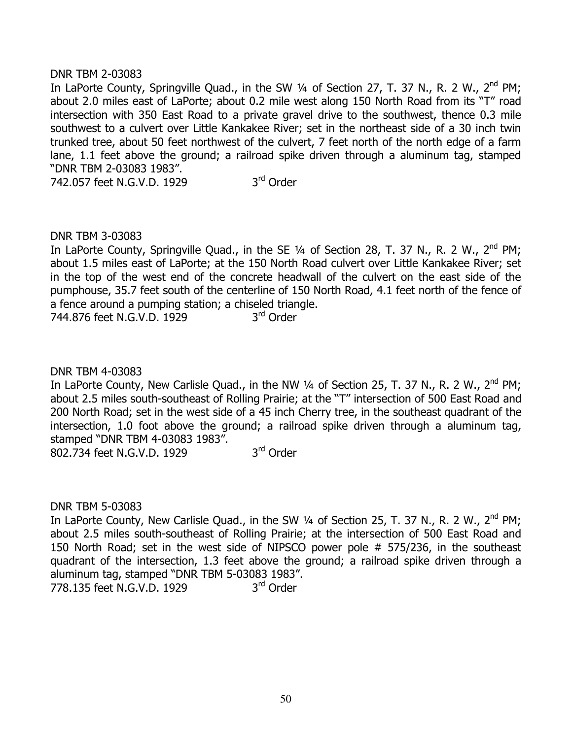DNR TBM 2-03083

In LaPorte County, Springville Quad., in the SW ¼ of Section 27, T. 37 N., R. 2 W., 2nd PM; about 2.0 miles east of LaPorte; about 0.2 mile west along 150 North Road from its "T" road intersection with 350 East Road to a private gravel drive to the southwest, thence 0.3 mile southwest to a culvert over Little Kankakee River; set in the northeast side of a 30 inch twin trunked tree, about 50 feet northwest of the culvert, 7 feet north of the north edge of a farm lane, 1.1 feet above the ground; a railroad spike driven through a aluminum tag, stamped "DNR TBM 2-03083 1983".

742.057 feet N.G.V.D. 1929 3rd Order

DNR TBM 3-03083

In LaPorte County, Springville Quad., in the SE ¼ of Section 28, T. 37 N., R. 2 W., 2nd PM; about 1.5 miles east of LaPorte; at the 150 North Road culvert over Little Kankakee River; set in the top of the west end of the concrete headwall of the culvert on the east side of the pumphouse, 35.7 feet south of the centerline of 150 North Road, 4.1 feet north of the fence of a fence around a pumping station; a chiseled triangle.

744.876 feet N.G.V.D. 1929 3rd Order

DNR TBM 4-03083

In LaPorte County, New Carlisle Quad., in the NW ¼ of Section 25, T. 37 N., R. 2 W., 2nd PM; about 2.5 miles south-southeast of Rolling Prairie; at the "T" intersection of 500 East Road and 200 North Road; set in the west side of a 45 inch Cherry tree, in the southeast quadrant of the intersection, 1.0 foot above the ground; a railroad spike driven through a aluminum tag, stamped "DNR TBM 4-03083 1983".

802.734 feet N.G.V.D. 1929 3rd Order

DNR TBM 5-03083

In LaPorte County, New Carlisle Quad., in the SW ¼ of Section 25, T. 37 N., R. 2 W., 2nd PM; about 2.5 miles south-southeast of Rolling Prairie; at the intersection of 500 East Road and 150 North Road; set in the west side of NIPSCO power pole # 575/236, in the southeast quadrant of the intersection, 1.3 feet above the ground; a railroad spike driven through a aluminum tag, stamped "DNR TBM 5-03083 1983".

778.135 feet N.G.V.D. 1929 3rd Order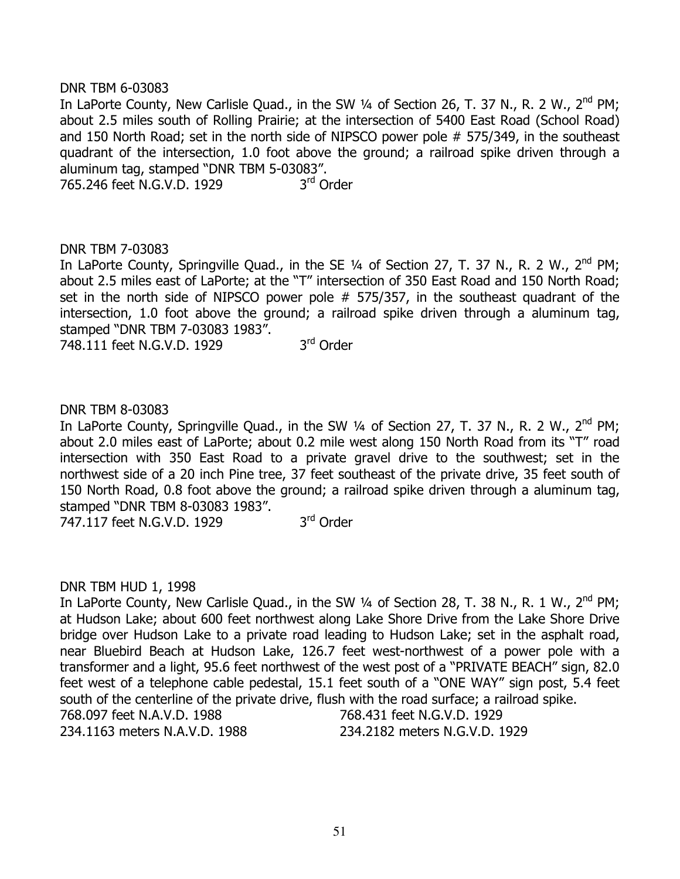DNR TBM 6-03083

In LaPorte County, New Carlisle Quad., in the SW ¼ of Section 26, T. 37 N., R. 2 W., 2nd PM; about 2.5 miles south of Rolling Prairie; at the intersection of 5400 East Road (School Road) and 150 North Road; set in the north side of NIPSCO power pole # 575/349, in the southeast quadrant of the intersection, 1.0 foot above the ground; a railroad spike driven through a aluminum tag, stamped "DNR TBM 5-03083".

765.246 feet N.G.V.D. 1929 3rd Order

DNR TBM 7-03083

In LaPorte County, Springville Quad., in the SE ¼ of Section 27, T. 37 N., R. 2 W., 2nd PM; about 2.5 miles east of LaPorte; at the "T" intersection of 350 East Road and 150 North Road; set in the north side of NIPSCO power pole # 575/357, in the southeast quadrant of the intersection, 1.0 foot above the ground; a railroad spike driven through a aluminum tag, stamped "DNR TBM 7-03083 1983".

748.111 feet N.G.V.D. 1929 3rd Order

DNR TBM 8-03083

In LaPorte County, Springville Quad., in the SW ¼ of Section 27, T. 37 N., R. 2 W., 2nd PM; about 2.0 miles east of LaPorte; about 0.2 mile west along 150 North Road from its "T" road intersection with 350 East Road to a private gravel drive to the southwest; set in the northwest side of a 20 inch Pine tree, 37 feet southeast of the private drive, 35 feet south of 150 North Road, 0.8 foot above the ground; a railroad spike driven through a aluminum tag, stamped "DNR TBM 8-03083 1983".

747.117 feet N.G.V.D. 1929 3rd Order

DNR TBM HUD 1, 1998

In LaPorte County, New Carlisle Quad., in the SW ¼ of Section 28, T. 38 N., R. 1 W., 2nd PM; at Hudson Lake; about 600 feet northwest along Lake Shore Drive from the Lake Shore Drive bridge over Hudson Lake to a private road leading to Hudson Lake; set in the asphalt road, near Bluebird Beach at Hudson Lake, 126.7 feet west-northwest of a power pole with a transformer and a light, 95.6 feet northwest of the west post of a "PRIVATE BEACH" sign, 82.0 feet west of a telephone cable pedestal, 15.1 feet south of a "ONE WAY" sign post, 5.4 feet south of the centerline of the private drive, flush with the road surface; a railroad spike.

768.097 feet N.A.V.D. 1988 768.431 feet N.G.V.D. 1929

234.1163 meters N.A.V.D. 1988 234.2182 meters N.G.V.D. 1929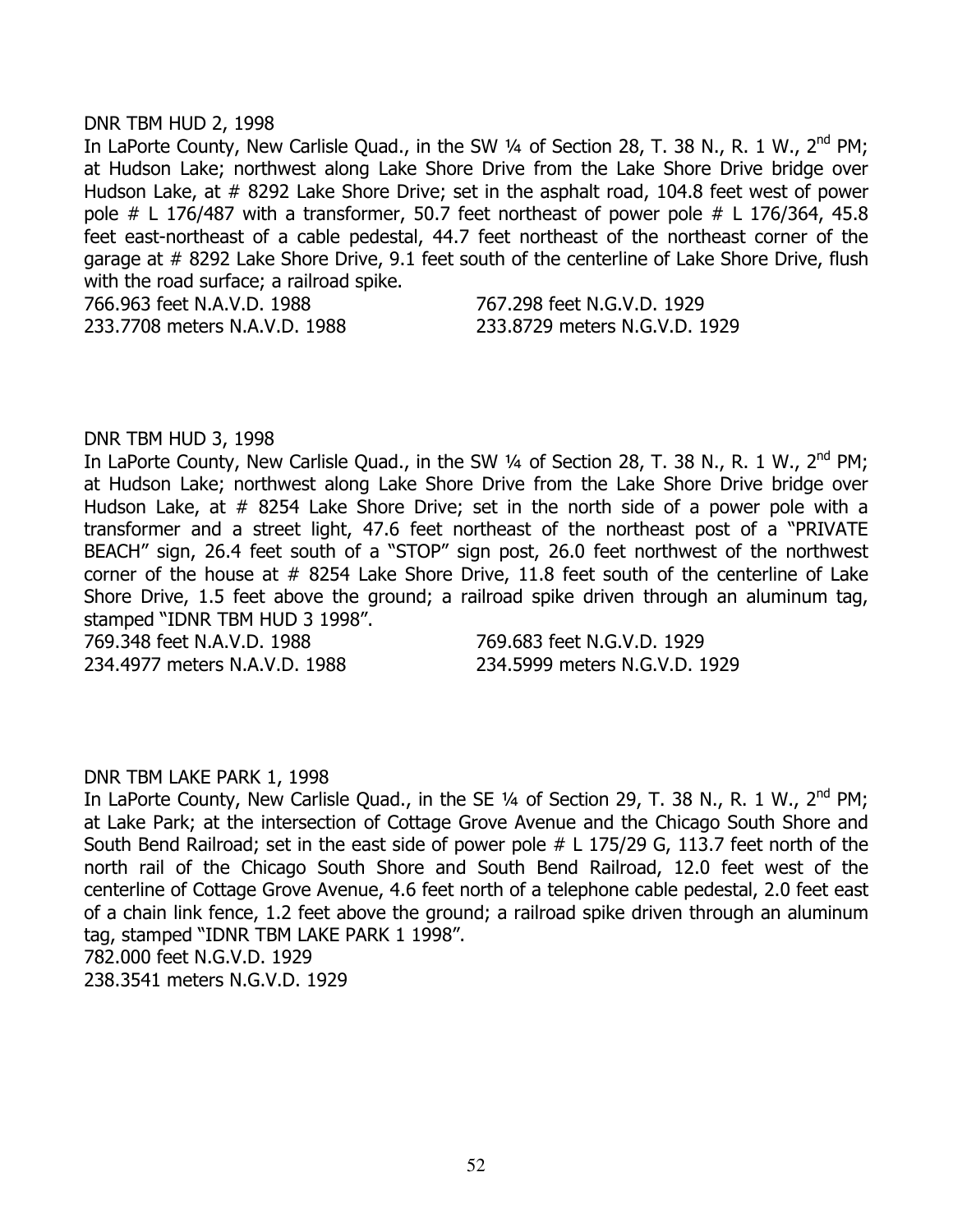DNR TBM HUD 2, 1998

In LaPorte County, New Carlisle Quad., in the SW ¼ of Section 28, T. 38 N., R. 1 W., 2nd PM; at Hudson Lake; northwest along Lake Shore Drive from the Lake Shore Drive bridge over Hudson Lake, at # 8292 Lake Shore Drive; set in the asphalt road, 104.8 feet west of power pole # L 176/487 with a transformer, 50.7 feet northeast of power pole # L 176/364, 45.8 feet east-northeast of a cable pedestal, 44.7 feet northeast of the northeast corner of the garage at # 8292 Lake Shore Drive, 9.1 feet south of the centerline of Lake Shore Drive, flush with the road surface; a railroad spike.

766.963 feet N.A.V.D. 1988 767.298 feet N.G.V.D. 1929
233.7708 meters N.A.V.D. 1988 233.8729 meters N.G.V.D. 1929

DNR TBM HUD 3, 1998

In LaPorte County, New Carlisle Quad., in the SW ¼ of Section 28, T. 38 N., R. 1 W., 2nd PM; at Hudson Lake; northwest along Lake Shore Drive from the Lake Shore Drive bridge over Hudson Lake, at # 8254 Lake Shore Drive; set in the north side of a power pole with a transformer and a street light, 47.6 feet northeast of the northeast post of a "PRIVATE BEACH" sign, 26.4 feet south of a "STOP" sign post, 26.0 feet northwest of the northwest corner of the house at # 8254 Lake Shore Drive, 11.8 feet south of the centerline of Lake Shore Drive, 1.5 feet above the ground; a railroad spike driven through an aluminum tag, stamped "IDNR TBM HUD 3 1998".

769.348 feet N.A.V.D. 1988 769.683 feet N.G.V.D. 1929
234.4977 meters N.A.V.D. 1988 234.5999 meters N.G.V.D. 1929

DNR TBM LAKE PARK 1, 1998

In LaPorte County, New Carlisle Quad., in the SE ¼ of Section 29, T. 38 N., R. 1 W., 2nd PM; at Lake Park; at the intersection of Cottage Grove Avenue and the Chicago South Shore and South Bend Railroad; set in the east side of power pole # L 175/29 G, 113.7 feet north of the north rail of the Chicago South Shore and South Bend Railroad, 12.0 feet west of the centerline of Cottage Grove Avenue, 4.6 feet north of a telephone cable pedestal, 2.0 feet east of a chain link fence, 1.2 feet above the ground; a railroad spike driven through an aluminum tag, stamped "IDNR TBM LAKE PARK 1 1998".

782.000 feet N.G.V.D. 1929
238.3541 meters N.G.V.D. 1929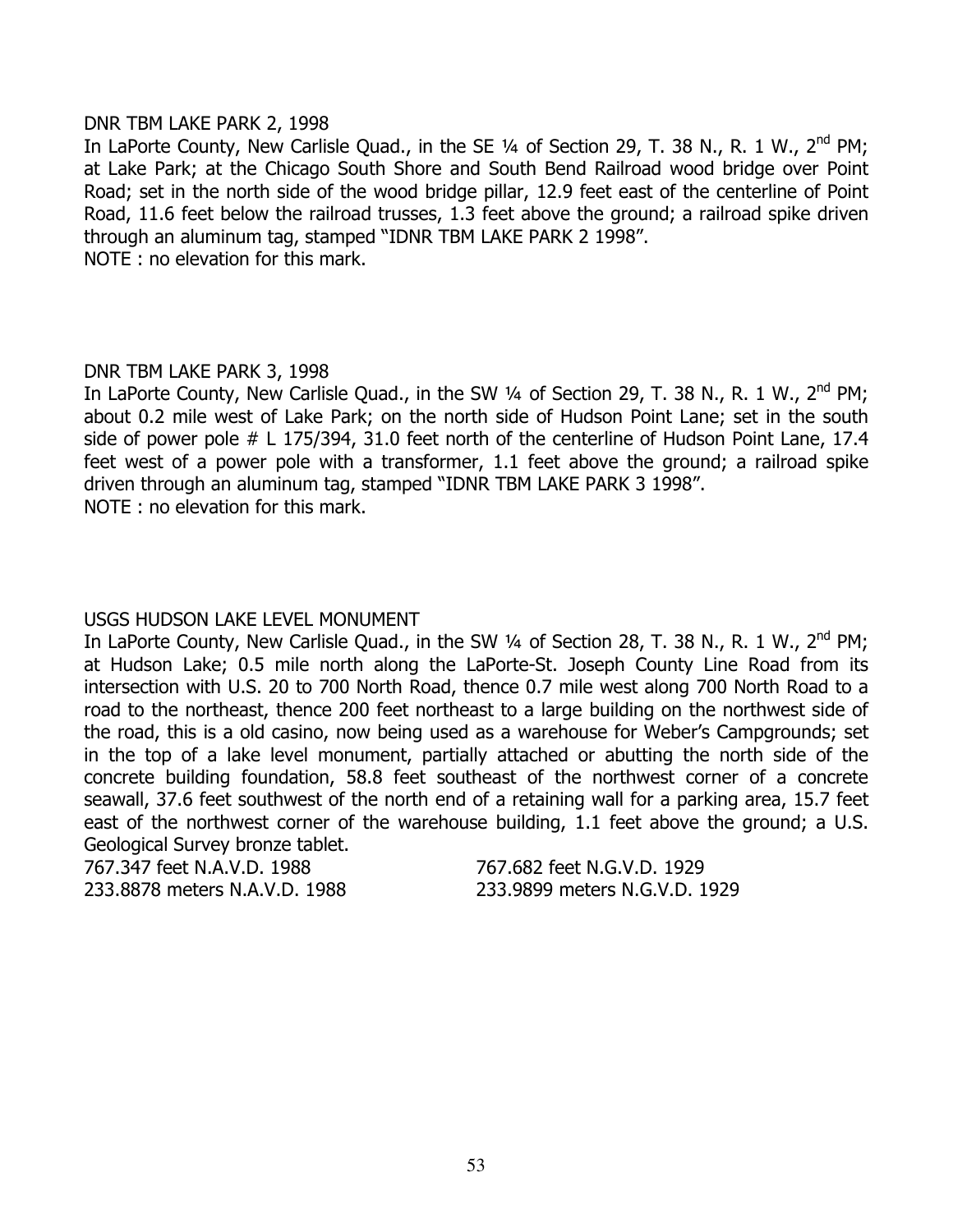DNR TBM LAKE PARK 2, 1998

In LaPorte County, New Carlisle Quad., in the SE ¼ of Section 29, T. 38 N., R. 1 W., 2nd PM; at Lake Park; at the Chicago South Shore and South Bend Railroad wood bridge over Point Road; set in the north side of the wood bridge pillar, 12.9 feet east of the centerline of Point Road, 11.6 feet below the railroad trusses, 1.3 feet above the ground; a railroad spike driven through an aluminum tag, stamped "IDNR TBM LAKE PARK 2 1998".

NOTE : no elevation for this mark.

DNR TBM LAKE PARK 3, 1998

In LaPorte County, New Carlisle Quad., in the SW ¼ of Section 29, T. 38 N., R. 1 W., 2nd PM; about 0.2 mile west of Lake Park; on the north side of Hudson Point Lane; set in the south side of power pole # L 175/394, 31.0 feet north of the centerline of Hudson Point Lane, 17.4 feet west of a power pole with a transformer, 1.1 feet above the ground; a railroad spike driven through an aluminum tag, stamped "IDNR TBM LAKE PARK 3 1998".

NOTE : no elevation for this mark.

USGS HUDSON LAKE LEVEL MONUMENT

In LaPorte County, New Carlisle Quad., in the SW ¼ of Section 28, T. 38 N., R. 1 W., 2nd PM; at Hudson Lake; 0.5 mile north along the LaPorte-St. Joseph County Line Road from its intersection with U.S. 20 to 700 North Road, thence 0.7 mile west along 700 North Road to a road to the northeast, thence 200 feet northeast to a large building on the northwest side of the road, this is a old casino, now being used as a warehouse for Weber's Campgrounds; set in the top of a lake level monument, partially attached or abutting the north side of the concrete building foundation, 58.8 feet southeast of the northwest corner of a concrete seawall, 37.6 feet southwest of the north end of a retaining wall for a parking area, 15.7 feet east of the northwest corner of the warehouse building, 1.1 feet above the ground; a U.S. Geological Survey bronze tablet.

767.347 feet N.A.V.D. 1988 | 767.682 feet N.G.V.D. 1929
233.8878 meters N.A.V.D. 1988 | 233.9899 meters N.G.V.D. 1929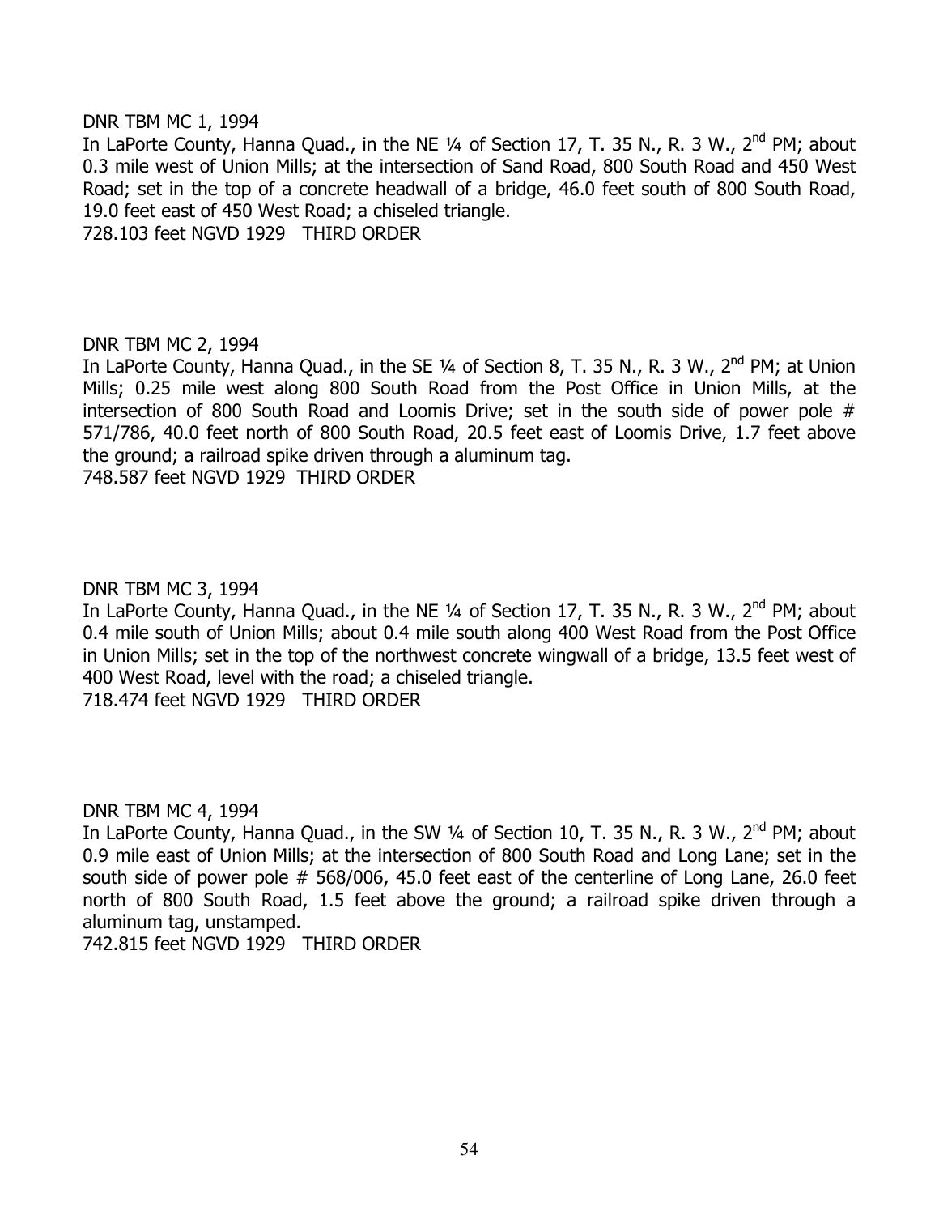DNR TBM MC 1, 1994

In LaPorte County, Hanna Quad., in the NE ¼ of Section 17, T. 35 N., R. 3 W., 2nd PM; about 0.3 mile west of Union Mills; at the intersection of Sand Road, 800 South Road and 450 West Road; set in the top of a concrete headwall of a bridge, 46.0 feet south of 800 South Road, 19.0 feet east of 450 West Road; a chiseled triangle.

728.103 feet NGVD 1929 THIRD ORDER

DNR TBM MC 2, 1994

In LaPorte County, Hanna Quad., in the SE ¼ of Section 8, T. 35 N., R. 3 W., 2nd PM; at Union Mills; 0.25 mile west along 800 South Road from the Post Office in Union Mills, at the intersection of 800 South Road and Loomis Drive; set in the south side of power pole # 571/786, 40.0 feet north of 800 South Road, 20.5 feet east of Loomis Drive, 1.7 feet above the ground; a railroad spike driven through a aluminum tag.

748.587 feet NGVD 1929 THIRD ORDER

DNR TBM MC 3, 1994

In LaPorte County, Hanna Quad., in the NE ¼ of Section 17, T. 35 N., R. 3 W., 2nd PM; about 0.4 mile south of Union Mills; about 0.4 mile south along 400 West Road from the Post Office in Union Mills; set in the top of the northwest concrete wingwall of a bridge, 13.5 feet west of 400 West Road, level with the road; a chiseled triangle.

718.474 feet NGVD 1929 THIRD ORDER

DNR TBM MC 4, 1994

In LaPorte County, Hanna Quad., in the SW ¼ of Section 10, T. 35 N., R. 3 W., 2nd PM; about 0.9 mile east of Union Mills; at the intersection of 800 South Road and Long Lane; set in the south side of power pole # 568/006, 45.0 feet east of the centerline of Long Lane, 26.0 feet north of 800 South Road, 1.5 feet above the ground; a railroad spike driven through a aluminum tag, unstamped.

742.815 feet NGVD 1929 THIRD ORDER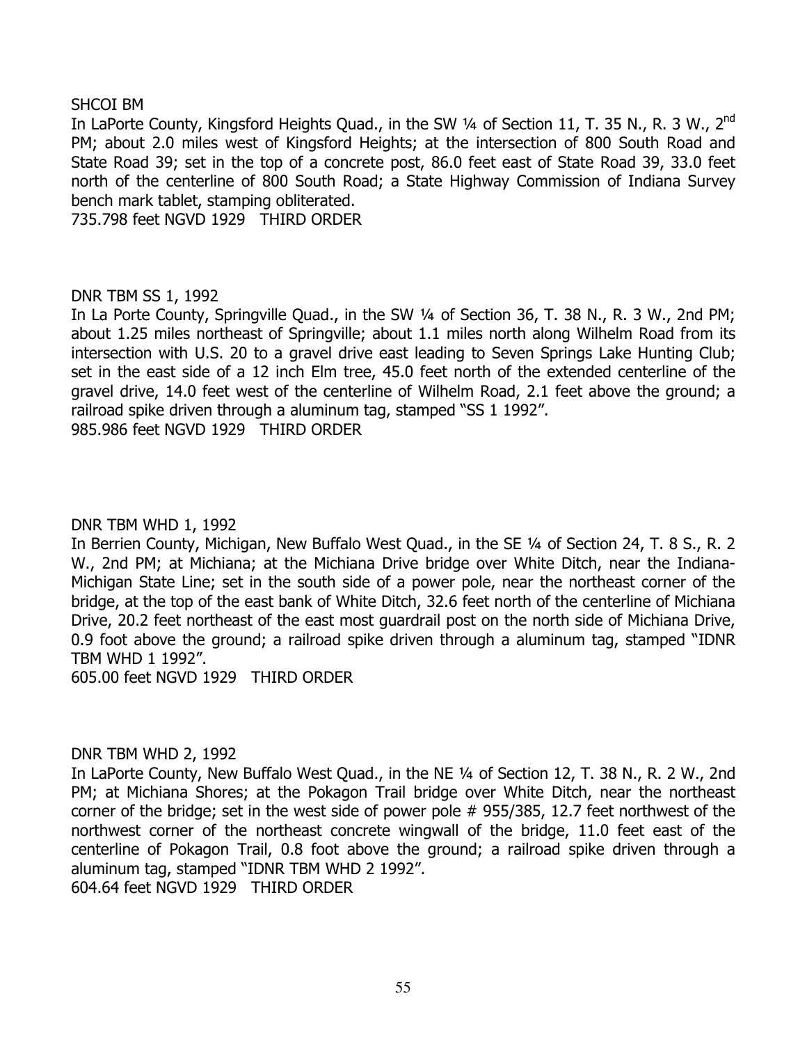SHCOI BM

In LaPorte County, Kingsford Heights Quad., in the SW ¼ of Section 11, T. 35 N., R. 3 W., 2nd PM; about 2.0 miles west of Kingsford Heights; at the intersection of 800 South Road and State Road 39; set in the top of a concrete post, 86.0 feet east of State Road 39, 33.0 feet north of the centerline of 800 South Road; a State Highway Commission of Indiana Survey bench mark tablet, stamping obliterated.

735.798 feet NGVD 1929 THIRD ORDER

DNR TBM SS 1, 1992

In La Porte County, Springville Quad., in the SW ¼ of Section 36, T. 38 N., R. 3 W., 2nd PM; about 1.25 miles northeast of Springville; about 1.1 miles north along Wilhelm Road from its intersection with U.S. 20 to a gravel drive east leading to Seven Springs Lake Hunting Club; set in the east side of a 12 inch Elm tree, 45.0 feet north of the extended centerline of the gravel drive, 14.0 feet west of the centerline of Wilhelm Road, 2.1 feet above the ground; a railroad spike driven through a aluminum tag, stamped "SS 1 1992".

985.986 feet NGVD 1929 THIRD ORDER

DNR TBM WHD 1, 1992

In Berrien County, Michigan, New Buffalo West Quad., in the SE ¼ of Section 24, T. 8 S., R. 2 W., 2nd PM; at Michiana; at the Michiana Drive bridge over White Ditch, near the Indiana-Michigan State Line; set in the south side of a power pole, near the northeast corner of the bridge, at the top of the east bank of White Ditch, 32.6 feet north of the centerline of Michiana Drive, 20.2 feet northeast of the east most guardrail post on the north side of Michiana Drive, 0.9 foot above the ground; a railroad spike driven through a aluminum tag, stamped "IDNR TBM WHD 1 1992".

605.00 feet NGVD 1929 THIRD ORDER

DNR TBM WHD 2, 1992

In LaPorte County, New Buffalo West Quad., in the NE ¼ of Section 12, T. 38 N., R. 2 W., 2nd PM; at Michiana Shores; at the Pokagon Trail bridge over White Ditch, near the northeast corner of the bridge; set in the west side of power pole # 955/385, 12.7 feet northwest of the northwest corner of the northeast concrete wingwall of the bridge, 11.0 feet east of the centerline of Pokagon Trail, 0.8 foot above the ground; a railroad spike driven through a aluminum tag, stamped "IDNR TBM WHD 2 1992".

604.64 feet NGVD 1929 THIRD ORDER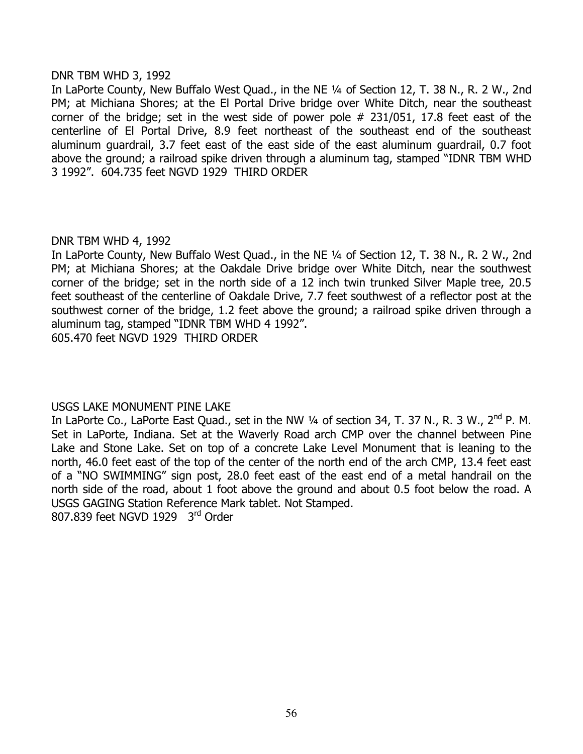DNR TBM WHD 3, 1992

In LaPorte County, New Buffalo West Quad., in the NE ¼ of Section 12, T. 38 N., R. 2 W., 2nd PM; at Michiana Shores; at the El Portal Drive bridge over White Ditch, near the southeast corner of the bridge; set in the west side of power pole # 231/051, 17.8 feet east of the centerline of El Portal Drive, 8.9 feet northeast of the southeast end of the southeast aluminum guardrail, 3.7 feet east of the east side of the east aluminum guardrail, 0.7 foot above the ground; a railroad spike driven through a aluminum tag, stamped "IDNR TBM WHD 3 1992". 604.735 feet NGVD 1929 THIRD ORDER

DNR TBM WHD 4, 1992

In LaPorte County, New Buffalo West Quad., in the NE ¼ of Section 12, T. 38 N., R. 2 W., 2nd PM; at Michiana Shores; at the Oakdale Drive bridge over White Ditch, near the southwest corner of the bridge; set in the north side of a 12 inch twin trunked Silver Maple tree, 20.5 feet southeast of the centerline of Oakdale Drive, 7.7 feet southwest of a reflector post at the southwest corner of the bridge, 1.2 feet above the ground; a railroad spike driven through a aluminum tag, stamped "IDNR TBM WHD 4 1992".
605.470 feet NGVD 1929 THIRD ORDER

USGS LAKE MONUMENT PINE LAKE

In LaPorte Co., LaPorte East Quad., set in the NW ¼ of section 34, T. 37 N., R. 3 W., 2nd P. M. Set in LaPorte, Indiana. Set at the Waverly Road arch CMP over the channel between Pine Lake and Stone Lake. Set on top of a concrete Lake Level Monument that is leaning to the north, 46.0 feet east of the top of the center of the north end of the arch CMP, 13.4 feet east of a "NO SWIMMING" sign post, 28.0 feet east of the east end of a metal handrail on the north side of the road, about 1 foot above the ground and about 0.5 foot below the road. A USGS GAGING Station Reference Mark tablet. Not Stamped.
807.839 feet NGVD 1929 3rd Order